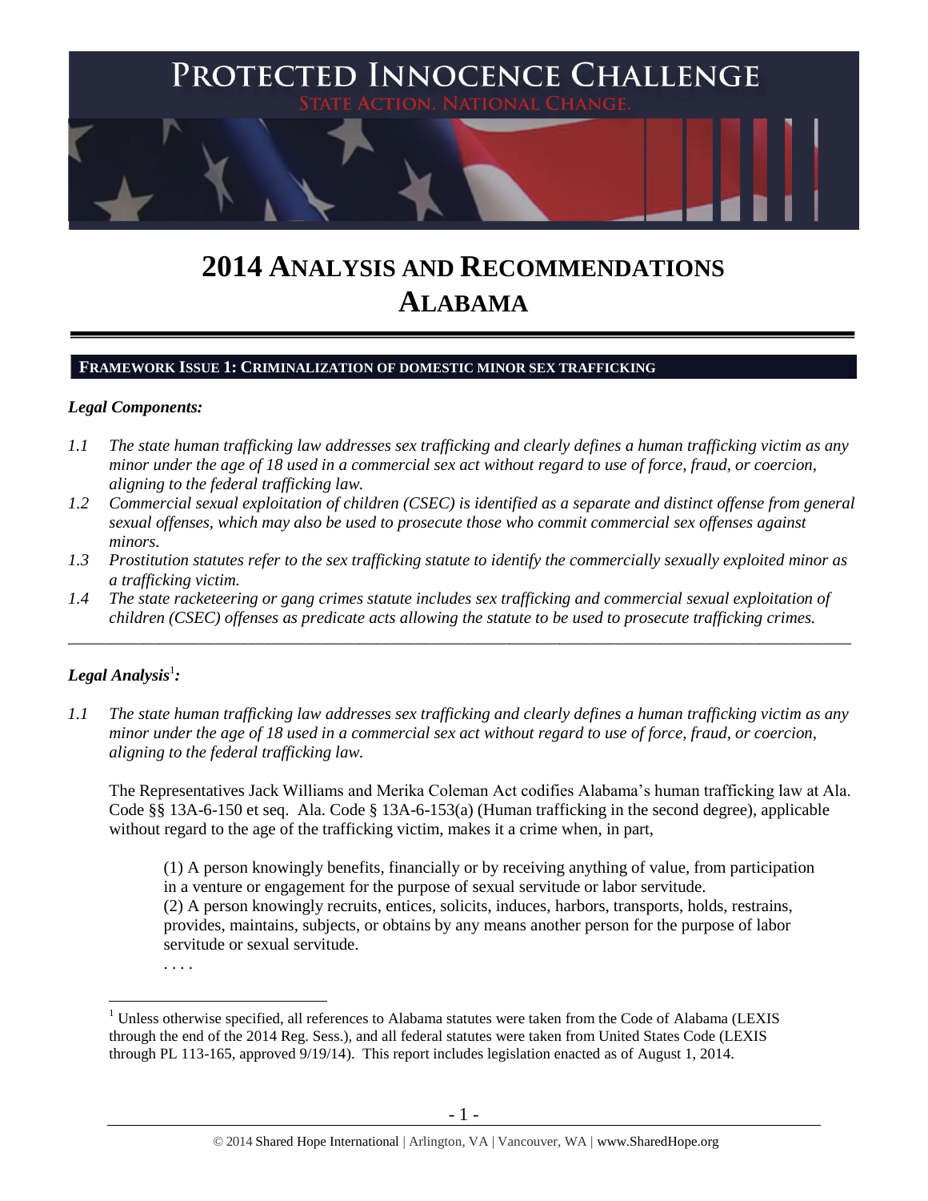# PROTECTED INNOCENCE CHALLENGE

STATE ACTION. NATIONAL CHANGE.

# 2014 ANALYSIS AND RECOMMENDATIONS ALABAMA

## FRAMEWORK ISSUE 1: CRIMINALIZATION OF DOMESTIC MINOR SEX TRAFFICKING

### *Legal Components:*

*1.1 The state human trafficking law addresses sex trafficking and clearly defines a human trafficking victim as any minor under the age of 18 used in a commercial sex act without regard to use of force, fraud, or coercion, aligning to the federal trafficking law.*

*1.2 Commercial sexual exploitation of children (CSEC) is identified as a separate and distinct offense from general sexual offenses, which may also be used to prosecute those who commit commercial sex offenses against minors.*

*1.3 Prostitution statutes refer to the sex trafficking statute to identify the commercially sexually exploited minor as a trafficking victim.*

*1.4 The state racketeering or gang crimes statute includes sex trafficking and commercial sexual exploitation of children (CSEC) offenses as predicate acts allowing the statute to be used to prosecute trafficking crimes.*

---

### *Legal Analysis*[1]*:*

*1.1 The state human trafficking law addresses sex trafficking and clearly defines a human trafficking victim as any minor under the age of 18 used in a commercial sex act without regard to use of force, fraud, or coercion, aligning to the federal trafficking law.*

The Representatives Jack Williams and Merika Coleman Act codifies Alabama's human trafficking law at Ala. Code §§ 13A-6-150 et seq. Ala. Code § 13A-6-153(a) (Human trafficking in the second degree), applicable without regard to the age of the trafficking victim, makes it a crime when, in part,

> (1) A person knowingly benefits, financially or by receiving anything of value, from participation in a venture or engagement for the purpose of sexual servitude or labor servitude.
> (2) A person knowingly recruits, entices, solicits, induces, harbors, transports, holds, restrains, provides, maintains, subjects, or obtains by any means another person for the purpose of labor servitude or sexual servitude.
> . . . .

[1] Unless otherwise specified, all references to Alabama statutes were taken from the Code of Alabama (LEXIS through the end of the 2014 Reg. Sess.), and all federal statutes were taken from United States Code (LEXIS through PL 113-165, approved 9/19/14). This report includes legislation enacted as of August 1, 2014.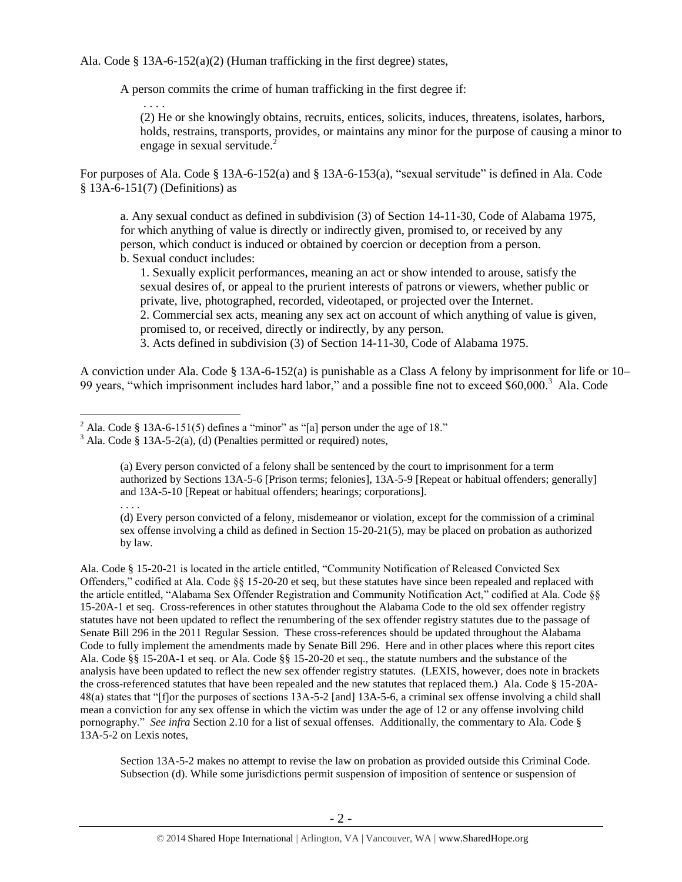Ala. Code § 13A-6-152(a)(2) (Human trafficking in the first degree) states,

> A person commits the crime of human trafficking in the first degree if:
>
> . . . .
>
> (2) He or she knowingly obtains, recruits, entices, solicits, induces, threatens, isolates, harbors, holds, restrains, transports, provides, or maintains any minor for the purpose of causing a minor to engage in sexual servitude.[2]

For purposes of Ala. Code § 13A-6-152(a) and § 13A-6-153(a), "sexual servitude" is defined in Ala. Code § 13A-6-151(7) (Definitions) as

> a. Any sexual conduct as defined in subdivision (3) of Section 14-11-30, Code of Alabama 1975, for which anything of value is directly or indirectly given, promised to, or received by any person, which conduct is induced or obtained by coercion or deception from a person.
>
> b. Sexual conduct includes:
>
> 1. Sexually explicit performances, meaning an act or show intended to arouse, satisfy the sexual desires of, or appeal to the prurient interests of patrons or viewers, whether public or private, live, photographed, recorded, videotaped, or projected over the Internet.
> 2. Commercial sex acts, meaning any sex act on account of which anything of value is given, promised to, or received, directly or indirectly, by any person.
> 3. Acts defined in subdivision (3) of Section 14-11-30, Code of Alabama 1975.

A conviction under Ala. Code § 13A-6-152(a) is punishable as a Class A felony by imprisonment for life or 10–99 years, "which imprisonment includes hard labor," and a possible fine not to exceed $60,000.[3] Ala. Code

---

[2] Ala. Code § 13A-6-151(5) defines a "minor" as "[a] person under the age of 18."

[3] Ala. Code § 13A-5-2(a), (d) (Penalties permitted or required) notes,

> (a) Every person convicted of a felony shall be sentenced by the court to imprisonment for a term authorized by Sections 13A-5-6 [Prison terms; felonies], 13A-5-9 [Repeat or habitual offenders; generally] and 13A-5-10 [Repeat or habitual offenders; hearings; corporations].
>
> . . . .
>
> (d) Every person convicted of a felony, misdemeanor or violation, except for the commission of a criminal sex offense involving a child as defined in Section 15-20-21(5), may be placed on probation as authorized by law.

Ala. Code § 15-20-21 is located in the article entitled, "Community Notification of Released Convicted Sex Offenders," codified at Ala. Code §§ 15-20-20 et seq, but these statutes have since been repealed and replaced with the article entitled, "Alabama Sex Offender Registration and Community Notification Act," codified at Ala. Code §§ 15-20A-1 et seq. Cross-references in other statutes throughout the Alabama Code to the old sex offender registry statutes have not been updated to reflect the renumbering of the sex offender registry statutes due to the passage of Senate Bill 296 in the 2011 Regular Session. These cross-references should be updated throughout the Alabama Code to fully implement the amendments made by Senate Bill 296. Here and in other places where this report cites Ala. Code §§ 15-20A-1 et seq. or Ala. Code §§ 15-20-20 et seq., the statute numbers and the substance of the analysis have been updated to reflect the new sex offender registry statutes. (LEXIS, however, does note in brackets the cross-referenced statutes that have been repealed and the new statutes that replaced them.) Ala. Code § 15-20A-48(a) states that "[f]or the purposes of sections 13A-5-2 [and] 13A-5-6, a criminal sex offense involving a child shall mean a conviction for any sex offense in which the victim was under the age of 12 or any offense involving child pornography." *See infra* Section 2.10 for a list of sexual offenses. Additionally, the commentary to Ala. Code § 13A-5-2 on Lexis notes,

> Section 13A-5-2 makes no attempt to revise the law on probation as provided outside this Criminal Code. Subsection (d). While some jurisdictions permit suspension of imposition of sentence or suspension of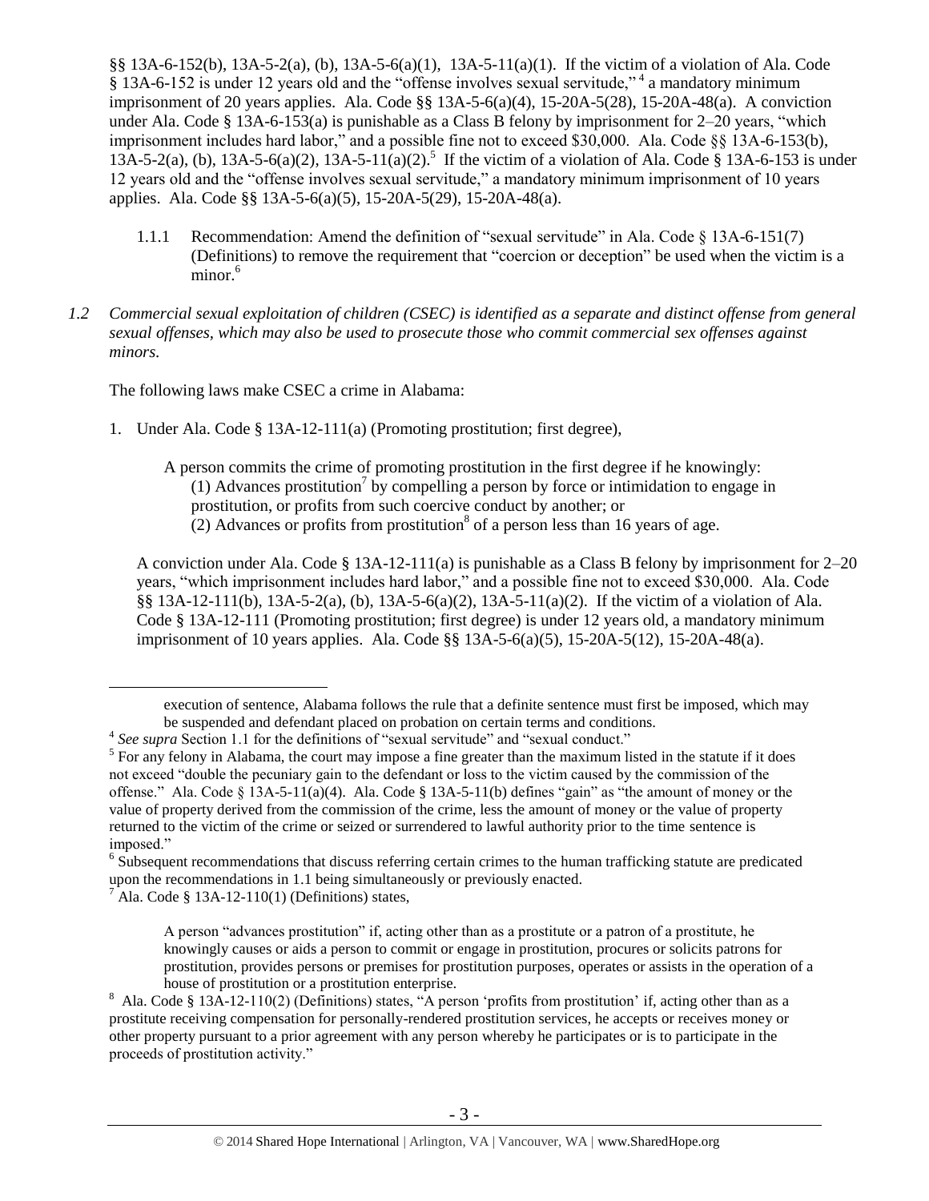§§ 13A-6-152(b), 13A-5-2(a), (b), 13A-5-6(a)(1), 13A-5-11(a)(1). If the victim of a violation of Ala. Code § 13A-6-152 is under 12 years old and the "offense involves sexual servitude,"[4] a mandatory minimum imprisonment of 20 years applies. Ala. Code §§ 13A-5-6(a)(4), 15-20A-5(28), 15-20A-48(a). A conviction under Ala. Code § 13A-6-153(a) is punishable as a Class B felony by imprisonment for 2–20 years, "which imprisonment includes hard labor," and a possible fine not to exceed $30,000. Ala. Code §§ 13A-6-153(b), 13A-5-2(a), (b), 13A-5-6(a)(2), 13A-5-11(a)(2).[5] If the victim of a violation of Ala. Code § 13A-6-153 is under 12 years old and the "offense involves sexual servitude," a mandatory minimum imprisonment of 10 years applies. Ala. Code §§ 13A-5-6(a)(5), 15-20A-5(29), 15-20A-48(a).

1.1.1 Recommendation: Amend the definition of "sexual servitude" in Ala. Code § 13A-6-151(7) (Definitions) to remove the requirement that "coercion or deception" be used when the victim is a minor.[6]

*1.2 Commercial sexual exploitation of children (CSEC) is identified as a separate and distinct offense from general sexual offenses, which may also be used to prosecute those who commit commercial sex offenses against minors.*

The following laws make CSEC a crime in Alabama:

1. Under Ala. Code § 13A-12-111(a) (Promoting prostitution; first degree),

   A person commits the crime of promoting prostitution in the first degree if he knowingly:
   (1) Advances prostitution[7] by compelling a person by force or intimidation to engage in prostitution, or profits from such coercive conduct by another; or
   (2) Advances or profits from prostitution[8] of a person less than 16 years of age.

   A conviction under Ala. Code § 13A-12-111(a) is punishable as a Class B felony by imprisonment for 2–20 years, "which imprisonment includes hard labor," and a possible fine not to exceed $30,000. Ala. Code §§ 13A-12-111(b), 13A-5-2(a), (b), 13A-5-6(a)(2), 13A-5-11(a)(2). If the victim of a violation of Ala. Code § 13A-12-111 (Promoting prostitution; first degree) is under 12 years old, a mandatory minimum imprisonment of 10 years applies. Ala. Code §§ 13A-5-6(a)(5), 15-20A-5(12), 15-20A-48(a).

---

execution of sentence, Alabama follows the rule that a definite sentence must first be imposed, which may be suspended and defendant placed on probation on certain terms and conditions.

[4] *See supra* Section 1.1 for the definitions of "sexual servitude" and "sexual conduct."

[5] For any felony in Alabama, the court may impose a fine greater than the maximum listed in the statute if it does not exceed "double the pecuniary gain to the defendant or loss to the victim caused by the commission of the offense." Ala. Code § 13A-5-11(a)(4). Ala. Code § 13A-5-11(b) defines "gain" as "the amount of money or the value of property derived from the commission of the crime, less the amount of money or the value of property returned to the victim of the crime or seized or surrendered to lawful authority prior to the time sentence is imposed."

[6] Subsequent recommendations that discuss referring certain crimes to the human trafficking statute are predicated upon the recommendations in 1.1 being simultaneously or previously enacted.

[7] Ala. Code § 13A-12-110(1) (Definitions) states,

> A person "advances prostitution" if, acting other than as a prostitute or a patron of a prostitute, he knowingly causes or aids a person to commit or engage in prostitution, procures or solicits patrons for prostitution, provides persons or premises for prostitution purposes, operates or assists in the operation of a house of prostitution or a prostitution enterprise.

[8] Ala. Code § 13A-12-110(2) (Definitions) states, "A person 'profits from prostitution' if, acting other than as a prostitute receiving compensation for personally-rendered prostitution services, he accepts or receives money or other property pursuant to a prior agreement with any person whereby he participates or is to participate in the proceeds of prostitution activity."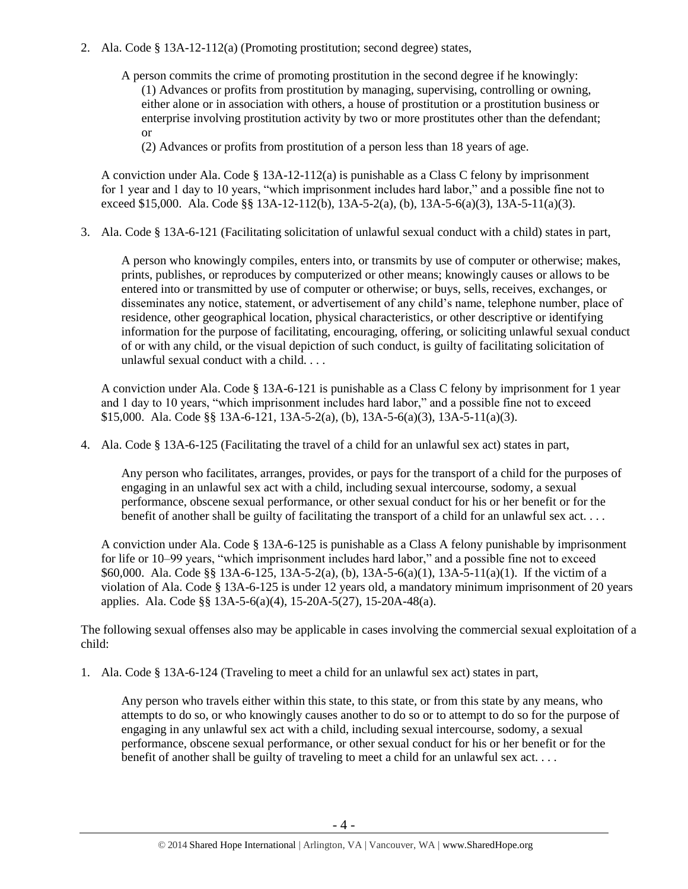2. Ala. Code § 13A-12-112(a) (Promoting prostitution; second degree) states,

   > A person commits the crime of promoting prostitution in the second degree if he knowingly:
   > (1) Advances or profits from prostitution by managing, supervising, controlling or owning, either alone or in association with others, a house of prostitution or a prostitution business or enterprise involving prostitution activity by two or more prostitutes other than the defendant; or
   > (2) Advances or profits from prostitution of a person less than 18 years of age.

   A conviction under Ala. Code § 13A-12-112(a) is punishable as a Class C felony by imprisonment for 1 year and 1 day to 10 years, "which imprisonment includes hard labor," and a possible fine not to exceed $15,000. Ala. Code §§ 13A-12-112(b), 13A-5-2(a), (b), 13A-5-6(a)(3), 13A-5-11(a)(3).

3. Ala. Code § 13A-6-121 (Facilitating solicitation of unlawful sexual conduct with a child) states in part,

   > A person who knowingly compiles, enters into, or transmits by use of computer or otherwise; makes, prints, publishes, or reproduces by computerized or other means; knowingly causes or allows to be entered into or transmitted by use of computer or otherwise; or buys, sells, receives, exchanges, or disseminates any notice, statement, or advertisement of any child's name, telephone number, place of residence, other geographical location, physical characteristics, or other descriptive or identifying information for the purpose of facilitating, encouraging, offering, or soliciting unlawful sexual conduct of or with any child, or the visual depiction of such conduct, is guilty of facilitating solicitation of unlawful sexual conduct with a child. . . .

   A conviction under Ala. Code § 13A-6-121 is punishable as a Class C felony by imprisonment for 1 year and 1 day to 10 years, "which imprisonment includes hard labor," and a possible fine not to exceed $15,000. Ala. Code §§ 13A-6-121, 13A-5-2(a), (b), 13A-5-6(a)(3), 13A-5-11(a)(3).

4. Ala. Code § 13A-6-125 (Facilitating the travel of a child for an unlawful sex act) states in part,

   > Any person who facilitates, arranges, provides, or pays for the transport of a child for the purposes of engaging in an unlawful sex act with a child, including sexual intercourse, sodomy, a sexual performance, obscene sexual performance, or other sexual conduct for his or her benefit or for the benefit of another shall be guilty of facilitating the transport of a child for an unlawful sex act. . . .

   A conviction under Ala. Code § 13A-6-125 is punishable as a Class A felony punishable by imprisonment for life or 10–99 years, "which imprisonment includes hard labor," and a possible fine not to exceed $60,000. Ala. Code §§ 13A-6-125, 13A-5-2(a), (b), 13A-5-6(a)(1), 13A-5-11(a)(1). If the victim of a violation of Ala. Code § 13A-6-125 is under 12 years old, a mandatory minimum imprisonment of 20 years applies. Ala. Code §§ 13A-5-6(a)(4), 15-20A-5(27), 15-20A-48(a).

The following sexual offenses also may be applicable in cases involving the commercial sexual exploitation of a child:

1. Ala. Code § 13A-6-124 (Traveling to meet a child for an unlawful sex act) states in part,

   > Any person who travels either within this state, to this state, or from this state by any means, who attempts to do so, or who knowingly causes another to do so or to attempt to do so for the purpose of engaging in any unlawful sex act with a child, including sexual intercourse, sodomy, a sexual performance, obscene sexual performance, or other sexual conduct for his or her benefit or for the benefit of another shall be guilty of traveling to meet a child for an unlawful sex act. . . .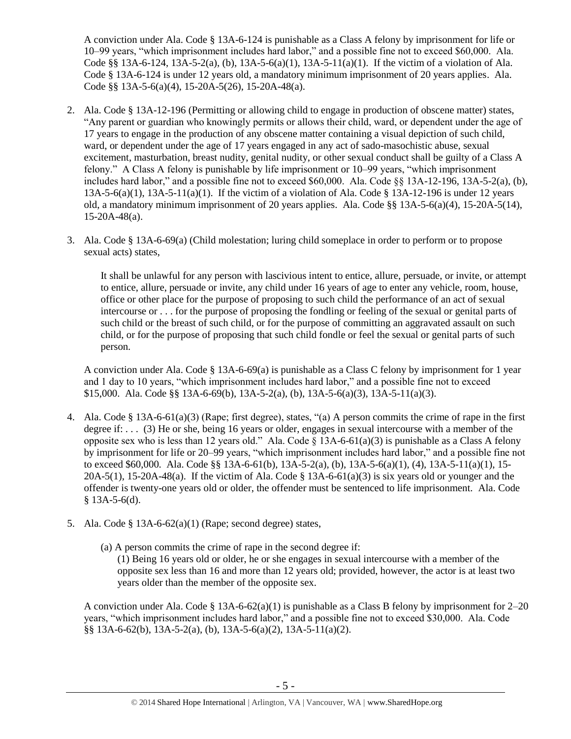A conviction under Ala. Code § 13A-6-124 is punishable as a Class A felony by imprisonment for life or 10–99 years, "which imprisonment includes hard labor," and a possible fine not to exceed $60,000. Ala. Code §§ 13A-6-124, 13A-5-2(a), (b), 13A-5-6(a)(1), 13A-5-11(a)(1). If the victim of a violation of Ala. Code § 13A-6-124 is under 12 years old, a mandatory minimum imprisonment of 20 years applies. Ala. Code §§ 13A-5-6(a)(4), 15-20A-5(26), 15-20A-48(a).

2. Ala. Code § 13A-12-196 (Permitting or allowing child to engage in production of obscene matter) states, "Any parent or guardian who knowingly permits or allows their child, ward, or dependent under the age of 17 years to engage in the production of any obscene matter containing a visual depiction of such child, ward, or dependent under the age of 17 years engaged in any act of sado-masochistic abuse, sexual excitement, masturbation, breast nudity, genital nudity, or other sexual conduct shall be guilty of a Class A felony." A Class A felony is punishable by life imprisonment or 10–99 years, "which imprisonment includes hard labor," and a possible fine not to exceed $60,000. Ala. Code §§ 13A-12-196, 13A-5-2(a), (b), 13A-5-6(a)(1), 13A-5-11(a)(1). If the victim of a violation of Ala. Code § 13A-12-196 is under 12 years old, a mandatory minimum imprisonment of 20 years applies. Ala. Code §§ 13A-5-6(a)(4), 15-20A-5(14), 15-20A-48(a).

3. Ala. Code § 13A-6-69(a) (Child molestation; luring child someplace in order to perform or to propose sexual acts) states,

   > It shall be unlawful for any person with lascivious intent to entice, allure, persuade, or invite, or attempt to entice, allure, persuade or invite, any child under 16 years of age to enter any vehicle, room, house, office or other place for the purpose of proposing to such child the performance of an act of sexual intercourse or . . . for the purpose of proposing the fondling or feeling of the sexual or genital parts of such child or the breast of such child, or for the purpose of committing an aggravated assault on such child, or for the purpose of proposing that such child fondle or feel the sexual or genital parts of such person.

   A conviction under Ala. Code § 13A-6-69(a) is punishable as a Class C felony by imprisonment for 1 year and 1 day to 10 years, "which imprisonment includes hard labor," and a possible fine not to exceed $15,000. Ala. Code §§ 13A-6-69(b), 13A-5-2(a), (b), 13A-5-6(a)(3), 13A-5-11(a)(3).

4. Ala. Code § 13A-6-61(a)(3) (Rape; first degree), states, "(a) A person commits the crime of rape in the first degree if: . . . (3) He or she, being 16 years or older, engages in sexual intercourse with a member of the opposite sex who is less than 12 years old." Ala. Code § 13A-6-61(a)(3) is punishable as a Class A felony by imprisonment for life or 20–99 years, "which imprisonment includes hard labor," and a possible fine not to exceed $60,000. Ala. Code §§ 13A-6-61(b), 13A-5-2(a), (b), 13A-5-6(a)(1), (4), 13A-5-11(a)(1), 15-20A-5(1), 15-20A-48(a). If the victim of Ala. Code § 13A-6-61(a)(3) is six years old or younger and the offender is twenty-one years old or older, the offender must be sentenced to life imprisonment. Ala. Code § 13A-5-6(d).

5. Ala. Code § 13A-6-62(a)(1) (Rape; second degree) states,

   > (a) A person commits the crime of rape in the second degree if:
   > (1) Being 16 years old or older, he or she engages in sexual intercourse with a member of the opposite sex less than 16 and more than 12 years old; provided, however, the actor is at least two years older than the member of the opposite sex.

   A conviction under Ala. Code § 13A-6-62(a)(1) is punishable as a Class B felony by imprisonment for 2–20 years, "which imprisonment includes hard labor," and a possible fine not to exceed $30,000. Ala. Code §§ 13A-6-62(b), 13A-5-2(a), (b), 13A-5-6(a)(2), 13A-5-11(a)(2).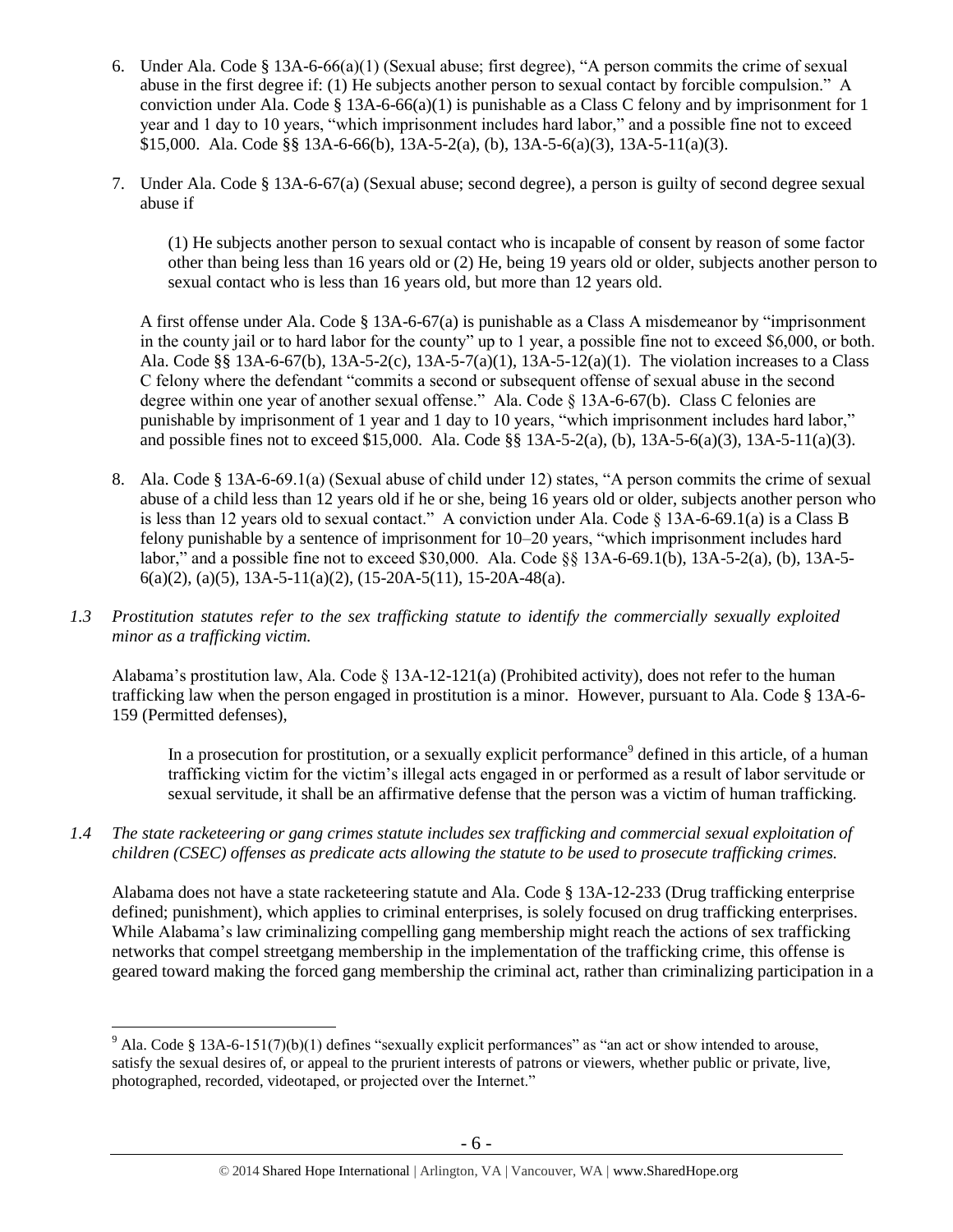6. Under Ala. Code § 13A-6-66(a)(1) (Sexual abuse; first degree), "A person commits the crime of sexual abuse in the first degree if: (1) He subjects another person to sexual contact by forcible compulsion." A conviction under Ala. Code § 13A-6-66(a)(1) is punishable as a Class C felony and by imprisonment for 1 year and 1 day to 10 years, "which imprisonment includes hard labor," and a possible fine not to exceed $15,000. Ala. Code §§ 13A-6-66(b), 13A-5-2(a), (b), 13A-5-6(a)(3), 13A-5-11(a)(3).

7. Under Ala. Code § 13A-6-67(a) (Sexual abuse; second degree), a person is guilty of second degree sexual abuse if

   > (1) He subjects another person to sexual contact who is incapable of consent by reason of some factor other than being less than 16 years old or (2) He, being 19 years old or older, subjects another person to sexual contact who is less than 16 years old, but more than 12 years old.

   A first offense under Ala. Code § 13A-6-67(a) is punishable as a Class A misdemeanor by "imprisonment in the county jail or to hard labor for the county" up to 1 year, a possible fine not to exceed $6,000, or both. Ala. Code §§ 13A-6-67(b), 13A-5-2(c), 13A-5-7(a)(1), 13A-5-12(a)(1). The violation increases to a Class C felony where the defendant "commits a second or subsequent offense of sexual abuse in the second degree within one year of another sexual offense." Ala. Code § 13A-6-67(b). Class C felonies are punishable by imprisonment of 1 year and 1 day to 10 years, "which imprisonment includes hard labor," and possible fines not to exceed $15,000. Ala. Code §§ 13A-5-2(a), (b), 13A-5-6(a)(3), 13A-5-11(a)(3).

8. Ala. Code § 13A-6-69.1(a) (Sexual abuse of child under 12) states, "A person commits the crime of sexual abuse of a child less than 12 years old if he or she, being 16 years old or older, subjects another person who is less than 12 years old to sexual contact." A conviction under Ala. Code § 13A-6-69.1(a) is a Class B felony punishable by a sentence of imprisonment for 10–20 years, "which imprisonment includes hard labor," and a possible fine not to exceed $30,000. Ala. Code §§ 13A-6-69.1(b), 13A-5-2(a), (b), 13A-5-6(a)(2), (a)(5), 13A-5-11(a)(2), (15-20A-5(11), 15-20A-48(a).

*1.3 Prostitution statutes refer to the sex trafficking statute to identify the commercially sexually exploited minor as a trafficking victim.*

Alabama's prostitution law, Ala. Code § 13A-12-121(a) (Prohibited activity), does not refer to the human trafficking law when the person engaged in prostitution is a minor. However, pursuant to Ala. Code § 13A-6-159 (Permitted defenses),

> In a prosecution for prostitution, or a sexually explicit performance[9] defined in this article, of a human trafficking victim for the victim's illegal acts engaged in or performed as a result of labor servitude or sexual servitude, it shall be an affirmative defense that the person was a victim of human trafficking.

*1.4 The state racketeering or gang crimes statute includes sex trafficking and commercial sexual exploitation of children (CSEC) offenses as predicate acts allowing the statute to be used to prosecute trafficking crimes.*

Alabama does not have a state racketeering statute and Ala. Code § 13A-12-233 (Drug trafficking enterprise defined; punishment), which applies to criminal enterprises, is solely focused on drug trafficking enterprises. While Alabama's law criminalizing compelling gang membership might reach the actions of sex trafficking networks that compel streetgang membership in the implementation of the trafficking crime, this offense is geared toward making the forced gang membership the criminal act, rather than criminalizing participation in a

---

[9] Ala. Code § 13A-6-151(7)(b)(1) defines "sexually explicit performances" as "an act or show intended to arouse, satisfy the sexual desires of, or appeal to the prurient interests of patrons or viewers, whether public or private, live, photographed, recorded, videotaped, or projected over the Internet."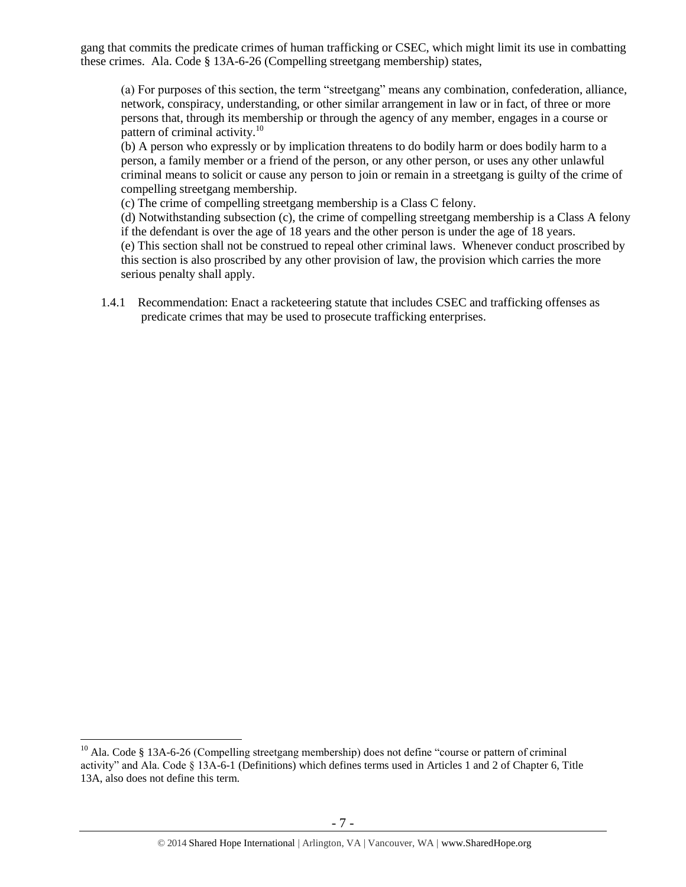gang that commits the predicate crimes of human trafficking or CSEC, which might limit its use in combatting these crimes. Ala. Code § 13A-6-26 (Compelling streetgang membership) states,

> (a) For purposes of this section, the term "streetgang" means any combination, confederation, alliance, network, conspiracy, understanding, or other similar arrangement in law or in fact, of three or more persons that, through its membership or through the agency of any member, engages in a course or pattern of criminal activity.[10]
>
> (b) A person who expressly or by implication threatens to do bodily harm or does bodily harm to a person, a family member or a friend of the person, or any other person, or uses any other unlawful criminal means to solicit or cause any person to join or remain in a streetgang is guilty of the crime of compelling streetgang membership.
>
> (c) The crime of compelling streetgang membership is a Class C felony.
>
> (d) Notwithstanding subsection (c), the crime of compelling streetgang membership is a Class A felony if the defendant is over the age of 18 years and the other person is under the age of 18 years.
>
> (e) This section shall not be construed to repeal other criminal laws. Whenever conduct proscribed by this section is also proscribed by any other provision of law, the provision which carries the more serious penalty shall apply.

1.4.1 Recommendation: Enact a racketeering statute that includes CSEC and trafficking offenses as predicate crimes that may be used to prosecute trafficking enterprises.

---

[10] Ala. Code § 13A-6-26 (Compelling streetgang membership) does not define "course or pattern of criminal activity" and Ala. Code § 13A-6-1 (Definitions) which defines terms used in Articles 1 and 2 of Chapter 6, Title 13A, also does not define this term.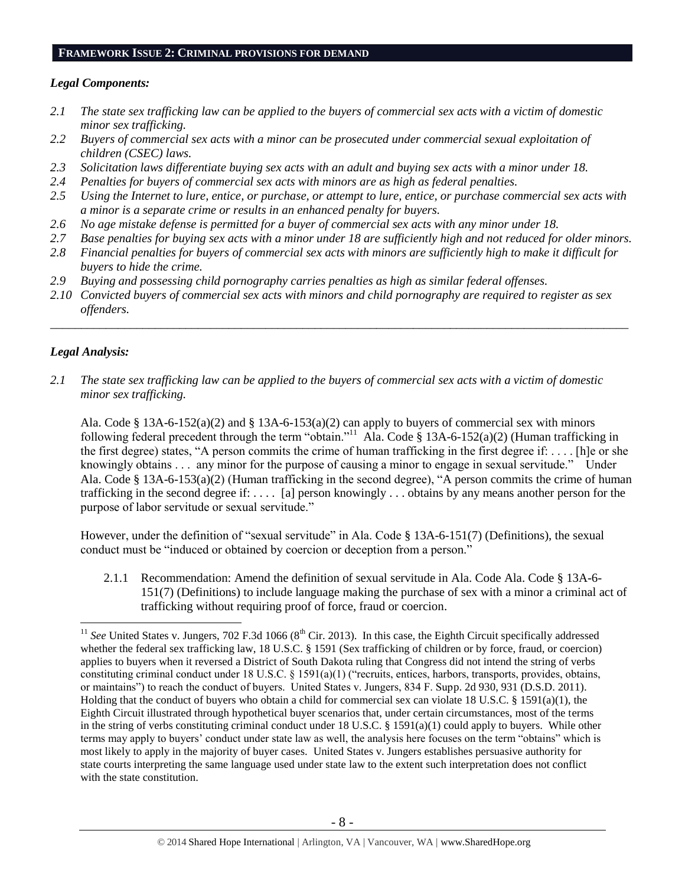## FRAMEWORK ISSUE 2: CRIMINAL PROVISIONS FOR DEMAND

### *Legal Components:*

- *2.1 The state sex trafficking law can be applied to the buyers of commercial sex acts with a victim of domestic minor sex trafficking.*
- *2.2 Buyers of commercial sex acts with a minor can be prosecuted under commercial sexual exploitation of children (CSEC) laws.*
- *2.3 Solicitation laws differentiate buying sex acts with an adult and buying sex acts with a minor under 18.*
- *2.4 Penalties for buyers of commercial sex acts with minors are as high as federal penalties.*
- *2.5 Using the Internet to lure, entice, or purchase, or attempt to lure, entice, or purchase commercial sex acts with a minor is a separate crime or results in an enhanced penalty for buyers.*
- *2.6 No age mistake defense is permitted for a buyer of commercial sex acts with any minor under 18.*
- *2.7 Base penalties for buying sex acts with a minor under 18 are sufficiently high and not reduced for older minors.*
- *2.8 Financial penalties for buyers of commercial sex acts with minors are sufficiently high to make it difficult for buyers to hide the crime.*
- *2.9 Buying and possessing child pornography carries penalties as high as similar federal offenses.*
- *2.10 Convicted buyers of commercial sex acts with minors and child pornography are required to register as sex offenders.*

---

### *Legal Analysis:*

*2.1 The state sex trafficking law can be applied to the buyers of commercial sex acts with a victim of domestic minor sex trafficking.*

Ala. Code § 13A-6-152(a)(2) and § 13A-6-153(a)(2) can apply to buyers of commercial sex with minors following federal precedent through the term "obtain."[11] Ala. Code § 13A-6-152(a)(2) (Human trafficking in the first degree) states, "A person commits the crime of human trafficking in the first degree if: . . . . [h]e or she knowingly obtains . . . any minor for the purpose of causing a minor to engage in sexual servitude." Under Ala. Code § 13A-6-153(a)(2) (Human trafficking in the second degree), "A person commits the crime of human trafficking in the second degree if: . . . . [a] person knowingly . . . obtains by any means another person for the purpose of labor servitude or sexual servitude."

However, under the definition of "sexual servitude" in Ala. Code § 13A-6-151(7) (Definitions), the sexual conduct must be "induced or obtained by coercion or deception from a person."

2.1.1 Recommendation: Amend the definition of sexual servitude in Ala. Code Ala. Code § 13A-6-151(7) (Definitions) to include language making the purchase of sex with a minor a criminal act of trafficking without requiring proof of force, fraud or coercion.

---

[11] *See* United States v. Jungers, 702 F.3d 1066 (8th Cir. 2013). In this case, the Eighth Circuit specifically addressed whether the federal sex trafficking law, 18 U.S.C. § 1591 (Sex trafficking of children or by force, fraud, or coercion) applies to buyers when it reversed a District of South Dakota ruling that Congress did not intend the string of verbs constituting criminal conduct under 18 U.S.C. § 1591(a)(1) ("recruits, entices, harbors, transports, provides, obtains, or maintains") to reach the conduct of buyers. United States v. Jungers, 834 F. Supp. 2d 930, 931 (D.S.D. 2011). Holding that the conduct of buyers who obtain a child for commercial sex can violate 18 U.S.C. § 1591(a)(1), the Eighth Circuit illustrated through hypothetical buyer scenarios that, under certain circumstances, most of the terms in the string of verbs constituting criminal conduct under 18 U.S.C. § 1591(a)(1) could apply to buyers. While other terms may apply to buyers' conduct under state law as well, the analysis here focuses on the term "obtains" which is most likely to apply in the majority of buyer cases. United States v. Jungers establishes persuasive authority for state courts interpreting the same language used under state law to the extent such interpretation does not conflict with the state constitution.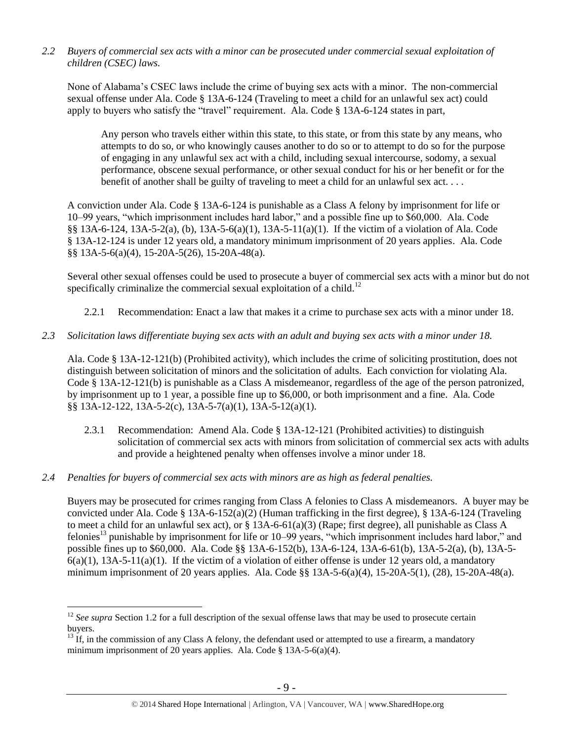*2.2 Buyers of commercial sex acts with a minor can be prosecuted under commercial sexual exploitation of children (CSEC) laws.*

None of Alabama's CSEC laws include the crime of buying sex acts with a minor. The non-commercial sexual offense under Ala. Code § 13A-6-124 (Traveling to meet a child for an unlawful sex act) could apply to buyers who satisfy the "travel" requirement. Ala. Code § 13A-6-124 states in part,

> Any person who travels either within this state, to this state, or from this state by any means, who attempts to do so, or who knowingly causes another to do so or to attempt to do so for the purpose of engaging in any unlawful sex act with a child, including sexual intercourse, sodomy, a sexual performance, obscene sexual performance, or other sexual conduct for his or her benefit or for the benefit of another shall be guilty of traveling to meet a child for an unlawful sex act. . . .

A conviction under Ala. Code § 13A-6-124 is punishable as a Class A felony by imprisonment for life or 10–99 years, "which imprisonment includes hard labor," and a possible fine up to $60,000. Ala. Code §§ 13A-6-124, 13A-5-2(a), (b), 13A-5-6(a)(1), 13A-5-11(a)(1). If the victim of a violation of Ala. Code § 13A-12-124 is under 12 years old, a mandatory minimum imprisonment of 20 years applies. Ala. Code §§ 13A-5-6(a)(4), 15-20A-5(26), 15-20A-48(a).

Several other sexual offenses could be used to prosecute a buyer of commercial sex acts with a minor but do not specifically criminalize the commercial sexual exploitation of a child.[12]

2.2.1 Recommendation: Enact a law that makes it a crime to purchase sex acts with a minor under 18.

*2.3 Solicitation laws differentiate buying sex acts with an adult and buying sex acts with a minor under 18.*

Ala. Code § 13A-12-121(b) (Prohibited activity), which includes the crime of soliciting prostitution, does not distinguish between solicitation of minors and the solicitation of adults. Each conviction for violating Ala. Code § 13A-12-121(b) is punishable as a Class A misdemeanor, regardless of the age of the person patronized, by imprisonment up to 1 year, a possible fine up to $6,000, or both imprisonment and a fine. Ala. Code §§ 13A-12-122, 13A-5-2(c), 13A-5-7(a)(1), 13A-5-12(a)(1).

2.3.1 Recommendation: Amend Ala. Code § 13A-12-121 (Prohibited activities) to distinguish solicitation of commercial sex acts with minors from solicitation of commercial sex acts with adults and provide a heightened penalty when offenses involve a minor under 18.

*2.4 Penalties for buyers of commercial sex acts with minors are as high as federal penalties.*

Buyers may be prosecuted for crimes ranging from Class A felonies to Class A misdemeanors. A buyer may be convicted under Ala. Code § 13A-6-152(a)(2) (Human trafficking in the first degree), § 13A-6-124 (Traveling to meet a child for an unlawful sex act), or § 13A-6-61(a)(3) (Rape; first degree), all punishable as Class A felonies[13] punishable by imprisonment for life or 10–99 years, "which imprisonment includes hard labor," and possible fines up to $60,000. Ala. Code §§ 13A-6-152(b), 13A-6-124, 13A-6-61(b), 13A-5-2(a), (b), 13A-5-6(a)(1), 13A-5-11(a)(1). If the victim of a violation of either offense is under 12 years old, a mandatory minimum imprisonment of 20 years applies. Ala. Code §§ 13A-5-6(a)(4), 15-20A-5(1), (28), 15-20A-48(a).

---

[12] *See supra* Section 1.2 for a full description of the sexual offense laws that may be used to prosecute certain buyers.

[13] If, in the commission of any Class A felony, the defendant used or attempted to use a firearm, a mandatory minimum imprisonment of 20 years applies. Ala. Code § 13A-5-6(a)(4).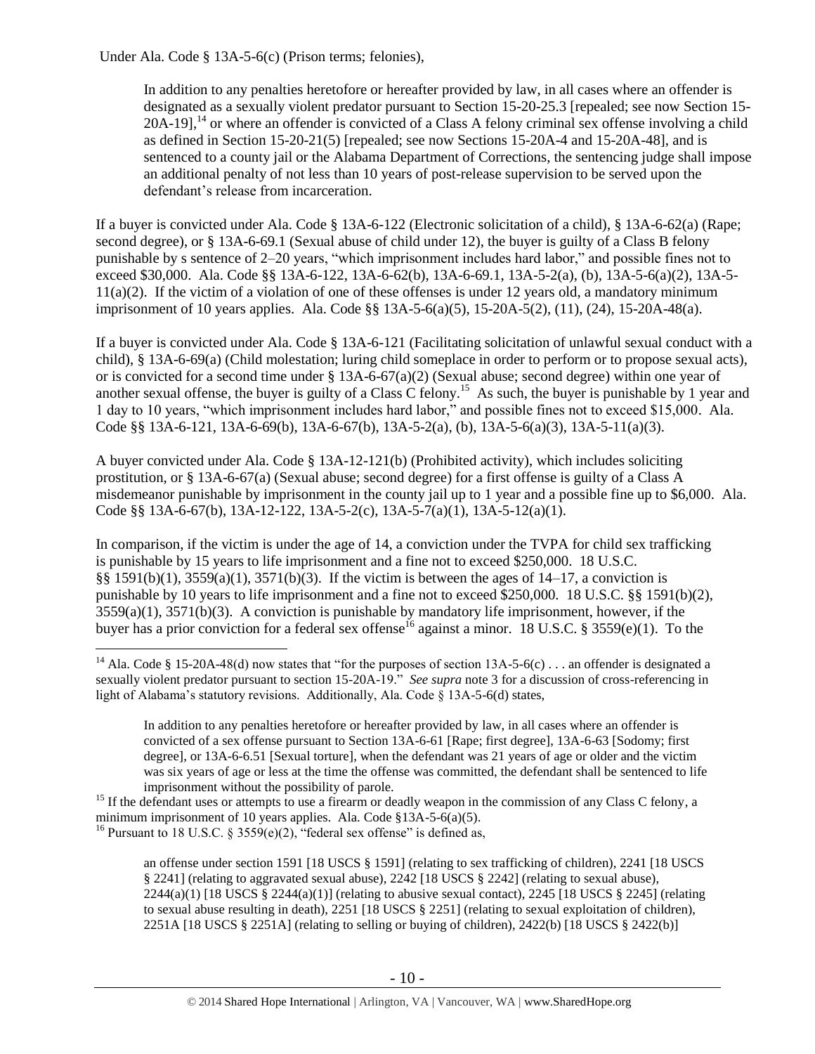Under Ala. Code § 13A-5-6(c) (Prison terms; felonies),

> In addition to any penalties heretofore or hereafter provided by law, in all cases where an offender is designated as a sexually violent predator pursuant to Section 15-20-25.3 [repealed; see now Section 15-20A-19],[14] or where an offender is convicted of a Class A felony criminal sex offense involving a child as defined in Section 15-20-21(5) [repealed; see now Sections 15-20A-4 and 15-20A-48], and is sentenced to a county jail or the Alabama Department of Corrections, the sentencing judge shall impose an additional penalty of not less than 10 years of post-release supervision to be served upon the defendant's release from incarceration.

If a buyer is convicted under Ala. Code § 13A-6-122 (Electronic solicitation of a child), § 13A-6-62(a) (Rape; second degree), or § 13A-6-69.1 (Sexual abuse of child under 12), the buyer is guilty of a Class B felony punishable by s sentence of 2–20 years, "which imprisonment includes hard labor," and possible fines not to exceed $30,000. Ala. Code §§ 13A-6-122, 13A-6-62(b), 13A-6-69.1, 13A-5-2(a), (b), 13A-5-6(a)(2), 13A-5-11(a)(2). If the victim of a violation of one of these offenses is under 12 years old, a mandatory minimum imprisonment of 10 years applies. Ala. Code §§ 13A-5-6(a)(5), 15-20A-5(2), (11), (24), 15-20A-48(a).

If a buyer is convicted under Ala. Code § 13A-6-121 (Facilitating solicitation of unlawful sexual conduct with a child), § 13A-6-69(a) (Child molestation; luring child someplace in order to perform or to propose sexual acts), or is convicted for a second time under § 13A-6-67(a)(2) (Sexual abuse; second degree) within one year of another sexual offense, the buyer is guilty of a Class C felony.[15] As such, the buyer is punishable by 1 year and 1 day to 10 years, "which imprisonment includes hard labor," and possible fines not to exceed $15,000. Ala. Code §§ 13A-6-121, 13A-6-69(b), 13A-6-67(b), 13A-5-2(a), (b), 13A-5-6(a)(3), 13A-5-11(a)(3).

A buyer convicted under Ala. Code § 13A-12-121(b) (Prohibited activity), which includes soliciting prostitution, or § 13A-6-67(a) (Sexual abuse; second degree) for a first offense is guilty of a Class A misdemeanor punishable by imprisonment in the county jail up to 1 year and a possible fine up to $6,000. Ala. Code §§ 13A-6-67(b), 13A-12-122, 13A-5-2(c), 13A-5-7(a)(1), 13A-5-12(a)(1).

In comparison, if the victim is under the age of 14, a conviction under the TVPA for child sex trafficking is punishable by 15 years to life imprisonment and a fine not to exceed $250,000. 18 U.S.C. §§ 1591(b)(1), 3559(a)(1), 3571(b)(3). If the victim is between the ages of 14–17, a conviction is punishable by 10 years to life imprisonment and a fine not to exceed $250,000. 18 U.S.C. §§ 1591(b)(2), 3559(a)(1), 3571(b)(3). A conviction is punishable by mandatory life imprisonment, however, if the buyer has a prior conviction for a federal sex offense[16] against a minor. 18 U.S.C. § 3559(e)(1). To the

---

[14] Ala. Code § 15-20A-48(d) now states that "for the purposes of section 13A-5-6(c) . . . an offender is designated a sexually violent predator pursuant to section 15-20A-19." *See supra* note 3 for a discussion of cross-referencing in light of Alabama's statutory revisions. Additionally, Ala. Code § 13A-5-6(d) states,

> In addition to any penalties heretofore or hereafter provided by law, in all cases where an offender is convicted of a sex offense pursuant to Section 13A-6-61 [Rape; first degree], 13A-6-63 [Sodomy; first degree], or 13A-6-6.51 [Sexual torture], when the defendant was 21 years of age or older and the victim was six years of age or less at the time the offense was committed, the defendant shall be sentenced to life imprisonment without the possibility of parole.

[15] If the defendant uses or attempts to use a firearm or deadly weapon in the commission of any Class C felony, a minimum imprisonment of 10 years applies. Ala. Code §13A-5-6(a)(5).

[16] Pursuant to 18 U.S.C. § 3559(e)(2), "federal sex offense" is defined as,

> an offense under section 1591 [18 USCS § 1591] (relating to sex trafficking of children), 2241 [18 USCS § 2241] (relating to aggravated sexual abuse), 2242 [18 USCS § 2242] (relating to sexual abuse), 2244(a)(1) [18 USCS § 2244(a)(1)] (relating to abusive sexual contact), 2245 [18 USCS § 2245] (relating to sexual abuse resulting in death), 2251 [18 USCS § 2251] (relating to sexual exploitation of children), 2251A [18 USCS § 2251A] (relating to selling or buying of children), 2422(b) [18 USCS § 2422(b)]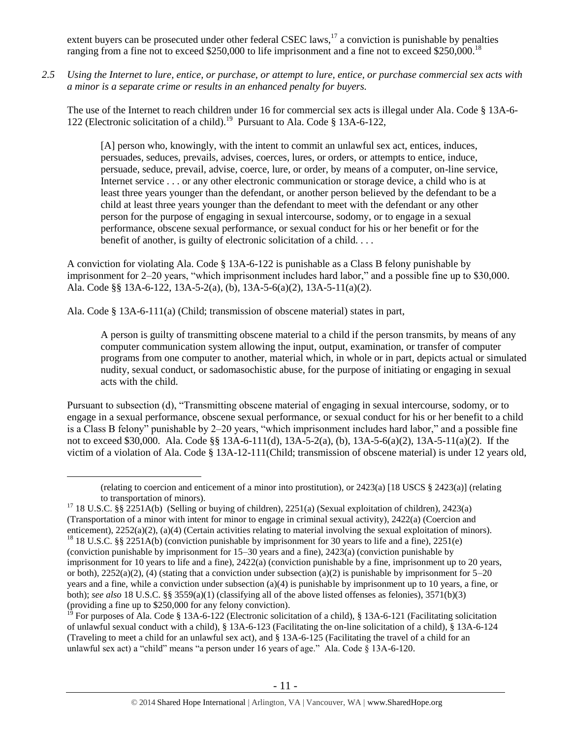extent buyers can be prosecuted under other federal CSEC laws,[17] a conviction is punishable by penalties ranging from a fine not to exceed $250,000 to life imprisonment and a fine not to exceed $250,000.[18]

*2.5 Using the Internet to lure, entice, or purchase, or attempt to lure, entice, or purchase commercial sex acts with a minor is a separate crime or results in an enhanced penalty for buyers.*

The use of the Internet to reach children under 16 for commercial sex acts is illegal under Ala. Code § 13A-6-122 (Electronic solicitation of a child).[19] Pursuant to Ala. Code § 13A-6-122,

> [A] person who, knowingly, with the intent to commit an unlawful sex act, entices, induces, persuades, seduces, prevails, advises, coerces, lures, or orders, or attempts to entice, induce, persuade, seduce, prevail, advise, coerce, lure, or order, by means of a computer, on-line service, Internet service . . . or any other electronic communication or storage device, a child who is at least three years younger than the defendant, or another person believed by the defendant to be a child at least three years younger than the defendant to meet with the defendant or any other person for the purpose of engaging in sexual intercourse, sodomy, or to engage in a sexual performance, obscene sexual performance, or sexual conduct for his or her benefit or for the benefit of another, is guilty of electronic solicitation of a child. . . .

A conviction for violating Ala. Code § 13A-6-122 is punishable as a Class B felony punishable by imprisonment for 2–20 years, "which imprisonment includes hard labor," and a possible fine up to $30,000. Ala. Code §§ 13A-6-122, 13A-5-2(a), (b), 13A-5-6(a)(2), 13A-5-11(a)(2).

Ala. Code § 13A-6-111(a) (Child; transmission of obscene material) states in part,

> A person is guilty of transmitting obscene material to a child if the person transmits, by means of any computer communication system allowing the input, output, examination, or transfer of computer programs from one computer to another, material which, in whole or in part, depicts actual or simulated nudity, sexual conduct, or sadomasochistic abuse, for the purpose of initiating or engaging in sexual acts with the child.

Pursuant to subsection (d), "Transmitting obscene material of engaging in sexual intercourse, sodomy, or to engage in a sexual performance, obscene sexual performance, or sexual conduct for his or her benefit to a child is a Class B felony" punishable by 2–20 years, "which imprisonment includes hard labor," and a possible fine not to exceed $30,000. Ala. Code §§ 13A-6-111(d), 13A-5-2(a), (b), 13A-5-6(a)(2), 13A-5-11(a)(2). If the victim of a violation of Ala. Code § 13A-12-111(Child; transmission of obscene material) is under 12 years old,

---

(relating to coercion and enticement of a minor into prostitution), or 2423(a) [18 USCS § 2423(a)] (relating to transportation of minors).

[17] 18 U.S.C. §§ 2251A(b) (Selling or buying of children), 2251(a) (Sexual exploitation of children), 2423(a) (Transportation of a minor with intent for minor to engage in criminal sexual activity), 2422(a) (Coercion and enticement), 2252(a)(2), (a)(4) (Certain activities relating to material involving the sexual exploitation of minors).

[18] 18 U.S.C. §§ 2251A(b) (conviction punishable by imprisonment for 30 years to life and a fine), 2251(e) (conviction punishable by imprisonment for 15–30 years and a fine), 2423(a) (conviction punishable by imprisonment for 10 years to life and a fine), 2422(a) (conviction punishable by a fine, imprisonment up to 20 years, or both), 2252(a)(2), (4) (stating that a conviction under subsection (a)(2) is punishable by imprisonment for 5–20 years and a fine, while a conviction under subsection (a)(4) is punishable by imprisonment up to 10 years, a fine, or both); *see also* 18 U.S.C. §§ 3559(a)(1) (classifying all of the above listed offenses as felonies), 3571(b)(3) (providing a fine up to $250,000 for any felony conviction).

[19] For purposes of Ala. Code § 13A-6-122 (Electronic solicitation of a child), § 13A-6-121 (Facilitating solicitation of unlawful sexual conduct with a child), § 13A-6-123 (Facilitating the on-line solicitation of a child), § 13A-6-124 (Traveling to meet a child for an unlawful sex act), and § 13A-6-125 (Facilitating the travel of a child for an unlawful sex act) a "child" means "a person under 16 years of age." Ala. Code § 13A-6-120.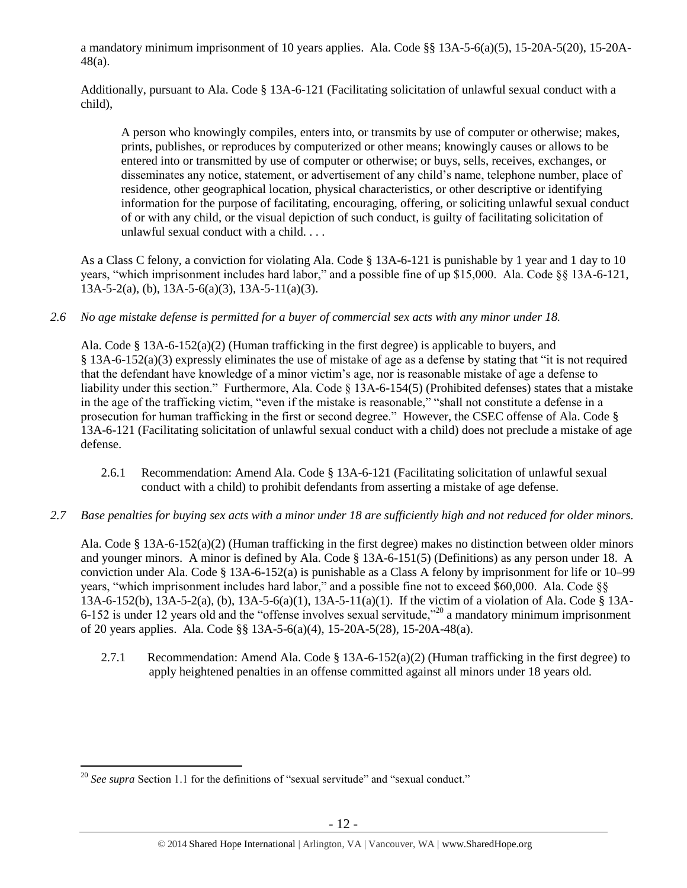a mandatory minimum imprisonment of 10 years applies. Ala. Code §§ 13A-5-6(a)(5), 15-20A-5(20), 15-20A-48(a).

Additionally, pursuant to Ala. Code § 13A-6-121 (Facilitating solicitation of unlawful sexual conduct with a child),

> A person who knowingly compiles, enters into, or transmits by use of computer or otherwise; makes, prints, publishes, or reproduces by computerized or other means; knowingly causes or allows to be entered into or transmitted by use of computer or otherwise; or buys, sells, receives, exchanges, or disseminates any notice, statement, or advertisement of any child's name, telephone number, place of residence, other geographical location, physical characteristics, or other descriptive or identifying information for the purpose of facilitating, encouraging, offering, or soliciting unlawful sexual conduct of or with any child, or the visual depiction of such conduct, is guilty of facilitating solicitation of unlawful sexual conduct with a child. . . .

As a Class C felony, a conviction for violating Ala. Code § 13A-6-121 is punishable by 1 year and 1 day to 10 years, "which imprisonment includes hard labor," and a possible fine of up $15,000. Ala. Code §§ 13A-6-121, 13A-5-2(a), (b), 13A-5-6(a)(3), 13A-5-11(a)(3).

*2.6 No age mistake defense is permitted for a buyer of commercial sex acts with any minor under 18.*

Ala. Code § 13A-6-152(a)(2) (Human trafficking in the first degree) is applicable to buyers, and § 13A-6-152(a)(3) expressly eliminates the use of mistake of age as a defense by stating that "it is not required that the defendant have knowledge of a minor victim's age, nor is reasonable mistake of age a defense to liability under this section." Furthermore, Ala. Code § 13A-6-154(5) (Prohibited defenses) states that a mistake in the age of the trafficking victim, "even if the mistake is reasonable," "shall not constitute a defense in a prosecution for human trafficking in the first or second degree." However, the CSEC offense of Ala. Code § 13A-6-121 (Facilitating solicitation of unlawful sexual conduct with a child) does not preclude a mistake of age defense.

2.6.1 Recommendation: Amend Ala. Code § 13A-6-121 (Facilitating solicitation of unlawful sexual conduct with a child) to prohibit defendants from asserting a mistake of age defense.

*2.7 Base penalties for buying sex acts with a minor under 18 are sufficiently high and not reduced for older minors.*

Ala. Code § 13A-6-152(a)(2) (Human trafficking in the first degree) makes no distinction between older minors and younger minors. A minor is defined by Ala. Code § 13A-6-151(5) (Definitions) as any person under 18. A conviction under Ala. Code § 13A-6-152(a) is punishable as a Class A felony by imprisonment for life or 10–99 years, "which imprisonment includes hard labor," and a possible fine not to exceed $60,000. Ala. Code §§ 13A-6-152(b), 13A-5-2(a), (b), 13A-5-6(a)(1), 13A-5-11(a)(1). If the victim of a violation of Ala. Code § 13A-6-152 is under 12 years old and the "offense involves sexual servitude,"[20] a mandatory minimum imprisonment of 20 years applies. Ala. Code §§ 13A-5-6(a)(4), 15-20A-5(28), 15-20A-48(a).

2.7.1 Recommendation: Amend Ala. Code § 13A-6-152(a)(2) (Human trafficking in the first degree) to apply heightened penalties in an offense committed against all minors under 18 years old.

[20] *See supra* Section 1.1 for the definitions of "sexual servitude" and "sexual conduct."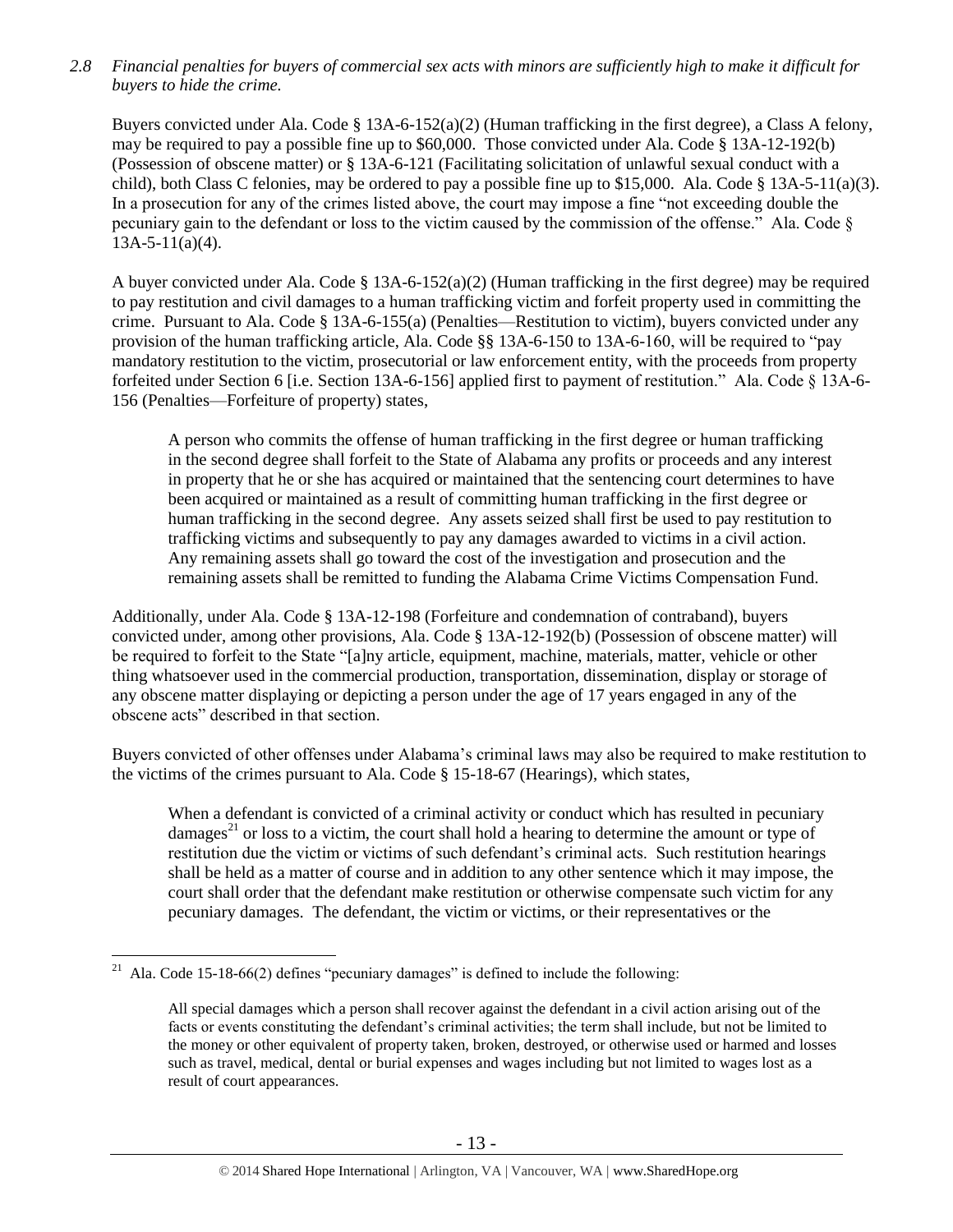*2.8 Financial penalties for buyers of commercial sex acts with minors are sufficiently high to make it difficult for buyers to hide the crime.*

Buyers convicted under Ala. Code § 13A-6-152(a)(2) (Human trafficking in the first degree), a Class A felony, may be required to pay a possible fine up to $60,000. Those convicted under Ala. Code § 13A-12-192(b) (Possession of obscene matter) or § 13A-6-121 (Facilitating solicitation of unlawful sexual conduct with a child), both Class C felonies, may be ordered to pay a possible fine up to $15,000. Ala. Code § 13A-5-11(a)(3). In a prosecution for any of the crimes listed above, the court may impose a fine "not exceeding double the pecuniary gain to the defendant or loss to the victim caused by the commission of the offense." Ala. Code § 13A-5-11(a)(4).

A buyer convicted under Ala. Code § 13A-6-152(a)(2) (Human trafficking in the first degree) may be required to pay restitution and civil damages to a human trafficking victim and forfeit property used in committing the crime. Pursuant to Ala. Code § 13A-6-155(a) (Penalties—Restitution to victim), buyers convicted under any provision of the human trafficking article, Ala. Code §§ 13A-6-150 to 13A-6-160, will be required to "pay mandatory restitution to the victim, prosecutorial or law enforcement entity, with the proceeds from property forfeited under Section 6 [i.e. Section 13A-6-156] applied first to payment of restitution." Ala. Code § 13A-6-156 (Penalties—Forfeiture of property) states,

> A person who commits the offense of human trafficking in the first degree or human trafficking in the second degree shall forfeit to the State of Alabama any profits or proceeds and any interest in property that he or she has acquired or maintained that the sentencing court determines to have been acquired or maintained as a result of committing human trafficking in the first degree or human trafficking in the second degree. Any assets seized shall first be used to pay restitution to trafficking victims and subsequently to pay any damages awarded to victims in a civil action. Any remaining assets shall go toward the cost of the investigation and prosecution and the remaining assets shall be remitted to funding the Alabama Crime Victims Compensation Fund.

Additionally, under Ala. Code § 13A-12-198 (Forfeiture and condemnation of contraband), buyers convicted under, among other provisions, Ala. Code § 13A-12-192(b) (Possession of obscene matter) will be required to forfeit to the State "[a]ny article, equipment, machine, materials, matter, vehicle or other thing whatsoever used in the commercial production, transportation, dissemination, display or storage of any obscene matter displaying or depicting a person under the age of 17 years engaged in any of the obscene acts" described in that section.

Buyers convicted of other offenses under Alabama's criminal laws may also be required to make restitution to the victims of the crimes pursuant to Ala. Code § 15-18-67 (Hearings), which states,

> When a defendant is convicted of a criminal activity or conduct which has resulted in pecuniary damages[21] or loss to a victim, the court shall hold a hearing to determine the amount or type of restitution due the victim or victims of such defendant's criminal acts. Such restitution hearings shall be held as a matter of course and in addition to any other sentence which it may impose, the court shall order that the defendant make restitution or otherwise compensate such victim for any pecuniary damages. The defendant, the victim or victims, or their representatives or the

---

[21] Ala. Code 15-18-66(2) defines "pecuniary damages" is defined to include the following:

> All special damages which a person shall recover against the defendant in a civil action arising out of the facts or events constituting the defendant's criminal activities; the term shall include, but not be limited to the money or other equivalent of property taken, broken, destroyed, or otherwise used or harmed and losses such as travel, medical, dental or burial expenses and wages including but not limited to wages lost as a result of court appearances.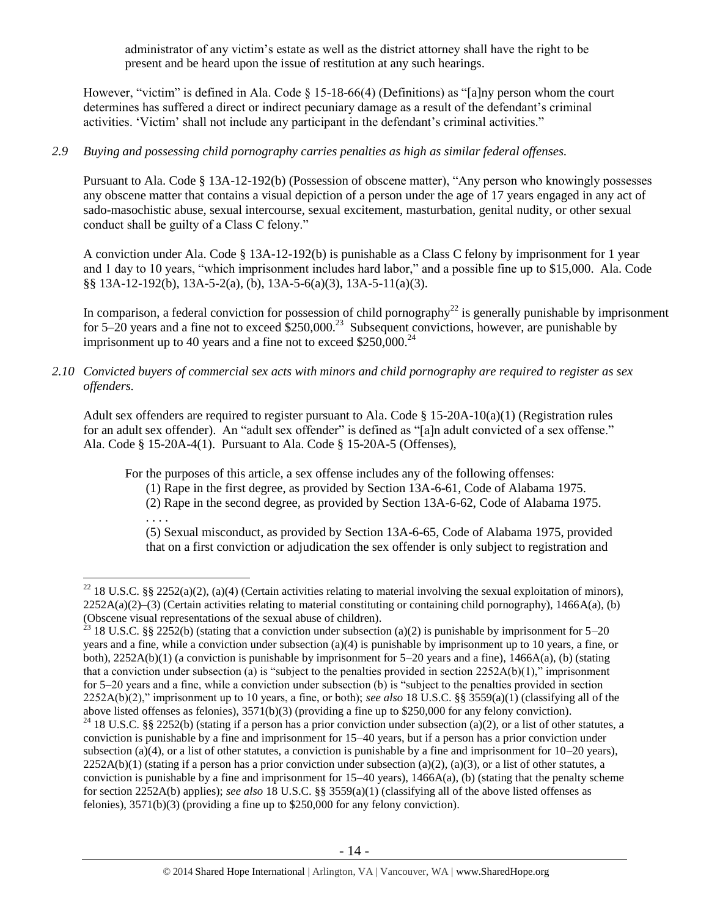administrator of any victim's estate as well as the district attorney shall have the right to be present and be heard upon the issue of restitution at any such hearings.

However, "victim" is defined in Ala. Code § 15-18-66(4) (Definitions) as "[a]ny person whom the court determines has suffered a direct or indirect pecuniary damage as a result of the defendant's criminal activities. 'Victim' shall not include any participant in the defendant's criminal activities."

*2.9 Buying and possessing child pornography carries penalties as high as similar federal offenses.*

Pursuant to Ala. Code § 13A-12-192(b) (Possession of obscene matter), "Any person who knowingly possesses any obscene matter that contains a visual depiction of a person under the age of 17 years engaged in any act of sado-masochistic abuse, sexual intercourse, sexual excitement, masturbation, genital nudity, or other sexual conduct shall be guilty of a Class C felony."

A conviction under Ala. Code § 13A-12-192(b) is punishable as a Class C felony by imprisonment for 1 year and 1 day to 10 years, "which imprisonment includes hard labor," and a possible fine up to $15,000. Ala. Code §§ 13A-12-192(b), 13A-5-2(a), (b), 13A-5-6(a)(3), 13A-5-11(a)(3).

In comparison, a federal conviction for possession of child pornography[22] is generally punishable by imprisonment for 5–20 years and a fine not to exceed $250,000.[23] Subsequent convictions, however, are punishable by imprisonment up to 40 years and a fine not to exceed $250,000.[24]

*2.10 Convicted buyers of commercial sex acts with minors and child pornography are required to register as sex offenders.*

Adult sex offenders are required to register pursuant to Ala. Code § 15-20A-10(a)(1) (Registration rules for an adult sex offender). An "adult sex offender" is defined as "[a]n adult convicted of a sex offense." Ala. Code § 15-20A-4(1). Pursuant to Ala. Code § 15-20A-5 (Offenses),

> For the purposes of this article, a sex offense includes any of the following offenses:
>
> (1) Rape in the first degree, as provided by Section 13A-6-61, Code of Alabama 1975.
>
> (2) Rape in the second degree, as provided by Section 13A-6-62, Code of Alabama 1975.
>
> . . . .
>
> (5) Sexual misconduct, as provided by Section 13A-6-65, Code of Alabama 1975, provided that on a first conviction or adjudication the sex offender is only subject to registration and

---

[22] 18 U.S.C. §§ 2252(a)(2), (a)(4) (Certain activities relating to material involving the sexual exploitation of minors), 2252A(a)(2)–(3) (Certain activities relating to material constituting or containing child pornography), 1466A(a), (b) (Obscene visual representations of the sexual abuse of children).

[23] 18 U.S.C. §§ 2252(b) (stating that a conviction under subsection (a)(2) is punishable by imprisonment for 5–20 years and a fine, while a conviction under subsection (a)(4) is punishable by imprisonment up to 10 years, a fine, or both), 2252A(b)(1) (a conviction is punishable by imprisonment for 5–20 years and a fine), 1466A(a), (b) (stating that a conviction under subsection (a) is "subject to the penalties provided in section 2252A(b)(1)," imprisonment for 5–20 years and a fine, while a conviction under subsection (b) is "subject to the penalties provided in section 2252A(b)(2)," imprisonment up to 10 years, a fine, or both); *see also* 18 U.S.C. §§ 3559(a)(1) (classifying all of the above listed offenses as felonies), 3571(b)(3) (providing a fine up to $250,000 for any felony conviction).

[24] 18 U.S.C. §§ 2252(b) (stating if a person has a prior conviction under subsection (a)(2), or a list of other statutes, a conviction is punishable by a fine and imprisonment for 15–40 years, but if a person has a prior conviction under subsection (a)(4), or a list of other statutes, a conviction is punishable by a fine and imprisonment for 10–20 years), 2252A(b)(1) (stating if a person has a prior conviction under subsection (a)(2), (a)(3), or a list of other statutes, a conviction is punishable by a fine and imprisonment for 15–40 years), 1466A(a), (b) (stating that the penalty scheme for section 2252A(b) applies); *see also* 18 U.S.C. §§ 3559(a)(1) (classifying all of the above listed offenses as felonies), 3571(b)(3) (providing a fine up to $250,000 for any felony conviction).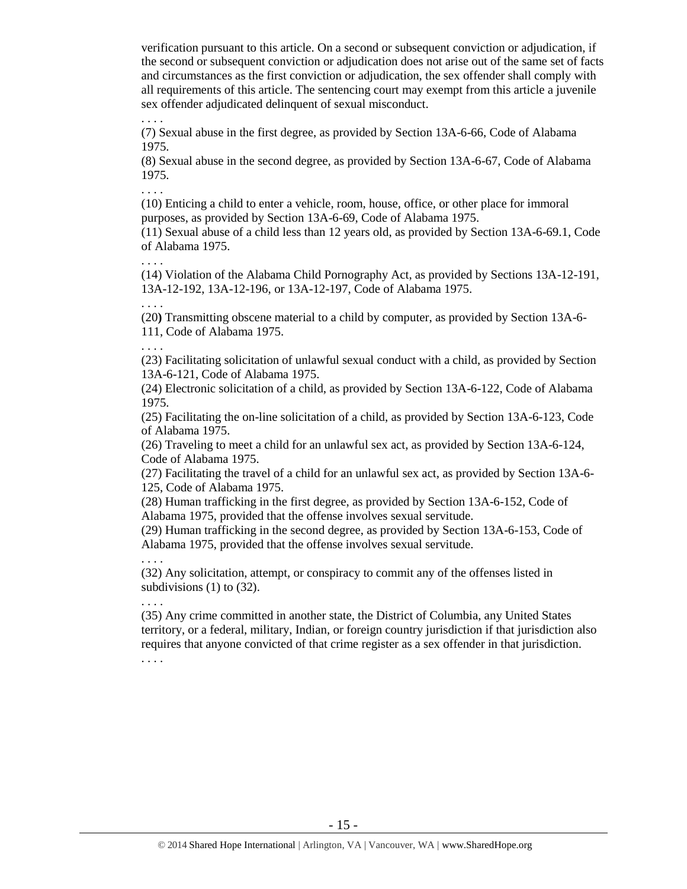verification pursuant to this article. On a second or subsequent conviction or adjudication, if the second or subsequent conviction or adjudication does not arise out of the same set of facts and circumstances as the first conviction or adjudication, the sex offender shall comply with all requirements of this article. The sentencing court may exempt from this article a juvenile sex offender adjudicated delinquent of sexual misconduct.

. . . .

(7) Sexual abuse in the first degree, as provided by Section 13A-6-66, Code of Alabama 1975.

(8) Sexual abuse in the second degree, as provided by Section 13A-6-67, Code of Alabama 1975.

. . . .

(10) Enticing a child to enter a vehicle, room, house, office, or other place for immoral purposes, as provided by Section 13A-6-69, Code of Alabama 1975.

(11) Sexual abuse of a child less than 12 years old, as provided by Section 13A-6-69.1, Code of Alabama 1975.

. . . .

(14) Violation of the Alabama Child Pornography Act, as provided by Sections 13A-12-191, 13A-12-192, 13A-12-196, or 13A-12-197, Code of Alabama 1975.

. . . .

(20) Transmitting obscene material to a child by computer, as provided by Section 13A-6-111, Code of Alabama 1975.

. . . .

(23) Facilitating solicitation of unlawful sexual conduct with a child, as provided by Section 13A-6-121, Code of Alabama 1975.

(24) Electronic solicitation of a child, as provided by Section 13A-6-122, Code of Alabama 1975.

(25) Facilitating the on-line solicitation of a child, as provided by Section 13A-6-123, Code of Alabama 1975.

(26) Traveling to meet a child for an unlawful sex act, as provided by Section 13A-6-124, Code of Alabama 1975.

(27) Facilitating the travel of a child for an unlawful sex act, as provided by Section 13A-6-125, Code of Alabama 1975.

(28) Human trafficking in the first degree, as provided by Section 13A-6-152, Code of Alabama 1975, provided that the offense involves sexual servitude.

(29) Human trafficking in the second degree, as provided by Section 13A-6-153, Code of Alabama 1975, provided that the offense involves sexual servitude.

. . . .

(32) Any solicitation, attempt, or conspiracy to commit any of the offenses listed in subdivisions (1) to (32).

. . . .

(35) Any crime committed in another state, the District of Columbia, any United States territory, or a federal, military, Indian, or foreign country jurisdiction if that jurisdiction also requires that anyone convicted of that crime register as a sex offender in that jurisdiction.

. . . .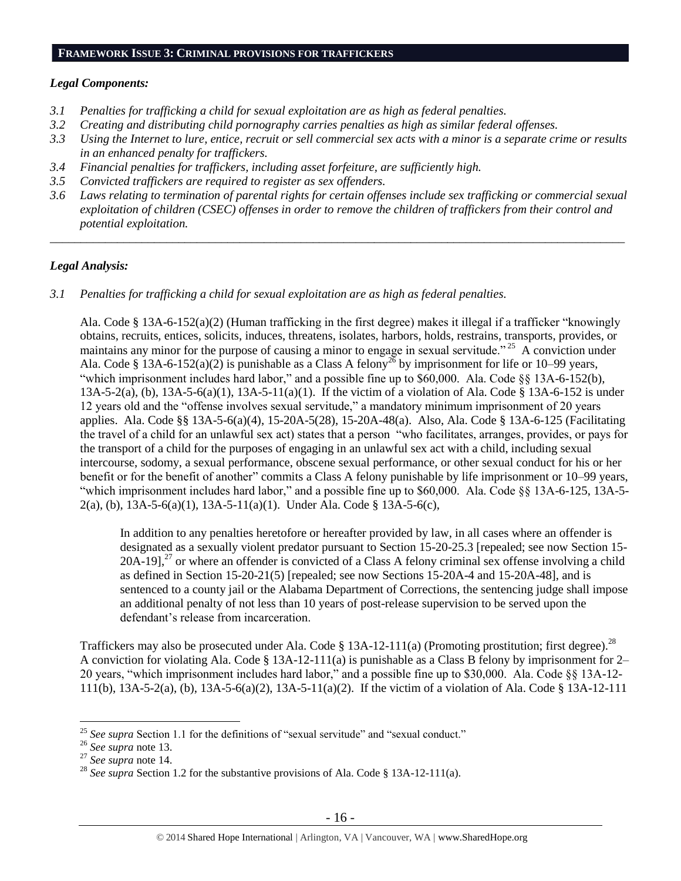## FRAMEWORK ISSUE 3: CRIMINAL PROVISIONS FOR TRAFFICKERS

### *Legal Components:*

- *3.1 Penalties for trafficking a child for sexual exploitation are as high as federal penalties.*
- *3.2 Creating and distributing child pornography carries penalties as high as similar federal offenses.*
- *3.3 Using the Internet to lure, entice, recruit or sell commercial sex acts with a minor is a separate crime or results in an enhanced penalty for traffickers.*
- *3.4 Financial penalties for traffickers, including asset forfeiture, are sufficiently high.*
- *3.5 Convicted traffickers are required to register as sex offenders.*
- *3.6 Laws relating to termination of parental rights for certain offenses include sex trafficking or commercial sexual exploitation of children (CSEC) offenses in order to remove the children of traffickers from their control and potential exploitation.*

---

### *Legal Analysis:*

*3.1 Penalties for trafficking a child for sexual exploitation are as high as federal penalties.*

Ala. Code § 13A-6-152(a)(2) (Human trafficking in the first degree) makes it illegal if a trafficker "knowingly obtains, recruits, entices, solicits, induces, threatens, isolates, harbors, holds, restrains, transports, provides, or maintains any minor for the purpose of causing a minor to engage in sexual servitude."[25] A conviction under Ala. Code § 13A-6-152(a)(2) is punishable as a Class A felony[26] by imprisonment for life or 10–99 years, "which imprisonment includes hard labor," and a possible fine up to $60,000. Ala. Code §§ 13A-6-152(b), 13A-5-2(a), (b), 13A-5-6(a)(1), 13A-5-11(a)(1). If the victim of a violation of Ala. Code § 13A-6-152 is under 12 years old and the "offense involves sexual servitude," a mandatory minimum imprisonment of 20 years applies. Ala. Code §§ 13A-5-6(a)(4), 15-20A-5(28), 15-20A-48(a). Also, Ala. Code § 13A-6-125 (Facilitating the travel of a child for an unlawful sex act) states that a person "who facilitates, arranges, provides, or pays for the transport of a child for the purposes of engaging in an unlawful sex act with a child, including sexual intercourse, sodomy, a sexual performance, obscene sexual performance, or other sexual conduct for his or her benefit or for the benefit of another" commits a Class A felony punishable by life imprisonment or 10–99 years, "which imprisonment includes hard labor," and a possible fine up to $60,000. Ala. Code §§ 13A-6-125, 13A-5-2(a), (b), 13A-5-6(a)(1), 13A-5-11(a)(1). Under Ala. Code § 13A-5-6(c),

> In addition to any penalties heretofore or hereafter provided by law, in all cases where an offender is designated as a sexually violent predator pursuant to Section 15-20-25.3 [repealed; see now Section 15-20A-19],[27] or where an offender is convicted of a Class A felony criminal sex offense involving a child as defined in Section 15-20-21(5) [repealed; see now Sections 15-20A-4 and 15-20A-48], and is sentenced to a county jail or the Alabama Department of Corrections, the sentencing judge shall impose an additional penalty of not less than 10 years of post-release supervision to be served upon the defendant's release from incarceration.

Traffickers may also be prosecuted under Ala. Code § 13A-12-111(a) (Promoting prostitution; first degree).[28] A conviction for violating Ala. Code § 13A-12-111(a) is punishable as a Class B felony by imprisonment for 2–20 years, "which imprisonment includes hard labor," and a possible fine up to $30,000. Ala. Code §§ 13A-12-111(b), 13A-5-2(a), (b), 13A-5-6(a)(2), 13A-5-11(a)(2). If the victim of a violation of Ala. Code § 13A-12-111

---

[25] *See supra* Section 1.1 for the definitions of "sexual servitude" and "sexual conduct."

[26] *See supra* note 13.

[27] *See supra* note 14.

[28] *See supra* Section 1.2 for the substantive provisions of Ala. Code § 13A-12-111(a).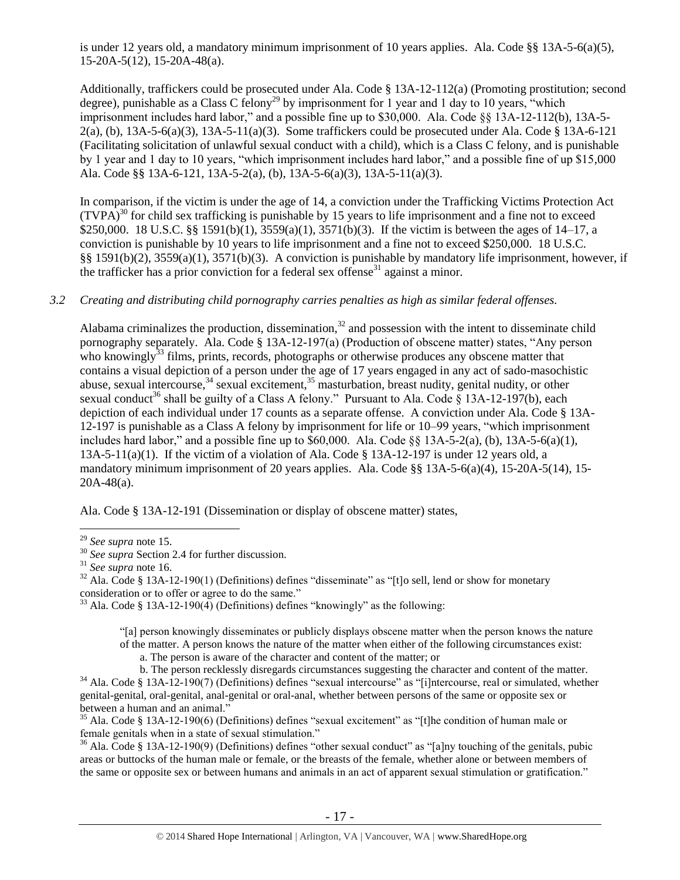is under 12 years old, a mandatory minimum imprisonment of 10 years applies. Ala. Code §§ 13A-5-6(a)(5), 15-20A-5(12), 15-20A-48(a).

Additionally, traffickers could be prosecuted under Ala. Code § 13A-12-112(a) (Promoting prostitution; second degree), punishable as a Class C felony[29] by imprisonment for 1 year and 1 day to 10 years, "which imprisonment includes hard labor," and a possible fine up to $30,000. Ala. Code §§ 13A-12-112(b), 13A-5-2(a), (b), 13A-5-6(a)(3), 13A-5-11(a)(3). Some traffickers could be prosecuted under Ala. Code § 13A-6-121 (Facilitating solicitation of unlawful sexual conduct with a child), which is a Class C felony, and is punishable by 1 year and 1 day to 10 years, "which imprisonment includes hard labor," and a possible fine of up $15,000 Ala. Code §§ 13A-6-121, 13A-5-2(a), (b), 13A-5-6(a)(3), 13A-5-11(a)(3).

In comparison, if the victim is under the age of 14, a conviction under the Trafficking Victims Protection Act (TVPA)[30] for child sex trafficking is punishable by 15 years to life imprisonment and a fine not to exceed $250,000. 18 U.S.C. §§ 1591(b)(1), 3559(a)(1), 3571(b)(3). If the victim is between the ages of 14–17, a conviction is punishable by 10 years to life imprisonment and a fine not to exceed $250,000. 18 U.S.C. §§ 1591(b)(2), 3559(a)(1), 3571(b)(3). A conviction is punishable by mandatory life imprisonment, however, if the trafficker has a prior conviction for a federal sex offense[31] against a minor.

*3.2 Creating and distributing child pornography carries penalties as high as similar federal offenses.*

Alabama criminalizes the production, dissemination,[32] and possession with the intent to disseminate child pornography separately. Ala. Code § 13A-12-197(a) (Production of obscene matter) states, "Any person who knowingly[33] films, prints, records, photographs or otherwise produces any obscene matter that contains a visual depiction of a person under the age of 17 years engaged in any act of sado-masochistic abuse, sexual intercourse,[34] sexual excitement,[35] masturbation, breast nudity, genital nudity, or other sexual conduct[36] shall be guilty of a Class A felony." Pursuant to Ala. Code § 13A-12-197(b), each depiction of each individual under 17 counts as a separate offense. A conviction under Ala. Code § 13A-12-197 is punishable as a Class A felony by imprisonment for life or 10–99 years, "which imprisonment includes hard labor," and a possible fine up to $60,000. Ala. Code §§ 13A-5-2(a), (b), 13A-5-6(a)(1), 13A-5-11(a)(1). If the victim of a violation of Ala. Code § 13A-12-197 is under 12 years old, a mandatory minimum imprisonment of 20 years applies. Ala. Code §§ 13A-5-6(a)(4), 15-20A-5(14), 15-20A-48(a).

Ala. Code § 13A-12-191 (Dissemination or display of obscene matter) states,

---

[29] *See supra* note 15.

[30] *See supra* Section 2.4 for further discussion.

[31] *See supra* note 16.

[32] Ala. Code § 13A-12-190(1) (Definitions) defines "disseminate" as "[t]o sell, lend or show for monetary consideration or to offer or agree to do the same."

[33] Ala. Code § 13A-12-190(4) (Definitions) defines "knowingly" as the following:

> "[a] person knowingly disseminates or publicly displays obscene matter when the person knows the nature of the matter. A person knows the nature of the matter when either of the following circumstances exist:
> a. The person is aware of the character and content of the matter; or
> b. The person recklessly disregards circumstances suggesting the character and content of the matter.

[34] Ala. Code § 13A-12-190(7) (Definitions) defines "sexual intercourse" as "[i]ntercourse, real or simulated, whether genital-genital, oral-genital, anal-genital or oral-anal, whether between persons of the same or opposite sex or between a human and an animal."

[35] Ala. Code § 13A-12-190(6) (Definitions) defines "sexual excitement" as "[t]he condition of human male or female genitals when in a state of sexual stimulation."

[36] Ala. Code § 13A-12-190(9) (Definitions) defines "other sexual conduct" as "[a]ny touching of the genitals, pubic areas or buttocks of the human male or female, or the breasts of the female, whether alone or between members of the same or opposite sex or between humans and animals in an act of apparent sexual stimulation or gratification."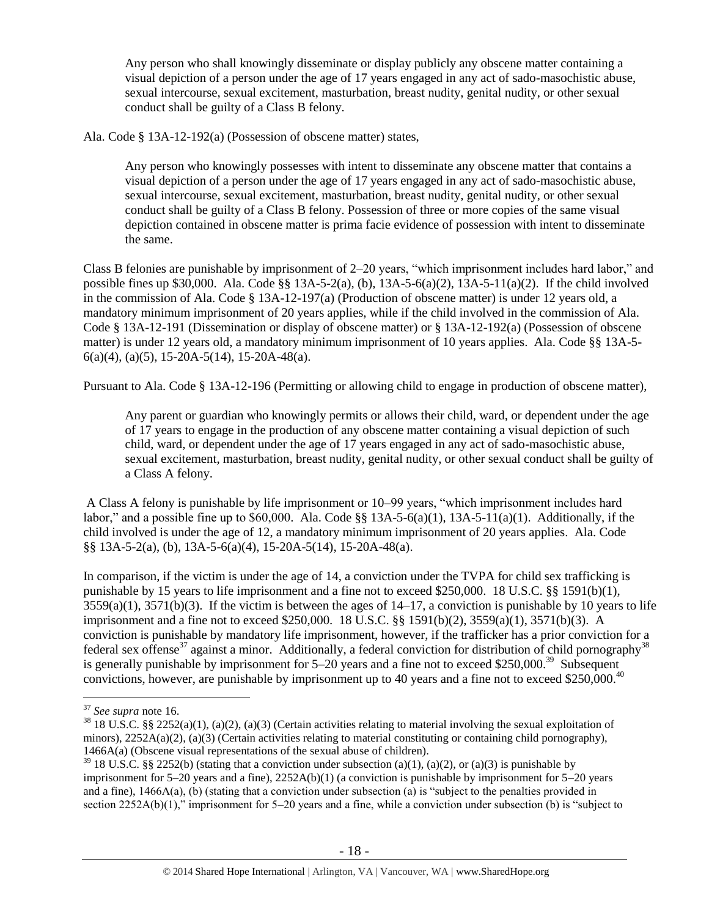> Any person who shall knowingly disseminate or display publicly any obscene matter containing a visual depiction of a person under the age of 17 years engaged in any act of sado-masochistic abuse, sexual intercourse, sexual excitement, masturbation, breast nudity, genital nudity, or other sexual conduct shall be guilty of a Class B felony.

Ala. Code § 13A-12-192(a) (Possession of obscene matter) states,

> Any person who knowingly possesses with intent to disseminate any obscene matter that contains a visual depiction of a person under the age of 17 years engaged in any act of sado-masochistic abuse, sexual intercourse, sexual excitement, masturbation, breast nudity, genital nudity, or other sexual conduct shall be guilty of a Class B felony. Possession of three or more copies of the same visual depiction contained in obscene matter is prima facie evidence of possession with intent to disseminate the same.

Class B felonies are punishable by imprisonment of 2–20 years, "which imprisonment includes hard labor," and possible fines up $30,000. Ala. Code §§ 13A-5-2(a), (b), 13A-5-6(a)(2), 13A-5-11(a)(2). If the child involved in the commission of Ala. Code § 13A-12-197(a) (Production of obscene matter) is under 12 years old, a mandatory minimum imprisonment of 20 years applies, while if the child involved in the commission of Ala. Code § 13A-12-191 (Dissemination or display of obscene matter) or § 13A-12-192(a) (Possession of obscene matter) is under 12 years old, a mandatory minimum imprisonment of 10 years applies. Ala. Code §§ 13A-5-6(a)(4), (a)(5), 15-20A-5(14), 15-20A-48(a).

Pursuant to Ala. Code § 13A-12-196 (Permitting or allowing child to engage in production of obscene matter),

> Any parent or guardian who knowingly permits or allows their child, ward, or dependent under the age of 17 years to engage in the production of any obscene matter containing a visual depiction of such child, ward, or dependent under the age of 17 years engaged in any act of sado-masochistic abuse, sexual excitement, masturbation, breast nudity, genital nudity, or other sexual conduct shall be guilty of a Class A felony.

A Class A felony is punishable by life imprisonment or 10–99 years, "which imprisonment includes hard labor," and a possible fine up to $60,000. Ala. Code §§ 13A-5-6(a)(1), 13A-5-11(a)(1). Additionally, if the child involved is under the age of 12, a mandatory minimum imprisonment of 20 years applies. Ala. Code §§ 13A-5-2(a), (b), 13A-5-6(a)(4), 15-20A-5(14), 15-20A-48(a).

In comparison, if the victim is under the age of 14, a conviction under the TVPA for child sex trafficking is punishable by 15 years to life imprisonment and a fine not to exceed $250,000. 18 U.S.C. §§ 1591(b)(1), 3559(a)(1), 3571(b)(3). If the victim is between the ages of 14–17, a conviction is punishable by 10 years to life imprisonment and a fine not to exceed $250,000. 18 U.S.C. §§ 1591(b)(2), 3559(a)(1), 3571(b)(3). A conviction is punishable by mandatory life imprisonment, however, if the trafficker has a prior conviction for a federal sex offense[37] against a minor. Additionally, a federal conviction for distribution of child pornography[38] is generally punishable by imprisonment for 5–20 years and a fine not to exceed $250,000.[39] Subsequent convictions, however, are punishable by imprisonment up to 40 years and a fine not to exceed $250,000.[40]

---

[37] *See supra* note 16.

[38] 18 U.S.C. §§ 2252(a)(1), (a)(2), (a)(3) (Certain activities relating to material involving the sexual exploitation of minors), 2252A(a)(2), (a)(3) (Certain activities relating to material constituting or containing child pornography), 1466A(a) (Obscene visual representations of the sexual abuse of children).

[39] 18 U.S.C. §§ 2252(b) (stating that a conviction under subsection (a)(1), (a)(2), or (a)(3) is punishable by imprisonment for 5–20 years and a fine), 2252A(b)(1) (a conviction is punishable by imprisonment for 5–20 years and a fine), 1466A(a), (b) (stating that a conviction under subsection (a) is "subject to the penalties provided in section 2252A(b)(1)," imprisonment for 5–20 years and a fine, while a conviction under subsection (b) is "subject to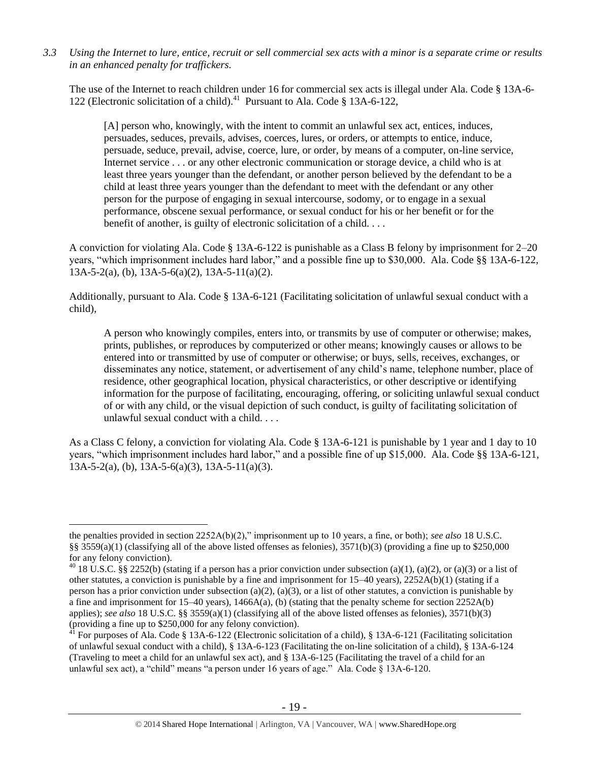*3.3 Using the Internet to lure, entice, recruit or sell commercial sex acts with a minor is a separate crime or results in an enhanced penalty for traffickers.*

The use of the Internet to reach children under 16 for commercial sex acts is illegal under Ala. Code § 13A-6-122 (Electronic solicitation of a child).[41] Pursuant to Ala. Code § 13A-6-122,

> [A] person who, knowingly, with the intent to commit an unlawful sex act, entices, induces, persuades, seduces, prevails, advises, coerces, lures, or orders, or attempts to entice, induce, persuade, seduce, prevail, advise, coerce, lure, or order, by means of a computer, on-line service, Internet service . . . or any other electronic communication or storage device, a child who is at least three years younger than the defendant, or another person believed by the defendant to be a child at least three years younger than the defendant to meet with the defendant or any other person for the purpose of engaging in sexual intercourse, sodomy, or to engage in a sexual performance, obscene sexual performance, or sexual conduct for his or her benefit or for the benefit of another, is guilty of electronic solicitation of a child. . . .

A conviction for violating Ala. Code § 13A-6-122 is punishable as a Class B felony by imprisonment for 2–20 years, "which imprisonment includes hard labor," and a possible fine up to $30,000. Ala. Code §§ 13A-6-122, 13A-5-2(a), (b), 13A-5-6(a)(2), 13A-5-11(a)(2).

Additionally, pursuant to Ala. Code § 13A-6-121 (Facilitating solicitation of unlawful sexual conduct with a child),

> A person who knowingly compiles, enters into, or transmits by use of computer or otherwise; makes, prints, publishes, or reproduces by computerized or other means; knowingly causes or allows to be entered into or transmitted by use of computer or otherwise; or buys, sells, receives, exchanges, or disseminates any notice, statement, or advertisement of any child's name, telephone number, place of residence, other geographical location, physical characteristics, or other descriptive or identifying information for the purpose of facilitating, encouraging, offering, or soliciting unlawful sexual conduct of or with any child, or the visual depiction of such conduct, is guilty of facilitating solicitation of unlawful sexual conduct with a child. . . .

As a Class C felony, a conviction for violating Ala. Code § 13A-6-121 is punishable by 1 year and 1 day to 10 years, "which imprisonment includes hard labor," and a possible fine of up $15,000. Ala. Code §§ 13A-6-121, 13A-5-2(a), (b), 13A-5-6(a)(3), 13A-5-11(a)(3).

---

the penalties provided in section 2252A(b)(2)," imprisonment up to 10 years, a fine, or both); *see also* 18 U.S.C. §§ 3559(a)(1) (classifying all of the above listed offenses as felonies), 3571(b)(3) (providing a fine up to $250,000 for any felony conviction).

[40] 18 U.S.C. §§ 2252(b) (stating if a person has a prior conviction under subsection (a)(1), (a)(2), or (a)(3) or a list of other statutes, a conviction is punishable by a fine and imprisonment for 15–40 years), 2252A(b)(1) (stating if a person has a prior conviction under subsection (a)(2), (a)(3), or a list of other statutes, a conviction is punishable by a fine and imprisonment for 15–40 years), 1466A(a), (b) (stating that the penalty scheme for section 2252A(b) applies); *see also* 18 U.S.C. §§ 3559(a)(1) (classifying all of the above listed offenses as felonies), 3571(b)(3) (providing a fine up to $250,000 for any felony conviction).

[41] For purposes of Ala. Code § 13A-6-122 (Electronic solicitation of a child), § 13A-6-121 (Facilitating solicitation of unlawful sexual conduct with a child), § 13A-6-123 (Facilitating the on-line solicitation of a child), § 13A-6-124 (Traveling to meet a child for an unlawful sex act), and § 13A-6-125 (Facilitating the travel of a child for an unlawful sex act), a "child" means "a person under 16 years of age." Ala. Code § 13A-6-120.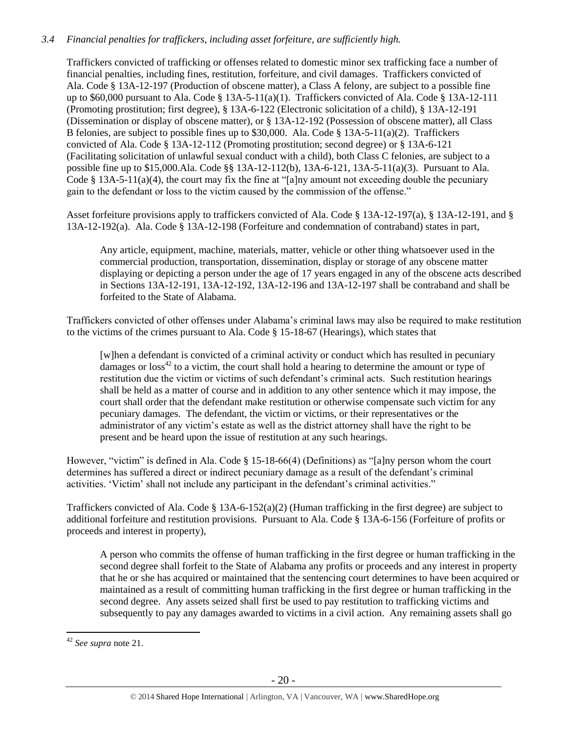*3.4 Financial penalties for traffickers, including asset forfeiture, are sufficiently high.*

Traffickers convicted of trafficking or offenses related to domestic minor sex trafficking face a number of financial penalties, including fines, restitution, forfeiture, and civil damages. Traffickers convicted of Ala. Code § 13A-12-197 (Production of obscene matter), a Class A felony, are subject to a possible fine up to $60,000 pursuant to Ala. Code § 13A-5-11(a)(1). Traffickers convicted of Ala. Code § 13A-12-111 (Promoting prostitution; first degree), § 13A-6-122 (Electronic solicitation of a child), § 13A-12-191 (Dissemination or display of obscene matter), or § 13A-12-192 (Possession of obscene matter), all Class B felonies, are subject to possible fines up to $30,000. Ala. Code § 13A-5-11(a)(2). Traffickers convicted of Ala. Code § 13A-12-112 (Promoting prostitution; second degree) or § 13A-6-121 (Facilitating solicitation of unlawful sexual conduct with a child), both Class C felonies, are subject to a possible fine up to $15,000.Ala. Code §§ 13A-12-112(b), 13A-6-121, 13A-5-11(a)(3). Pursuant to Ala. Code § 13A-5-11(a)(4), the court may fix the fine at "[a]ny amount not exceeding double the pecuniary gain to the defendant or loss to the victim caused by the commission of the offense."

Asset forfeiture provisions apply to traffickers convicted of Ala. Code § 13A-12-197(a), § 13A-12-191, and § 13A-12-192(a). Ala. Code § 13A-12-198 (Forfeiture and condemnation of contraband) states in part,

> Any article, equipment, machine, materials, matter, vehicle or other thing whatsoever used in the commercial production, transportation, dissemination, display or storage of any obscene matter displaying or depicting a person under the age of 17 years engaged in any of the obscene acts described in Sections 13A-12-191, 13A-12-192, 13A-12-196 and 13A-12-197 shall be contraband and shall be forfeited to the State of Alabama.

Traffickers convicted of other offenses under Alabama's criminal laws may also be required to make restitution to the victims of the crimes pursuant to Ala. Code § 15-18-67 (Hearings), which states that

> [w]hen a defendant is convicted of a criminal activity or conduct which has resulted in pecuniary damages or loss[42] to a victim, the court shall hold a hearing to determine the amount or type of restitution due the victim or victims of such defendant's criminal acts. Such restitution hearings shall be held as a matter of course and in addition to any other sentence which it may impose, the court shall order that the defendant make restitution or otherwise compensate such victim for any pecuniary damages. The defendant, the victim or victims, or their representatives or the administrator of any victim's estate as well as the district attorney shall have the right to be present and be heard upon the issue of restitution at any such hearings.

However, "victim" is defined in Ala. Code § 15-18-66(4) (Definitions) as "[a]ny person whom the court determines has suffered a direct or indirect pecuniary damage as a result of the defendant's criminal activities. 'Victim' shall not include any participant in the defendant's criminal activities."

Traffickers convicted of Ala. Code § 13A-6-152(a)(2) (Human trafficking in the first degree) are subject to additional forfeiture and restitution provisions. Pursuant to Ala. Code § 13A-6-156 (Forfeiture of profits or proceeds and interest in property),

> A person who commits the offense of human trafficking in the first degree or human trafficking in the second degree shall forfeit to the State of Alabama any profits or proceeds and any interest in property that he or she has acquired or maintained that the sentencing court determines to have been acquired or maintained as a result of committing human trafficking in the first degree or human trafficking in the second degree. Any assets seized shall first be used to pay restitution to trafficking victims and subsequently to pay any damages awarded to victims in a civil action. Any remaining assets shall go

---

[42] *See supra* note 21.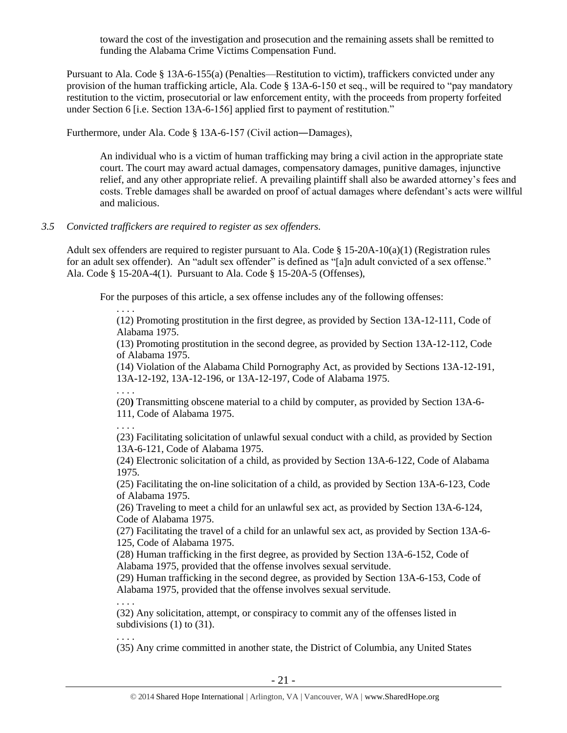toward the cost of the investigation and prosecution and the remaining assets shall be remitted to funding the Alabama Crime Victims Compensation Fund.

Pursuant to Ala. Code § 13A-6-155(a) (Penalties—Restitution to victim), traffickers convicted under any provision of the human trafficking article, Ala. Code § 13A-6-150 et seq., will be required to "pay mandatory restitution to the victim, prosecutorial or law enforcement entity, with the proceeds from property forfeited under Section 6 [i.e. Section 13A-6-156] applied first to payment of restitution."

Furthermore, under Ala. Code § 13A-6-157 (Civil action―Damages),

> An individual who is a victim of human trafficking may bring a civil action in the appropriate state court. The court may award actual damages, compensatory damages, punitive damages, injunctive relief, and any other appropriate relief. A prevailing plaintiff shall also be awarded attorney's fees and costs. Treble damages shall be awarded on proof of actual damages where defendant's acts were willful and malicious.

*3.5 Convicted traffickers are required to register as sex offenders.*

Adult sex offenders are required to register pursuant to Ala. Code § 15-20A-10(a)(1) (Registration rules for an adult sex offender). An "adult sex offender" is defined as "[a]n adult convicted of a sex offense." Ala. Code § 15-20A-4(1). Pursuant to Ala. Code § 15-20A-5 (Offenses),

> For the purposes of this article, a sex offense includes any of the following offenses:
>
> . . . .
>
> (12) Promoting prostitution in the first degree, as provided by Section 13A-12-111, Code of Alabama 1975.
>
> (13) Promoting prostitution in the second degree, as provided by Section 13A-12-112, Code of Alabama 1975.
>
> (14) Violation of the Alabama Child Pornography Act, as provided by Sections 13A-12-191, 13A-12-192, 13A-12-196, or 13A-12-197, Code of Alabama 1975.
>
> . . . .
>
> (20**)** Transmitting obscene material to a child by computer, as provided by Section 13A-6-111, Code of Alabama 1975.
>
> . . . .
>
> (23) Facilitating solicitation of unlawful sexual conduct with a child, as provided by Section 13A-6-121, Code of Alabama 1975.
>
> (24) Electronic solicitation of a child, as provided by Section 13A-6-122, Code of Alabama 1975.
>
> (25) Facilitating the on-line solicitation of a child, as provided by Section 13A-6-123, Code of Alabama 1975.
>
> (26) Traveling to meet a child for an unlawful sex act, as provided by Section 13A-6-124, Code of Alabama 1975.
>
> (27) Facilitating the travel of a child for an unlawful sex act, as provided by Section 13A-6-125, Code of Alabama 1975.
>
> (28) Human trafficking in the first degree, as provided by Section 13A-6-152, Code of Alabama 1975, provided that the offense involves sexual servitude.
>
> (29) Human trafficking in the second degree, as provided by Section 13A-6-153, Code of Alabama 1975, provided that the offense involves sexual servitude.
>
> . . . .
>
> (32) Any solicitation, attempt, or conspiracy to commit any of the offenses listed in subdivisions (1) to (31).
>
> . . . .
>
> (35) Any crime committed in another state, the District of Columbia, any United States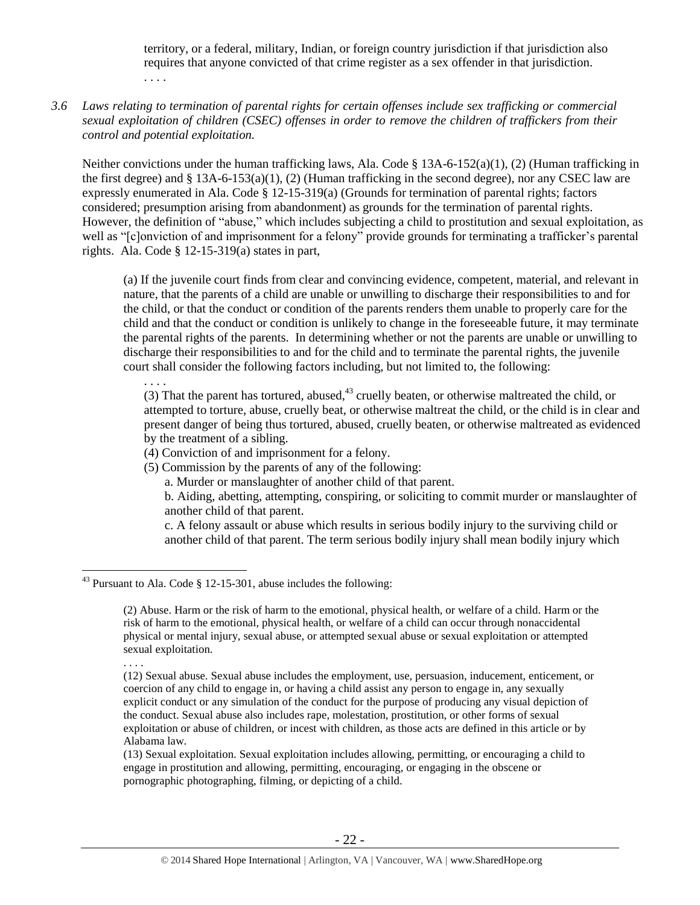territory, or a federal, military, Indian, or foreign country jurisdiction if that jurisdiction also requires that anyone convicted of that crime register as a sex offender in that jurisdiction.

. . . .

*3.6 Laws relating to termination of parental rights for certain offenses include sex trafficking or commercial sexual exploitation of children (CSEC) offenses in order to remove the children of traffickers from their control and potential exploitation.*

Neither convictions under the human trafficking laws, Ala. Code § 13A-6-152(a)(1), (2) (Human trafficking in the first degree) and § 13A-6-153(a)(1), (2) (Human trafficking in the second degree), nor any CSEC law are expressly enumerated in Ala. Code § 12-15-319(a) (Grounds for termination of parental rights; factors considered; presumption arising from abandonment) as grounds for the termination of parental rights. However, the definition of "abuse," which includes subjecting a child to prostitution and sexual exploitation, as well as "[c]onviction of and imprisonment for a felony" provide grounds for terminating a trafficker's parental rights. Ala. Code § 12-15-319(a) states in part,

> (a) If the juvenile court finds from clear and convincing evidence, competent, material, and relevant in nature, that the parents of a child are unable or unwilling to discharge their responsibilities to and for the child, or that the conduct or condition of the parents renders them unable to properly care for the child and that the conduct or condition is unlikely to change in the foreseeable future, it may terminate the parental rights of the parents. In determining whether or not the parents are unable or unwilling to discharge their responsibilities to and for the child and to terminate the parental rights, the juvenile court shall consider the following factors including, but not limited to, the following:
>
> . . . .
>
> (3) That the parent has tortured, abused,[43] cruelly beaten, or otherwise maltreated the child, or attempted to torture, abuse, cruelly beat, or otherwise maltreat the child, or the child is in clear and present danger of being thus tortured, abused, cruelly beaten, or otherwise maltreated as evidenced by the treatment of a sibling.
>
> (4) Conviction of and imprisonment for a felony.
>
> (5) Commission by the parents of any of the following:
>
> a. Murder or manslaughter of another child of that parent.
>
> b. Aiding, abetting, attempting, conspiring, or soliciting to commit murder or manslaughter of another child of that parent.
>
> c. A felony assault or abuse which results in serious bodily injury to the surviving child or another child of that parent. The term serious bodily injury shall mean bodily injury which

---

[43] Pursuant to Ala. Code § 12-15-301, abuse includes the following:

> (2) Abuse. Harm or the risk of harm to the emotional, physical health, or welfare of a child. Harm or the risk of harm to the emotional, physical health, or welfare of a child can occur through nonaccidental physical or mental injury, sexual abuse, or attempted sexual abuse or sexual exploitation or attempted sexual exploitation.
>
> . . . .
>
> (12) Sexual abuse. Sexual abuse includes the employment, use, persuasion, inducement, enticement, or coercion of any child to engage in, or having a child assist any person to engage in, any sexually explicit conduct or any simulation of the conduct for the purpose of producing any visual depiction of the conduct. Sexual abuse also includes rape, molestation, prostitution, or other forms of sexual exploitation or abuse of children, or incest with children, as those acts are defined in this article or by Alabama law.
>
> (13) Sexual exploitation. Sexual exploitation includes allowing, permitting, or encouraging a child to engage in prostitution and allowing, permitting, encouraging, or engaging in the obscene or pornographic photographing, filming, or depicting of a child.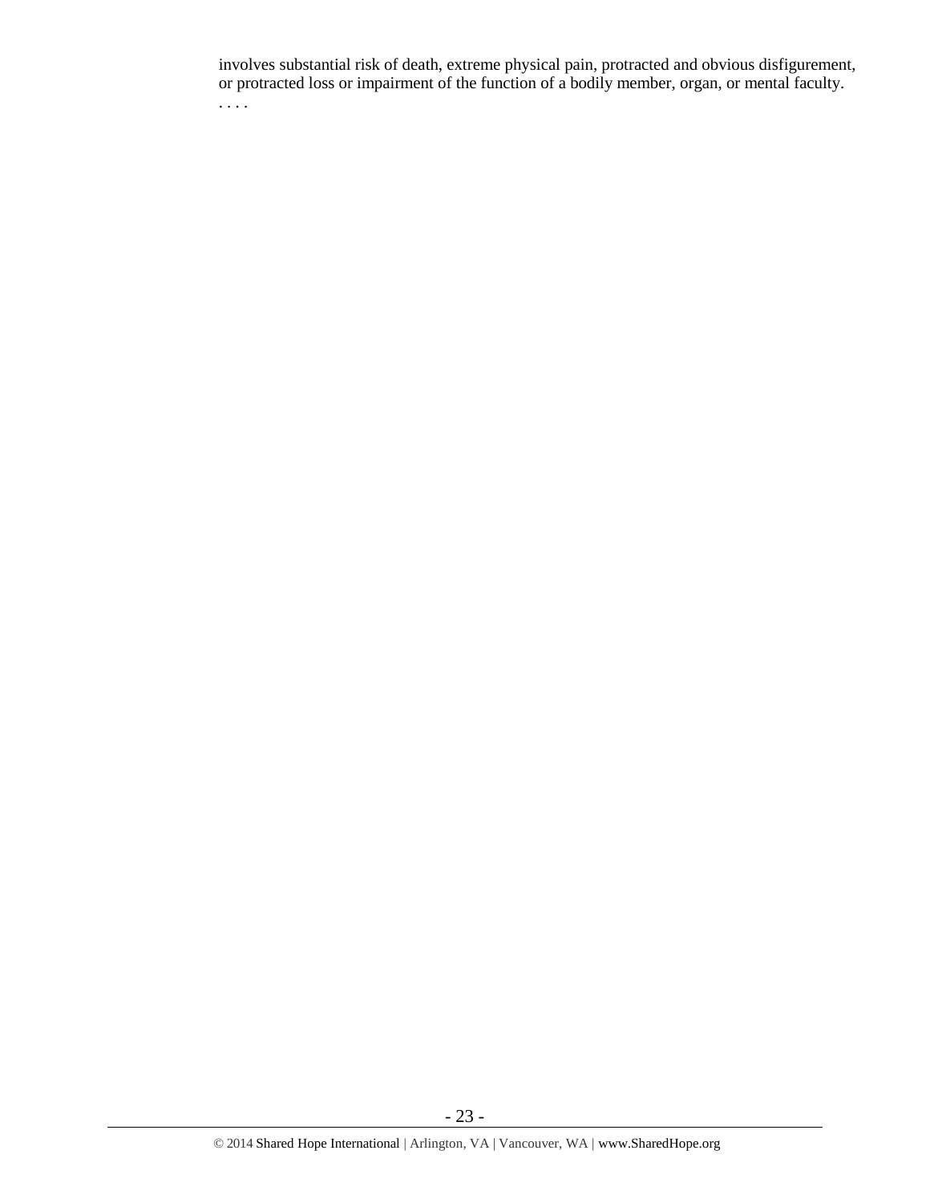involves substantial risk of death, extreme physical pain, protracted and obvious disfigurement, or protracted loss or impairment of the function of a bodily member, organ, or mental faculty.
. . . .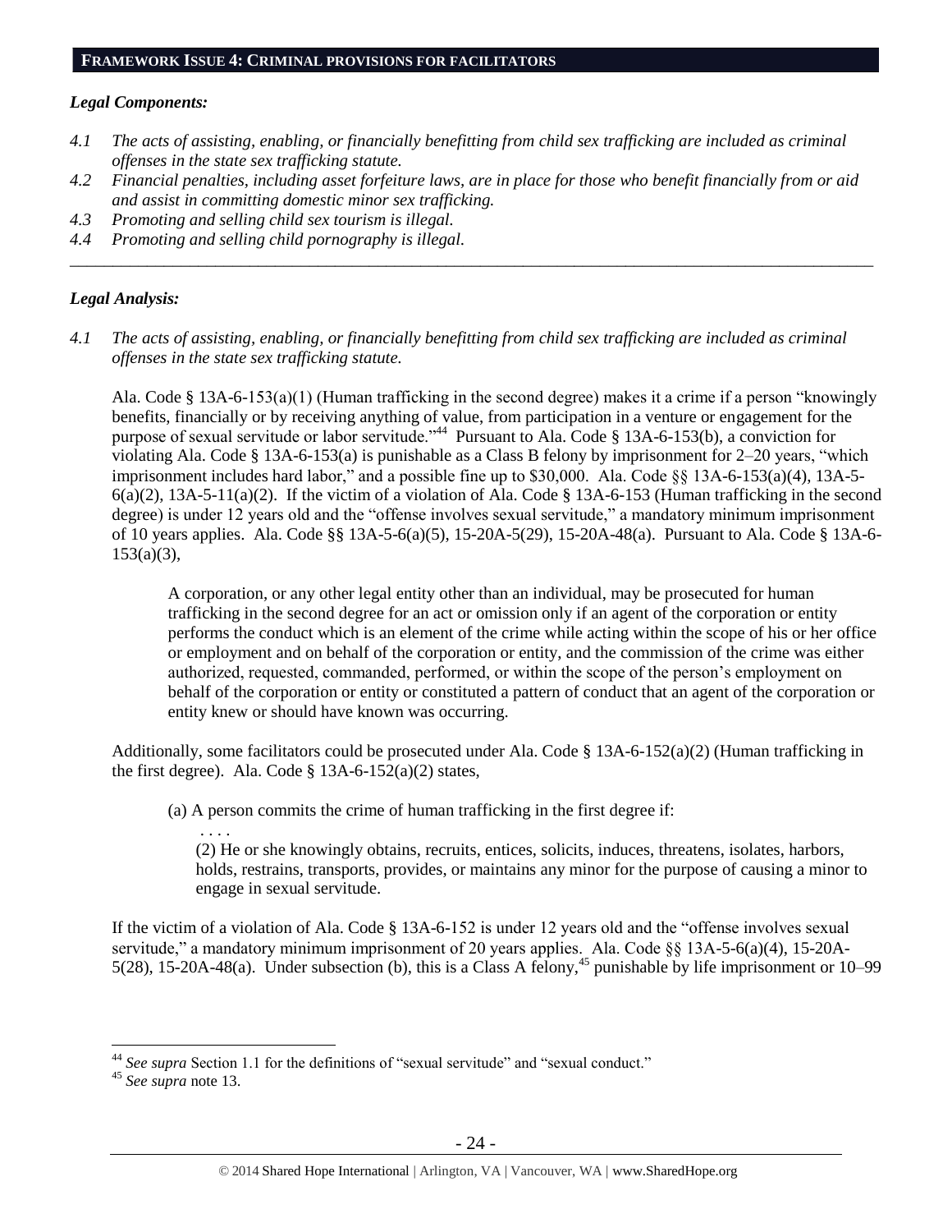## FRAMEWORK ISSUE 4: CRIMINAL PROVISIONS FOR FACILITATORS

### *Legal Components:*

*4.1 The acts of assisting, enabling, or financially benefitting from child sex trafficking are included as criminal offenses in the state sex trafficking statute.*

*4.2 Financial penalties, including asset forfeiture laws, are in place for those who benefit financially from or aid and assist in committing domestic minor sex trafficking.*

*4.3 Promoting and selling child sex tourism is illegal.*

*4.4 Promoting and selling child pornography is illegal.*

---

### *Legal Analysis:*

*4.1 The acts of assisting, enabling, or financially benefitting from child sex trafficking are included as criminal offenses in the state sex trafficking statute.*

Ala. Code § 13A-6-153(a)(1) (Human trafficking in the second degree) makes it a crime if a person "knowingly benefits, financially or by receiving anything of value, from participation in a venture or engagement for the purpose of sexual servitude or labor servitude."[44] Pursuant to Ala. Code § 13A-6-153(b), a conviction for violating Ala. Code § 13A-6-153(a) is punishable as a Class B felony by imprisonment for 2–20 years, "which imprisonment includes hard labor," and a possible fine up to $30,000. Ala. Code §§ 13A-6-153(a)(4), 13A-5-6(a)(2), 13A-5-11(a)(2). If the victim of a violation of Ala. Code § 13A-6-153 (Human trafficking in the second degree) is under 12 years old and the "offense involves sexual servitude," a mandatory minimum imprisonment of 10 years applies. Ala. Code §§ 13A-5-6(a)(5), 15-20A-5(29), 15-20A-48(a). Pursuant to Ala. Code § 13A-6-153(a)(3),

> A corporation, or any other legal entity other than an individual, may be prosecuted for human trafficking in the second degree for an act or omission only if an agent of the corporation or entity performs the conduct which is an element of the crime while acting within the scope of his or her office or employment and on behalf of the corporation or entity, and the commission of the crime was either authorized, requested, commanded, performed, or within the scope of the person's employment on behalf of the corporation or entity or constituted a pattern of conduct that an agent of the corporation or entity knew or should have known was occurring.

Additionally, some facilitators could be prosecuted under Ala. Code § 13A-6-152(a)(2) (Human trafficking in the first degree). Ala. Code § 13A-6-152(a)(2) states,

> (a) A person commits the crime of human trafficking in the first degree if:
>
> . . . .
>
> (2) He or she knowingly obtains, recruits, entices, solicits, induces, threatens, isolates, harbors, holds, restrains, transports, provides, or maintains any minor for the purpose of causing a minor to engage in sexual servitude.

If the victim of a violation of Ala. Code § 13A-6-152 is under 12 years old and the "offense involves sexual servitude," a mandatory minimum imprisonment of 20 years applies. Ala. Code §§ 13A-5-6(a)(4), 15-20A-5(28), 15-20A-48(a). Under subsection (b), this is a Class A felony,[45] punishable by life imprisonment or 10–99

---

[44] *See supra* Section 1.1 for the definitions of "sexual servitude" and "sexual conduct."

[45] *See supra* note 13.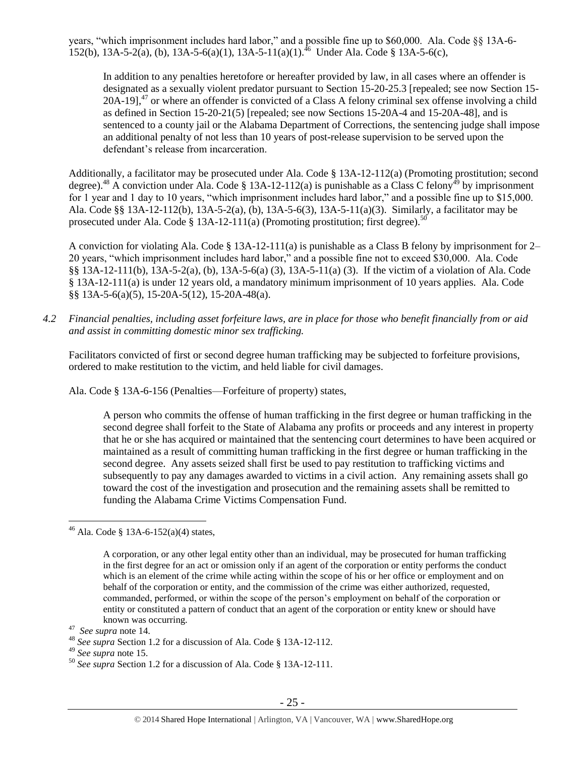years, "which imprisonment includes hard labor," and a possible fine up to $60,000. Ala. Code §§ 13A-6-152(b), 13A-5-2(a), (b), 13A-5-6(a)(1), 13A-5-11(a)(1).[46] Under Ala. Code § 13A-5-6(c),

> In addition to any penalties heretofore or hereafter provided by law, in all cases where an offender is designated as a sexually violent predator pursuant to Section 15-20-25.3 [repealed; see now Section 15-20A-19],[47] or where an offender is convicted of a Class A felony criminal sex offense involving a child as defined in Section 15-20-21(5) [repealed; see now Sections 15-20A-4 and 15-20A-48], and is sentenced to a county jail or the Alabama Department of Corrections, the sentencing judge shall impose an additional penalty of not less than 10 years of post-release supervision to be served upon the defendant's release from incarceration.

Additionally, a facilitator may be prosecuted under Ala. Code § 13A-12-112(a) (Promoting prostitution; second degree).[48] A conviction under Ala. Code § 13A-12-112(a) is punishable as a Class C felony[49] by imprisonment for 1 year and 1 day to 10 years, "which imprisonment includes hard labor," and a possible fine up to $15,000. Ala. Code §§ 13A-12-112(b), 13A-5-2(a), (b), 13A-5-6(3), 13A-5-11(a)(3). Similarly, a facilitator may be prosecuted under Ala. Code § 13A-12-111(a) (Promoting prostitution; first degree).[50]

A conviction for violating Ala. Code § 13A-12-111(a) is punishable as a Class B felony by imprisonment for 2–20 years, "which imprisonment includes hard labor," and a possible fine not to exceed $30,000. Ala. Code §§ 13A-12-111(b), 13A-5-2(a), (b), 13A-5-6(a) (3), 13A-5-11(a) (3). If the victim of a violation of Ala. Code § 13A-12-111(a) is under 12 years old, a mandatory minimum imprisonment of 10 years applies. Ala. Code §§ 13A-5-6(a)(5), 15-20A-5(12), 15-20A-48(a).

*4.2 Financial penalties, including asset forfeiture laws, are in place for those who benefit financially from or aid and assist in committing domestic minor sex trafficking.*

Facilitators convicted of first or second degree human trafficking may be subjected to forfeiture provisions, ordered to make restitution to the victim, and held liable for civil damages.

Ala. Code § 13A-6-156 (Penalties—Forfeiture of property) states,

> A person who commits the offense of human trafficking in the first degree or human trafficking in the second degree shall forfeit to the State of Alabama any profits or proceeds and any interest in property that he or she has acquired or maintained that the sentencing court determines to have been acquired or maintained as a result of committing human trafficking in the first degree or human trafficking in the second degree. Any assets seized shall first be used to pay restitution to trafficking victims and subsequently to pay any damages awarded to victims in a civil action. Any remaining assets shall go toward the cost of the investigation and prosecution and the remaining assets shall be remitted to funding the Alabama Crime Victims Compensation Fund.

---

[46] Ala. Code § 13A-6-152(a)(4) states,

> A corporation, or any other legal entity other than an individual, may be prosecuted for human trafficking in the first degree for an act or omission only if an agent of the corporation or entity performs the conduct which is an element of the crime while acting within the scope of his or her office or employment and on behalf of the corporation or entity, and the commission of the crime was either authorized, requested, commanded, performed, or within the scope of the person's employment on behalf of the corporation or entity or constituted a pattern of conduct that an agent of the corporation or entity knew or should have known was occurring.

[47] *See supra* note 14.

[48] *See supra* Section 1.2 for a discussion of Ala. Code § 13A-12-112.

[49] *See supra* note 15.

[50] *See supra* Section 1.2 for a discussion of Ala. Code § 13A-12-111.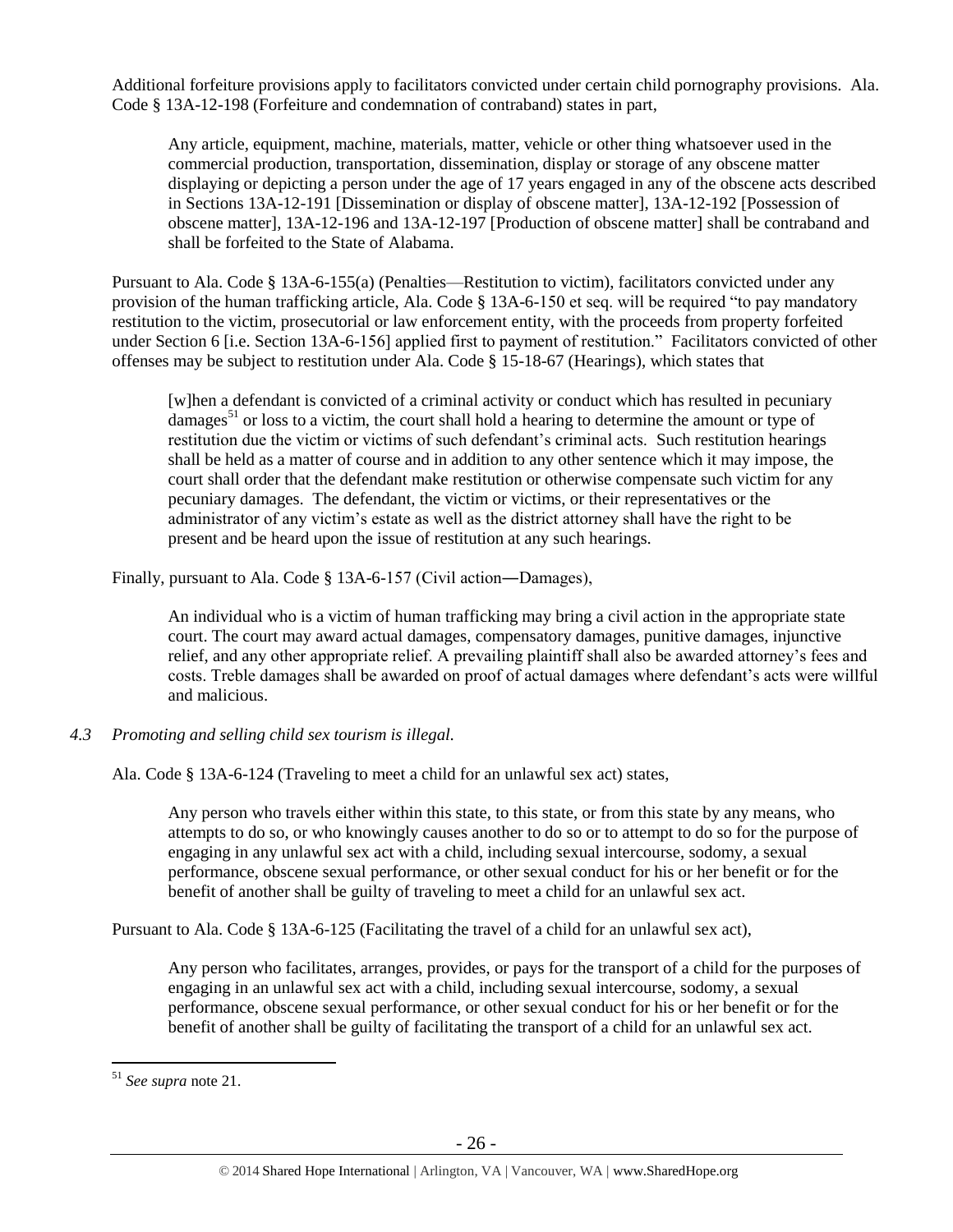Additional forfeiture provisions apply to facilitators convicted under certain child pornography provisions. Ala. Code § 13A-12-198 (Forfeiture and condemnation of contraband) states in part,

> Any article, equipment, machine, materials, matter, vehicle or other thing whatsoever used in the commercial production, transportation, dissemination, display or storage of any obscene matter displaying or depicting a person under the age of 17 years engaged in any of the obscene acts described in Sections 13A-12-191 [Dissemination or display of obscene matter], 13A-12-192 [Possession of obscene matter], 13A-12-196 and 13A-12-197 [Production of obscene matter] shall be contraband and shall be forfeited to the State of Alabama.

Pursuant to Ala. Code § 13A-6-155(a) (Penalties—Restitution to victim), facilitators convicted under any provision of the human trafficking article, Ala. Code § 13A-6-150 et seq. will be required "to pay mandatory restitution to the victim, prosecutorial or law enforcement entity, with the proceeds from property forfeited under Section 6 [i.e. Section 13A-6-156] applied first to payment of restitution." Facilitators convicted of other offenses may be subject to restitution under Ala. Code § 15-18-67 (Hearings), which states that

> [w]hen a defendant is convicted of a criminal activity or conduct which has resulted in pecuniary damages[51] or loss to a victim, the court shall hold a hearing to determine the amount or type of restitution due the victim or victims of such defendant's criminal acts. Such restitution hearings shall be held as a matter of course and in addition to any other sentence which it may impose, the court shall order that the defendant make restitution or otherwise compensate such victim for any pecuniary damages. The defendant, the victim or victims, or their representatives or the administrator of any victim's estate as well as the district attorney shall have the right to be present and be heard upon the issue of restitution at any such hearings.

Finally, pursuant to Ala. Code § 13A-6-157 (Civil action―Damages),

> An individual who is a victim of human trafficking may bring a civil action in the appropriate state court. The court may award actual damages, compensatory damages, punitive damages, injunctive relief, and any other appropriate relief. A prevailing plaintiff shall also be awarded attorney's fees and costs. Treble damages shall be awarded on proof of actual damages where defendant's acts were willful and malicious.

*4.3 Promoting and selling child sex tourism is illegal.*

Ala. Code § 13A-6-124 (Traveling to meet a child for an unlawful sex act) states,

> Any person who travels either within this state, to this state, or from this state by any means, who attempts to do so, or who knowingly causes another to do so or to attempt to do so for the purpose of engaging in any unlawful sex act with a child, including sexual intercourse, sodomy, a sexual performance, obscene sexual performance, or other sexual conduct for his or her benefit or for the benefit of another shall be guilty of traveling to meet a child for an unlawful sex act.

Pursuant to Ala. Code § 13A-6-125 (Facilitating the travel of a child for an unlawful sex act),

> Any person who facilitates, arranges, provides, or pays for the transport of a child for the purposes of engaging in an unlawful sex act with a child, including sexual intercourse, sodomy, a sexual performance, obscene sexual performance, or other sexual conduct for his or her benefit or for the benefit of another shall be guilty of facilitating the transport of a child for an unlawful sex act.

---

[51] *See supra* note 21.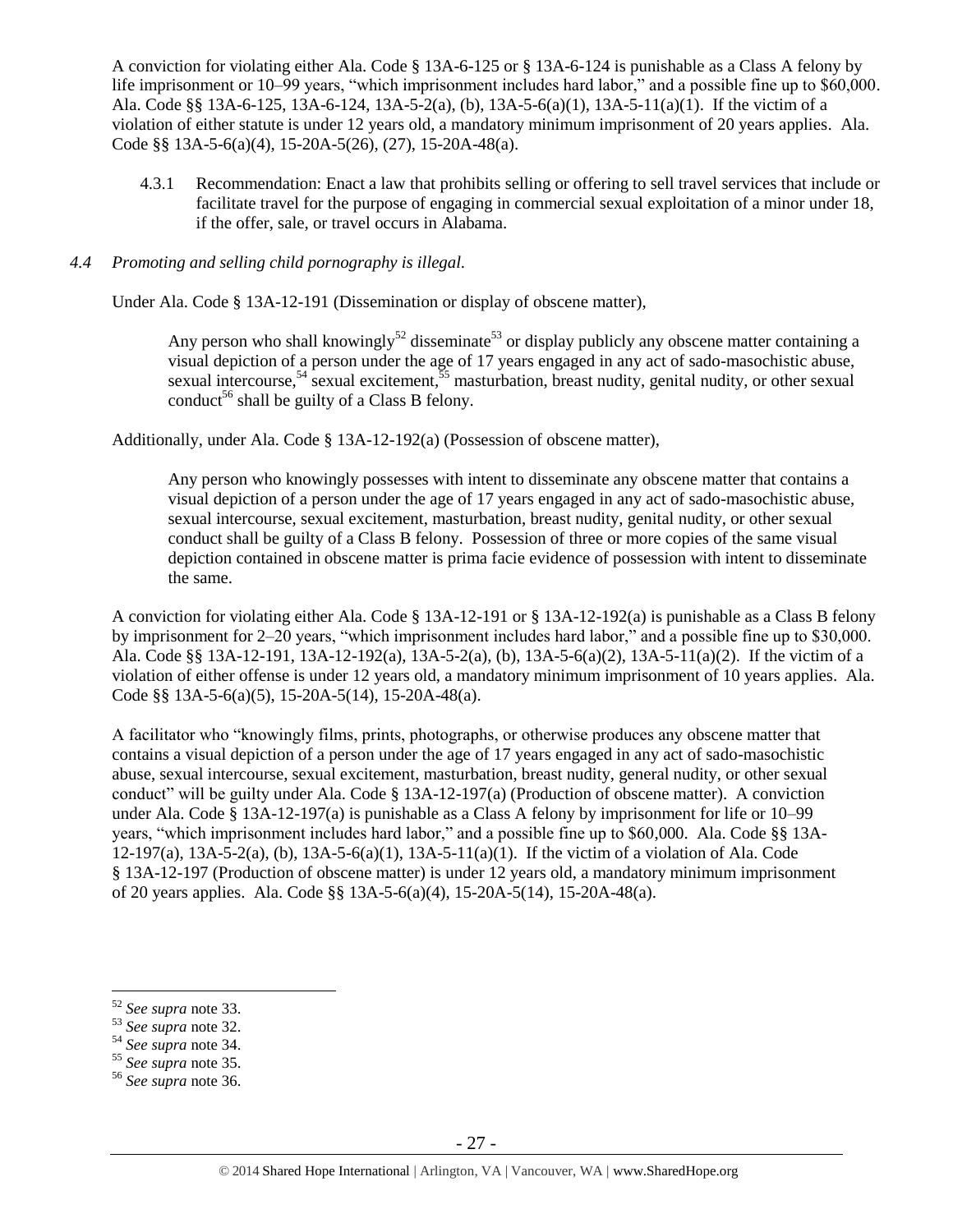A conviction for violating either Ala. Code § 13A-6-125 or § 13A-6-124 is punishable as a Class A felony by life imprisonment or 10–99 years, "which imprisonment includes hard labor," and a possible fine up to $60,000. Ala. Code §§ 13A-6-125, 13A-6-124, 13A-5-2(a), (b), 13A-5-6(a)(1), 13A-5-11(a)(1). If the victim of a violation of either statute is under 12 years old, a mandatory minimum imprisonment of 20 years applies. Ala. Code §§ 13A-5-6(a)(4), 15-20A-5(26), (27), 15-20A-48(a).

4.3.1 Recommendation: Enact a law that prohibits selling or offering to sell travel services that include or facilitate travel for the purpose of engaging in commercial sexual exploitation of a minor under 18, if the offer, sale, or travel occurs in Alabama.

*4.4 Promoting and selling child pornography is illegal.*

Under Ala. Code § 13A-12-191 (Dissemination or display of obscene matter),

> Any person who shall knowingly[52] disseminate[53] or display publicly any obscene matter containing a visual depiction of a person under the age of 17 years engaged in any act of sado-masochistic abuse, sexual intercourse,[54] sexual excitement,[55] masturbation, breast nudity, genital nudity, or other sexual conduct[56] shall be guilty of a Class B felony.

Additionally, under Ala. Code § 13A-12-192(a) (Possession of obscene matter),

> Any person who knowingly possesses with intent to disseminate any obscene matter that contains a visual depiction of a person under the age of 17 years engaged in any act of sado-masochistic abuse, sexual intercourse, sexual excitement, masturbation, breast nudity, genital nudity, or other sexual conduct shall be guilty of a Class B felony. Possession of three or more copies of the same visual depiction contained in obscene matter is prima facie evidence of possession with intent to disseminate the same.

A conviction for violating either Ala. Code § 13A-12-191 or § 13A-12-192(a) is punishable as a Class B felony by imprisonment for 2–20 years, "which imprisonment includes hard labor," and a possible fine up to $30,000. Ala. Code §§ 13A-12-191, 13A-12-192(a), 13A-5-2(a), (b), 13A-5-6(a)(2), 13A-5-11(a)(2). If the victim of a violation of either offense is under 12 years old, a mandatory minimum imprisonment of 10 years applies. Ala. Code §§ 13A-5-6(a)(5), 15-20A-5(14), 15-20A-48(a).

A facilitator who "knowingly films, prints, photographs, or otherwise produces any obscene matter that contains a visual depiction of a person under the age of 17 years engaged in any act of sado-masochistic abuse, sexual intercourse, sexual excitement, masturbation, breast nudity, general nudity, or other sexual conduct" will be guilty under Ala. Code § 13A-12-197(a) (Production of obscene matter). A conviction under Ala. Code § 13A-12-197(a) is punishable as a Class A felony by imprisonment for life or 10–99 years, "which imprisonment includes hard labor," and a possible fine up to $60,000. Ala. Code §§ 13A-12-197(a), 13A-5-2(a), (b), 13A-5-6(a)(1), 13A-5-11(a)(1). If the victim of a violation of Ala. Code § 13A-12-197 (Production of obscene matter) is under 12 years old, a mandatory minimum imprisonment of 20 years applies. Ala. Code §§ 13A-5-6(a)(4), 15-20A-5(14), 15-20A-48(a).

---

[52] *See supra* note 33.

[53] *See supra* note 32.

[54] *See supra* note 34.

[55] *See supra* note 35.

[56] *See supra* note 36.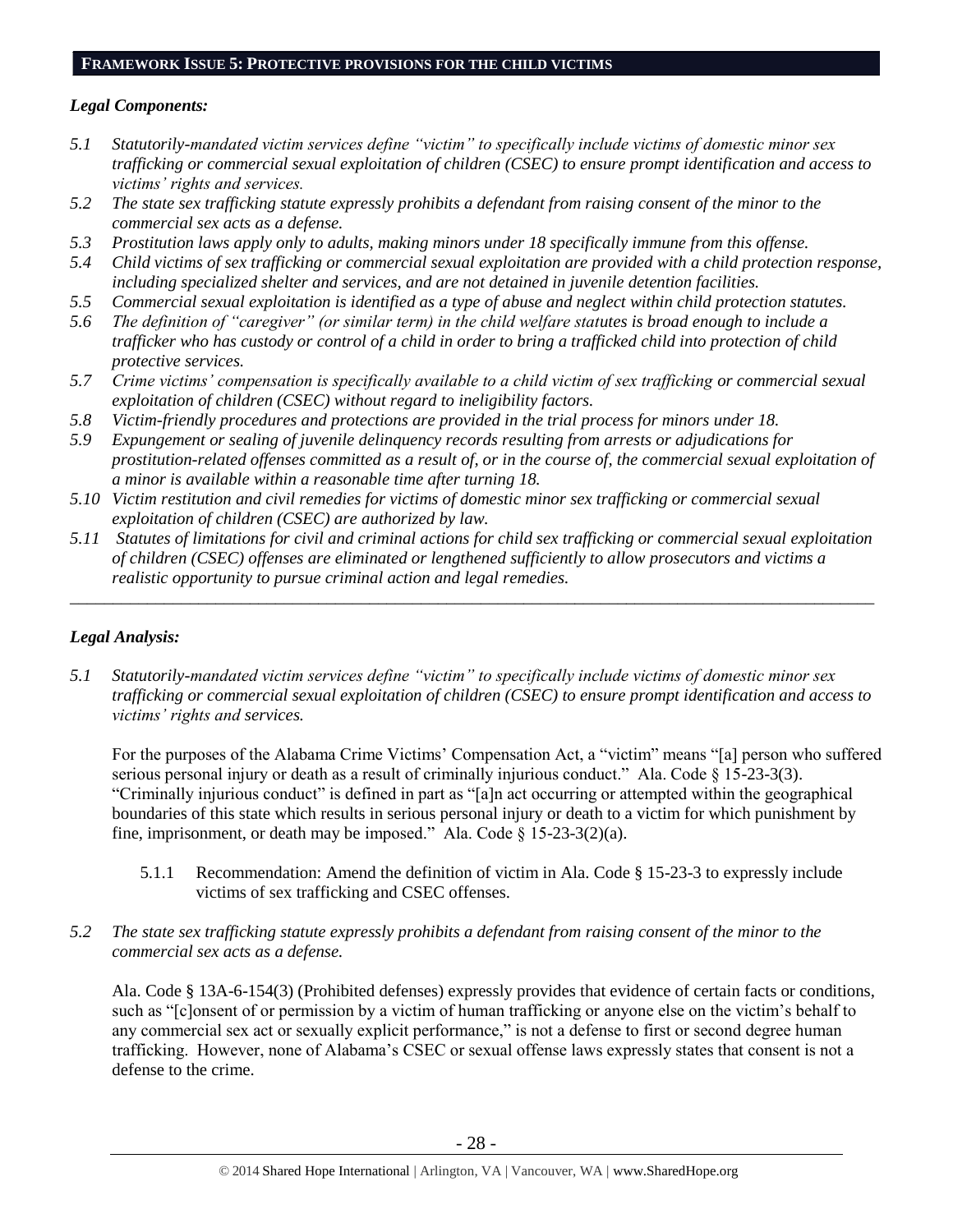## FRAMEWORK ISSUE 5: PROTECTIVE PROVISIONS FOR THE CHILD VICTIMS

### *Legal Components:*

*5.1 Statutorily-mandated victim services define "victim" to specifically include victims of domestic minor sex trafficking or commercial sexual exploitation of children (CSEC) to ensure prompt identification and access to victims' rights and services.*

*5.2 The state sex trafficking statute expressly prohibits a defendant from raising consent of the minor to the commercial sex acts as a defense.*

*5.3 Prostitution laws apply only to adults, making minors under 18 specifically immune from this offense.*

*5.4 Child victims of sex trafficking or commercial sexual exploitation are provided with a child protection response, including specialized shelter and services, and are not detained in juvenile detention facilities.*

*5.5 Commercial sexual exploitation is identified as a type of abuse and neglect within child protection statutes.*

*5.6 The definition of "caregiver" (or similar term) in the child welfare statutes is broad enough to include a trafficker who has custody or control of a child in order to bring a trafficked child into protection of child protective services.*

*5.7 Crime victims' compensation is specifically available to a child victim of sex trafficking or commercial sexual exploitation of children (CSEC) without regard to ineligibility factors.*

*5.8 Victim-friendly procedures and protections are provided in the trial process for minors under 18.*

*5.9 Expungement or sealing of juvenile delinquency records resulting from arrests or adjudications for prostitution-related offenses committed as a result of, or in the course of, the commercial sexual exploitation of a minor is available within a reasonable time after turning 18.*

*5.10 Victim restitution and civil remedies for victims of domestic minor sex trafficking or commercial sexual exploitation of children (CSEC) are authorized by law.*

*5.11 Statutes of limitations for civil and criminal actions for child sex trafficking or commercial sexual exploitation of children (CSEC) offenses are eliminated or lengthened sufficiently to allow prosecutors and victims a realistic opportunity to pursue criminal action and legal remedies.*

---

### *Legal Analysis:*

*5.1 Statutorily-mandated victim services define "victim" to specifically include victims of domestic minor sex trafficking or commercial sexual exploitation of children (CSEC) to ensure prompt identification and access to victims' rights and services.*

For the purposes of the Alabama Crime Victims' Compensation Act, a "victim" means "[a] person who suffered serious personal injury or death as a result of criminally injurious conduct." Ala. Code § 15-23-3(3). "Criminally injurious conduct" is defined in part as "[a]n act occurring or attempted within the geographical boundaries of this state which results in serious personal injury or death to a victim for which punishment by fine, imprisonment, or death may be imposed." Ala. Code § 15-23-3(2)(a).

5.1.1 Recommendation: Amend the definition of victim in Ala. Code § 15-23-3 to expressly include victims of sex trafficking and CSEC offenses.

*5.2 The state sex trafficking statute expressly prohibits a defendant from raising consent of the minor to the commercial sex acts as a defense.*

Ala. Code § 13A-6-154(3) (Prohibited defenses) expressly provides that evidence of certain facts or conditions, such as "[c]onsent of or permission by a victim of human trafficking or anyone else on the victim's behalf to any commercial sex act or sexually explicit performance," is not a defense to first or second degree human trafficking. However, none of Alabama's CSEC or sexual offense laws expressly states that consent is not a defense to the crime.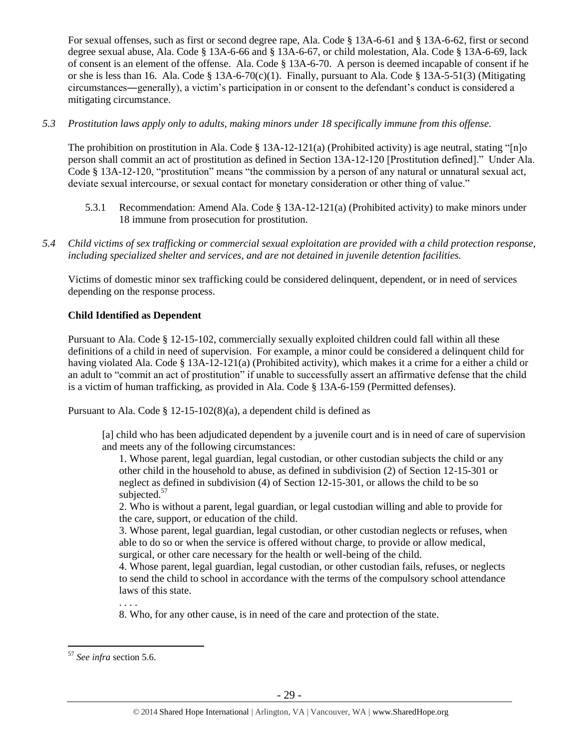For sexual offenses, such as first or second degree rape, Ala. Code § 13A-6-61 and § 13A-6-62, first or second degree sexual abuse, Ala. Code § 13A-6-66 and § 13A-6-67, or child molestation, Ala. Code § 13A-6-69, lack of consent is an element of the offense. Ala. Code § 13A-6-70. A person is deemed incapable of consent if he or she is less than 16. Ala. Code § 13A-6-70(c)(1). Finally, pursuant to Ala. Code § 13A-5-51(3) (Mitigating circumstances―generally), a victim's participation in or consent to the defendant's conduct is considered a mitigating circumstance.

*5.3 Prostitution laws apply only to adults, making minors under 18 specifically immune from this offense.*

The prohibition on prostitution in Ala. Code § 13A-12-121(a) (Prohibited activity) is age neutral, stating "[n]o person shall commit an act of prostitution as defined in Section 13A-12-120 [Prostitution defined]." Under Ala. Code § 13A-12-120, "prostitution" means "the commission by a person of any natural or unnatural sexual act, deviate sexual intercourse, or sexual contact for monetary consideration or other thing of value."

5.3.1 Recommendation: Amend Ala. Code § 13A-12-121(a) (Prohibited activity) to make minors under 18 immune from prosecution for prostitution.

*5.4 Child victims of sex trafficking or commercial sexual exploitation are provided with a child protection response, including specialized shelter and services, and are not detained in juvenile detention facilities.*

Victims of domestic minor sex trafficking could be considered delinquent, dependent, or in need of services depending on the response process.

**Child Identified as Dependent**

Pursuant to Ala. Code § 12-15-102, commercially sexually exploited children could fall within all these definitions of a child in need of supervision. For example, a minor could be considered a delinquent child for having violated Ala. Code § 13A-12-121(a) (Prohibited activity), which makes it a crime for a either a child or an adult to "commit an act of prostitution" if unable to successfully assert an affirmative defense that the child is a victim of human trafficking, as provided in Ala. Code § 13A-6-159 (Permitted defenses).

Pursuant to Ala. Code § 12-15-102(8)(a), a dependent child is defined as

> [a] child who has been adjudicated dependent by a juvenile court and is in need of care of supervision and meets any of the following circumstances:
>
> 1. Whose parent, legal guardian, legal custodian, or other custodian subjects the child or any other child in the household to abuse, as defined in subdivision (2) of Section 12-15-301 or neglect as defined in subdivision (4) of Section 12-15-301, or allows the child to be so subjected.[57]
> 2. Who is without a parent, legal guardian, or legal custodian willing and able to provide for the care, support, or education of the child.
> 3. Whose parent, legal guardian, legal custodian, or other custodian neglects or refuses, when able to do so or when the service is offered without charge, to provide or allow medical, surgical, or other care necessary for the health or well-being of the child.
> 4. Whose parent, legal guardian, legal custodian, or other custodian fails, refuses, or neglects to send the child to school in accordance with the terms of the compulsory school attendance laws of this state.
>
> . . . .
>
> 8. Who, for any other cause, is in need of the care and protection of the state.

[57] *See infra* section 5.6.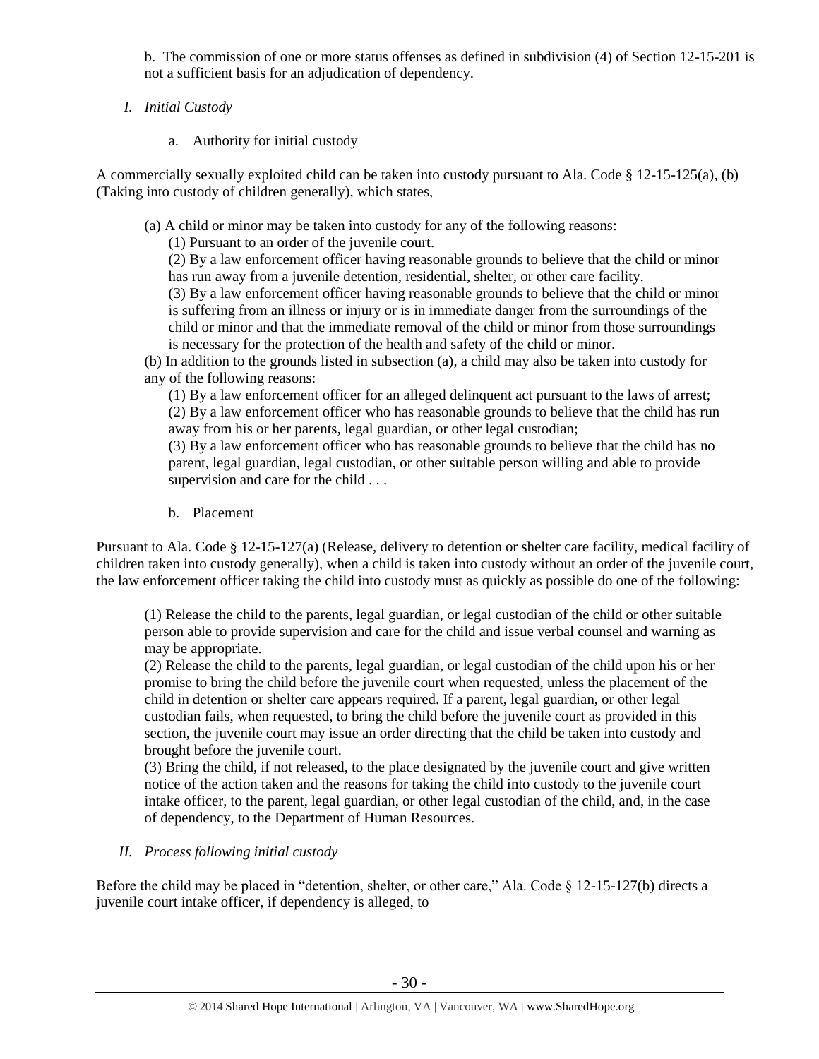b. The commission of one or more status offenses as defined in subdivision (4) of Section 12-15-201 is not a sufficient basis for an adjudication of dependency.

## *I. Initial Custody*

a. Authority for initial custody

A commercially sexually exploited child can be taken into custody pursuant to Ala. Code § 12-15-125(a), (b) (Taking into custody of children generally), which states,

> (a) A child or minor may be taken into custody for any of the following reasons:
>
> (1) Pursuant to an order of the juvenile court.
>
> (2) By a law enforcement officer having reasonable grounds to believe that the child or minor has run away from a juvenile detention, residential, shelter, or other care facility.
>
> (3) By a law enforcement officer having reasonable grounds to believe that the child or minor is suffering from an illness or injury or is in immediate danger from the surroundings of the child or minor and that the immediate removal of the child or minor from those surroundings is necessary for the protection of the health and safety of the child or minor.
>
> (b) In addition to the grounds listed in subsection (a), a child may also be taken into custody for any of the following reasons:
>
> (1) By a law enforcement officer for an alleged delinquent act pursuant to the laws of arrest;
>
> (2) By a law enforcement officer who has reasonable grounds to believe that the child has run away from his or her parents, legal guardian, or other legal custodian;
>
> (3) By a law enforcement officer who has reasonable grounds to believe that the child has no parent, legal guardian, legal custodian, or other suitable person willing and able to provide supervision and care for the child . . .

b. Placement

Pursuant to Ala. Code § 12-15-127(a) (Release, delivery to detention or shelter care facility, medical facility of children taken into custody generally), when a child is taken into custody without an order of the juvenile court, the law enforcement officer taking the child into custody must as quickly as possible do one of the following:

> (1) Release the child to the parents, legal guardian, or legal custodian of the child or other suitable person able to provide supervision and care for the child and issue verbal counsel and warning as may be appropriate.
>
> (2) Release the child to the parents, legal guardian, or legal custodian of the child upon his or her promise to bring the child before the juvenile court when requested, unless the placement of the child in detention or shelter care appears required. If a parent, legal guardian, or other legal custodian fails, when requested, to bring the child before the juvenile court as provided in this section, the juvenile court may issue an order directing that the child be taken into custody and brought before the juvenile court.
>
> (3) Bring the child, if not released, to the place designated by the juvenile court and give written notice of the action taken and the reasons for taking the child into custody to the juvenile court intake officer, to the parent, legal guardian, or other legal custodian of the child, and, in the case of dependency, to the Department of Human Resources.

## *II. Process following initial custody*

Before the child may be placed in "detention, shelter, or other care," Ala. Code § 12-15-127(b) directs a juvenile court intake officer, if dependency is alleged, to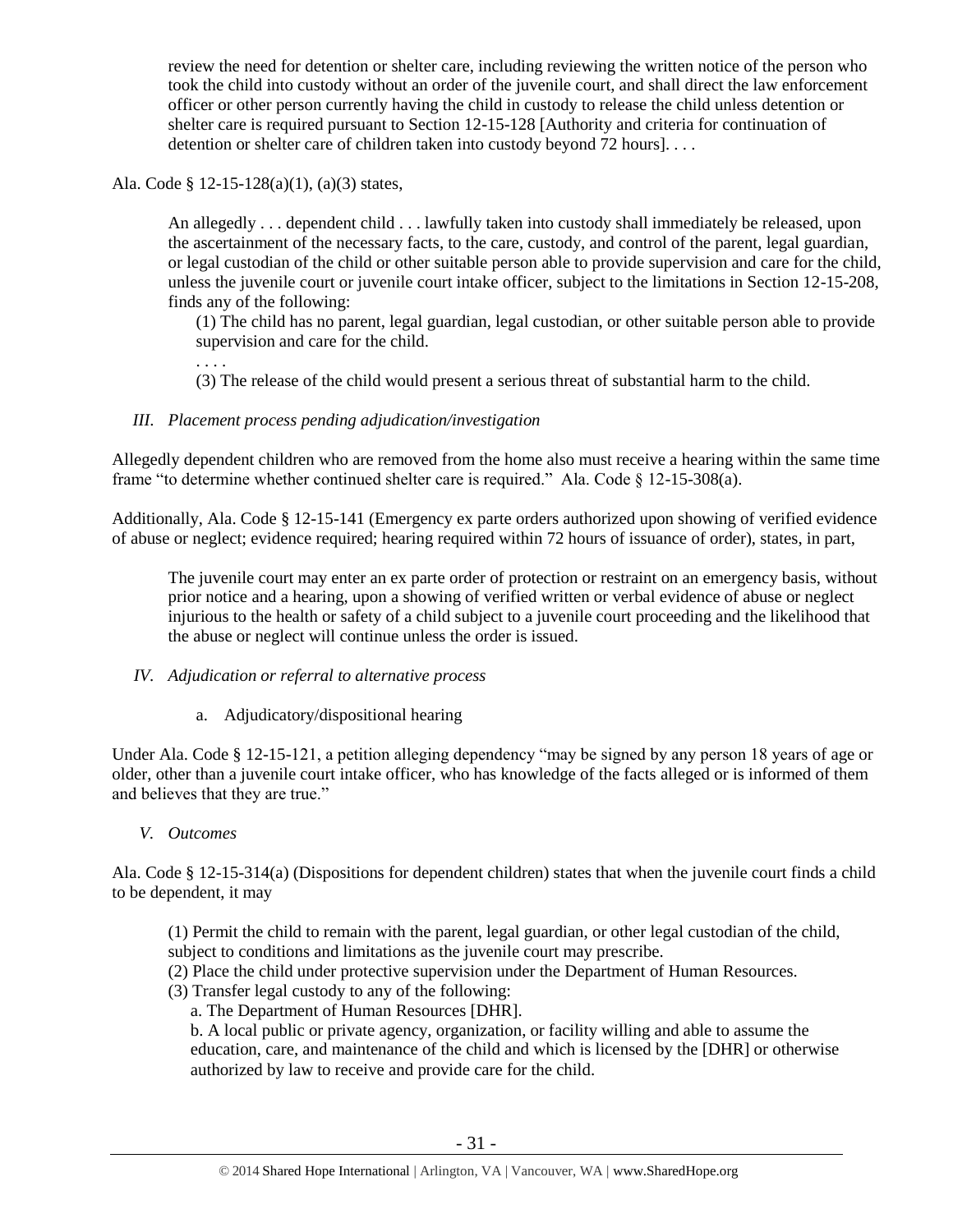> review the need for detention or shelter care, including reviewing the written notice of the person who took the child into custody without an order of the juvenile court, and shall direct the law enforcement officer or other person currently having the child in custody to release the child unless detention or shelter care is required pursuant to Section 12-15-128 [Authority and criteria for continuation of detention or shelter care of children taken into custody beyond 72 hours]. . . .

Ala. Code § 12-15-128(a)(1), (a)(3) states,

> An allegedly . . . dependent child . . . lawfully taken into custody shall immediately be released, upon the ascertainment of the necessary facts, to the care, custody, and control of the parent, legal guardian, or legal custodian of the child or other suitable person able to provide supervision and care for the child, unless the juvenile court or juvenile court intake officer, subject to the limitations in Section 12-15-208, finds any of the following:
>
> (1) The child has no parent, legal guardian, legal custodian, or other suitable person able to provide supervision and care for the child.
>
> . . . .
>
> (3) The release of the child would present a serious threat of substantial harm to the child.

*III. Placement process pending adjudication/investigation*

Allegedly dependent children who are removed from the home also must receive a hearing within the same time frame "to determine whether continued shelter care is required." Ala. Code § 12-15-308(a).

Additionally, Ala. Code § 12-15-141 (Emergency ex parte orders authorized upon showing of verified evidence of abuse or neglect; evidence required; hearing required within 72 hours of issuance of order), states, in part,

> The juvenile court may enter an ex parte order of protection or restraint on an emergency basis, without prior notice and a hearing, upon a showing of verified written or verbal evidence of abuse or neglect injurious to the health or safety of a child subject to a juvenile court proceeding and the likelihood that the abuse or neglect will continue unless the order is issued.

*IV. Adjudication or referral to alternative process*

a. Adjudicatory/dispositional hearing

Under Ala. Code § 12-15-121, a petition alleging dependency "may be signed by any person 18 years of age or older, other than a juvenile court intake officer, who has knowledge of the facts alleged or is informed of them and believes that they are true."

*V. Outcomes*

Ala. Code § 12-15-314(a) (Dispositions for dependent children) states that when the juvenile court finds a child to be dependent, it may

> (1) Permit the child to remain with the parent, legal guardian, or other legal custodian of the child, subject to conditions and limitations as the juvenile court may prescribe.
>
> (2) Place the child under protective supervision under the Department of Human Resources.
>
> (3) Transfer legal custody to any of the following:
>
> a. The Department of Human Resources [DHR].
>
> b. A local public or private agency, organization, or facility willing and able to assume the education, care, and maintenance of the child and which is licensed by the [DHR] or otherwise authorized by law to receive and provide care for the child.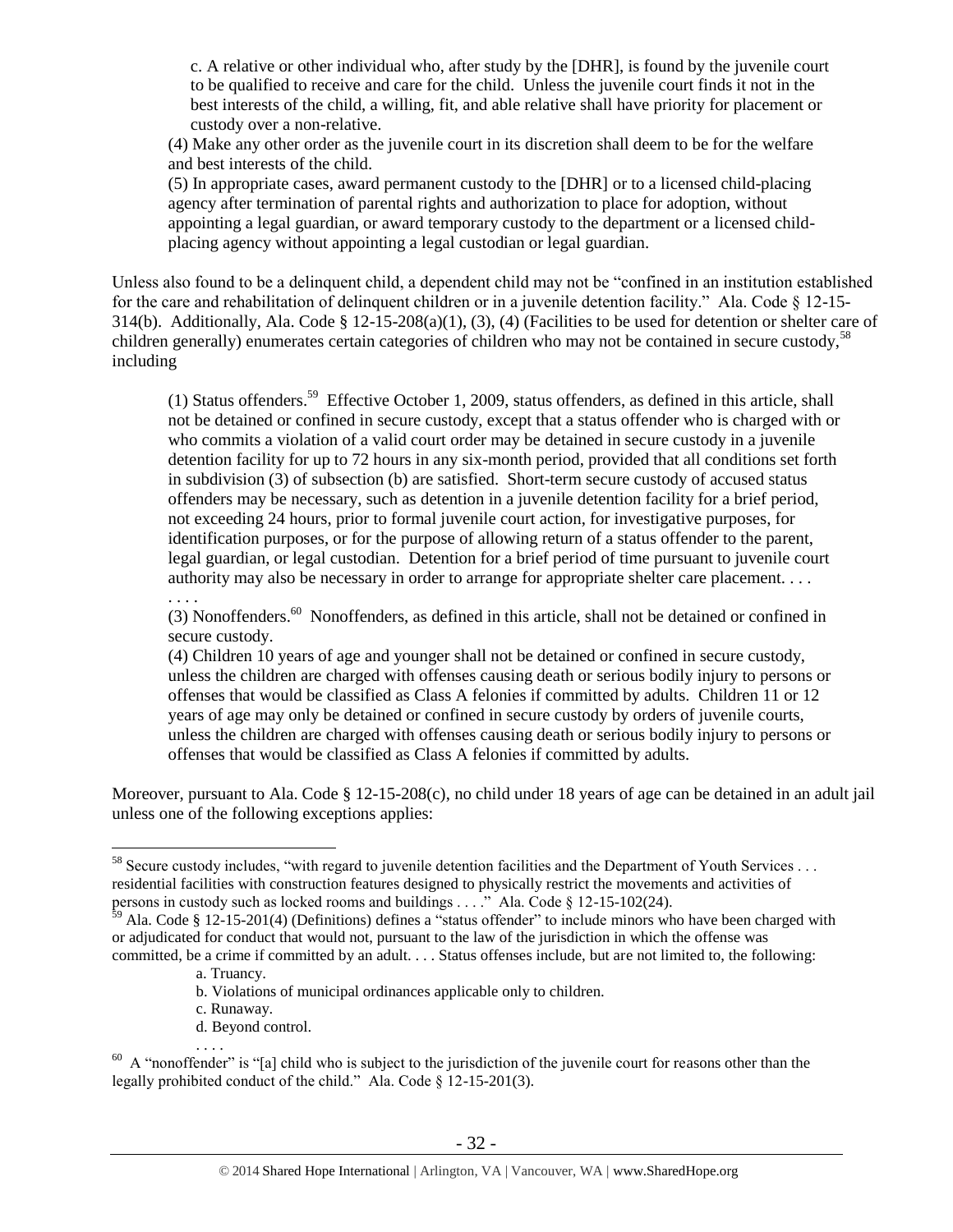c. A relative or other individual who, after study by the [DHR], is found by the juvenile court to be qualified to receive and care for the child. Unless the juvenile court finds it not in the best interests of the child, a willing, fit, and able relative shall have priority for placement or custody over a non-relative.

(4) Make any other order as the juvenile court in its discretion shall deem to be for the welfare and best interests of the child.

(5) In appropriate cases, award permanent custody to the [DHR] or to a licensed child-placing agency after termination of parental rights and authorization to place for adoption, without appointing a legal guardian, or award temporary custody to the department or a licensed child-placing agency without appointing a legal custodian or legal guardian.

Unless also found to be a delinquent child, a dependent child may not be "confined in an institution established for the care and rehabilitation of delinquent children or in a juvenile detention facility." Ala. Code § 12-15-314(b). Additionally, Ala. Code § 12-15-208(a)(1), (3), (4) (Facilities to be used for detention or shelter care of children generally) enumerates certain categories of children who may not be contained in secure custody,[58] including

(1) Status offenders.[59] Effective October 1, 2009, status offenders, as defined in this article, shall not be detained or confined in secure custody, except that a status offender who is charged with or who commits a violation of a valid court order may be detained in secure custody in a juvenile detention facility for up to 72 hours in any six-month period, provided that all conditions set forth in subdivision (3) of subsection (b) are satisfied. Short-term secure custody of accused status offenders may be necessary, such as detention in a juvenile detention facility for a brief period, not exceeding 24 hours, prior to formal juvenile court action, for investigative purposes, for identification purposes, or for the purpose of allowing return of a status offender to the parent, legal guardian, or legal custodian. Detention for a brief period of time pursuant to juvenile court authority may also be necessary in order to arrange for appropriate shelter care placement. . . .

. . . .

(3) Nonoffenders.[60] Nonoffenders, as defined in this article, shall not be detained or confined in secure custody.

(4) Children 10 years of age and younger shall not be detained or confined in secure custody, unless the children are charged with offenses causing death or serious bodily injury to persons or offenses that would be classified as Class A felonies if committed by adults. Children 11 or 12 years of age may only be detained or confined in secure custody by orders of juvenile courts, unless the children are charged with offenses causing death or serious bodily injury to persons or offenses that would be classified as Class A felonies if committed by adults.

Moreover, pursuant to Ala. Code § 12-15-208(c), no child under 18 years of age can be detained in an adult jail unless one of the following exceptions applies:

---

[58] Secure custody includes, "with regard to juvenile detention facilities and the Department of Youth Services . . . residential facilities with construction features designed to physically restrict the movements and activities of persons in custody such as locked rooms and buildings . . . ." Ala. Code § 12-15-102(24).

[59] Ala. Code § 12-15-201(4) (Definitions) defines a "status offender" to include minors who have been charged with or adjudicated for conduct that would not, pursuant to the law of the jurisdiction in which the offense was committed, be a crime if committed by an adult. . . . Status offenses include, but are not limited to, the following:

a. Truancy.
b. Violations of municipal ordinances applicable only to children.
c. Runaway.
d. Beyond control.
. . . .

[60] A "nonoffender" is "[a] child who is subject to the jurisdiction of the juvenile court for reasons other than the legally prohibited conduct of the child." Ala. Code § 12-15-201(3).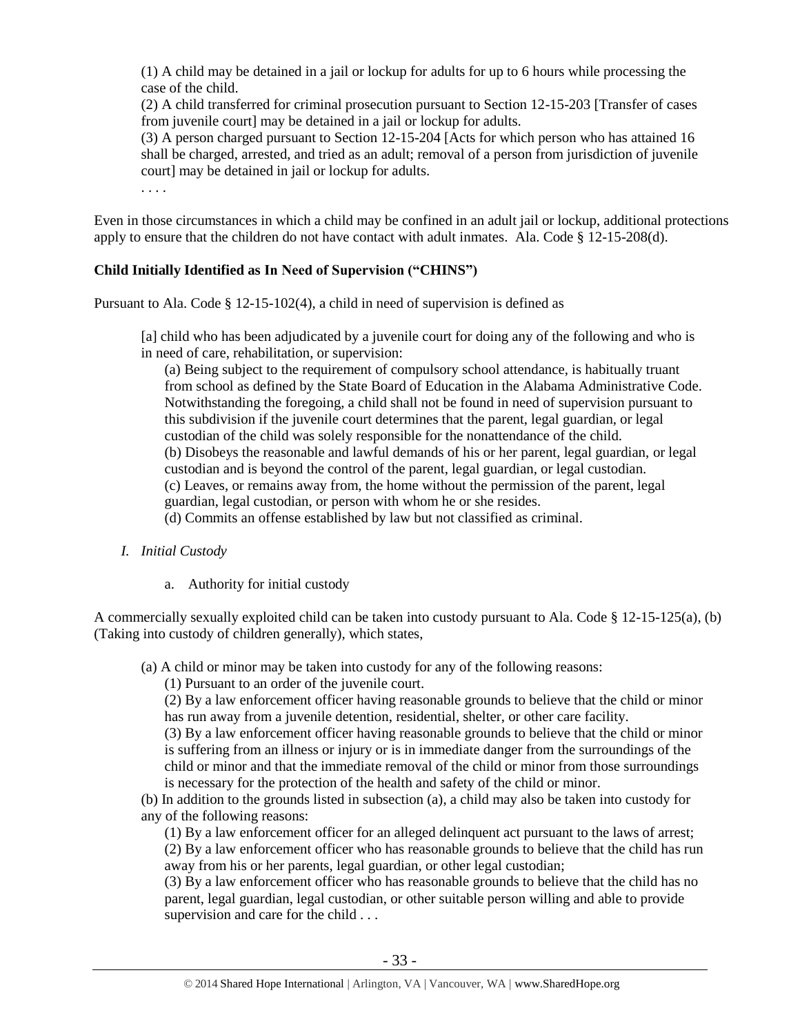(1) A child may be detained in a jail or lockup for adults for up to 6 hours while processing the case of the child.

(2) A child transferred for criminal prosecution pursuant to Section 12-15-203 [Transfer of cases from juvenile court] may be detained in a jail or lockup for adults.

(3) A person charged pursuant to Section 12-15-204 [Acts for which person who has attained 16 shall be charged, arrested, and tried as an adult; removal of a person from jurisdiction of juvenile court] may be detained in jail or lockup for adults.

. . . .

Even in those circumstances in which a child may be confined in an adult jail or lockup, additional protections apply to ensure that the children do not have contact with adult inmates. Ala. Code § 12-15-208(d).

**Child Initially Identified as In Need of Supervision ("CHINS")**

Pursuant to Ala. Code § 12-15-102(4), a child in need of supervision is defined as

> [a] child who has been adjudicated by a juvenile court for doing any of the following and who is in need of care, rehabilitation, or supervision:
>
> (a) Being subject to the requirement of compulsory school attendance, is habitually truant from school as defined by the State Board of Education in the Alabama Administrative Code. Notwithstanding the foregoing, a child shall not be found in need of supervision pursuant to this subdivision if the juvenile court determines that the parent, legal guardian, or legal custodian of the child was solely responsible for the nonattendance of the child.
>
> (b) Disobeys the reasonable and lawful demands of his or her parent, legal guardian, or legal custodian and is beyond the control of the parent, legal guardian, or legal custodian.
>
> (c) Leaves, or remains away from, the home without the permission of the parent, legal guardian, legal custodian, or person with whom he or she resides.
>
> (d) Commits an offense established by law but not classified as criminal.

*I. Initial Custody*

a. Authority for initial custody

A commercially sexually exploited child can be taken into custody pursuant to Ala. Code § 12-15-125(a), (b) (Taking into custody of children generally), which states,

> (a) A child or minor may be taken into custody for any of the following reasons:
>
> (1) Pursuant to an order of the juvenile court.
>
> (2) By a law enforcement officer having reasonable grounds to believe that the child or minor has run away from a juvenile detention, residential, shelter, or other care facility.
>
> (3) By a law enforcement officer having reasonable grounds to believe that the child or minor is suffering from an illness or injury or is in immediate danger from the surroundings of the child or minor and that the immediate removal of the child or minor from those surroundings is necessary for the protection of the health and safety of the child or minor.
>
> (b) In addition to the grounds listed in subsection (a), a child may also be taken into custody for any of the following reasons:
>
> (1) By a law enforcement officer for an alleged delinquent act pursuant to the laws of arrest;
>
> (2) By a law enforcement officer who has reasonable grounds to believe that the child has run away from his or her parents, legal guardian, or other legal custodian;
>
> (3) By a law enforcement officer who has reasonable grounds to believe that the child has no parent, legal guardian, legal custodian, or other suitable person willing and able to provide supervision and care for the child . . .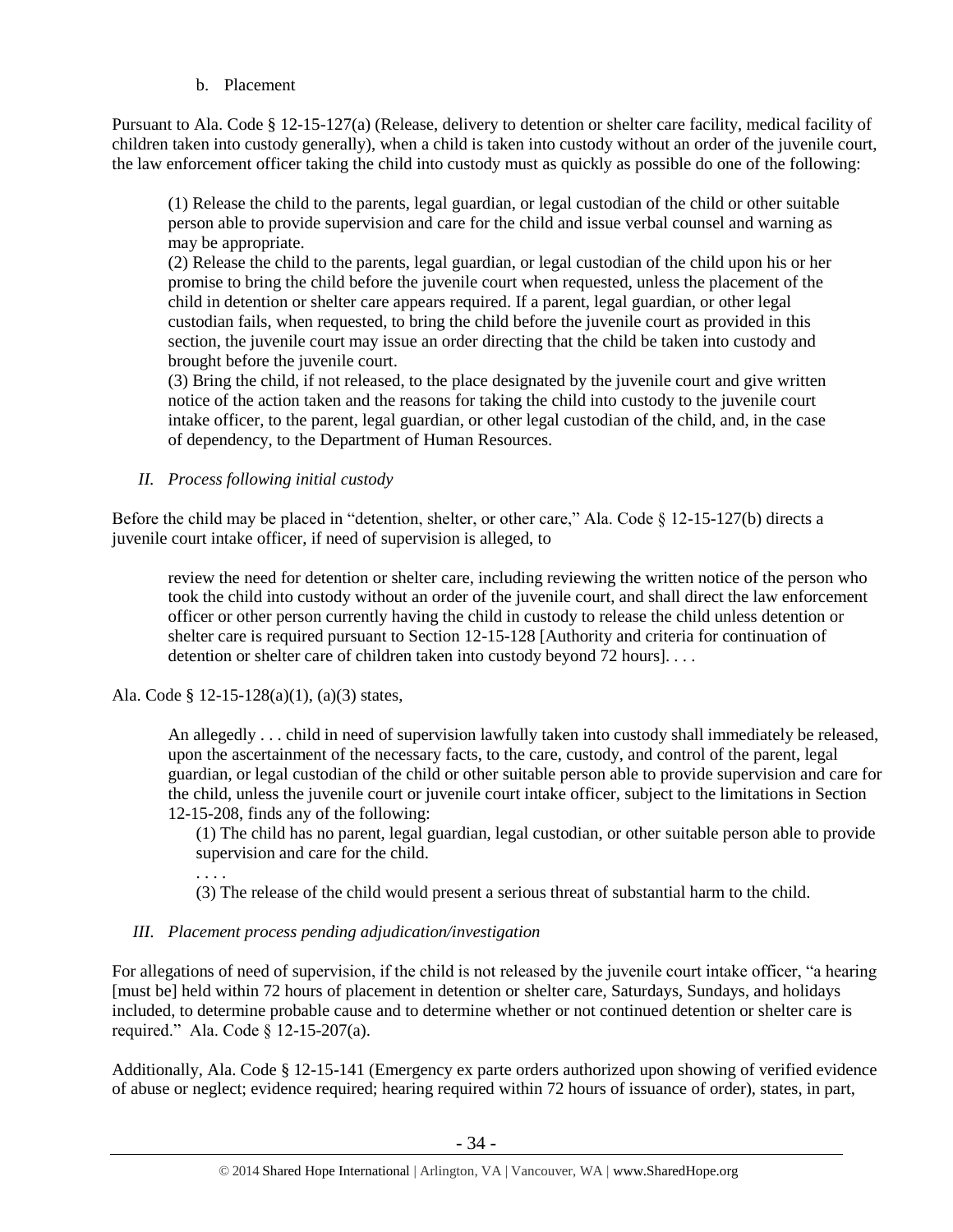b. Placement

Pursuant to Ala. Code § 12-15-127(a) (Release, delivery to detention or shelter care facility, medical facility of children taken into custody generally), when a child is taken into custody without an order of the juvenile court, the law enforcement officer taking the child into custody must as quickly as possible do one of the following:

> (1) Release the child to the parents, legal guardian, or legal custodian of the child or other suitable person able to provide supervision and care for the child and issue verbal counsel and warning as may be appropriate.
> (2) Release the child to the parents, legal guardian, or legal custodian of the child upon his or her promise to bring the child before the juvenile court when requested, unless the placement of the child in detention or shelter care appears required. If a parent, legal guardian, or other legal custodian fails, when requested, to bring the child before the juvenile court as provided in this section, the juvenile court may issue an order directing that the child be taken into custody and brought before the juvenile court.
> (3) Bring the child, if not released, to the place designated by the juvenile court and give written notice of the action taken and the reasons for taking the child into custody to the juvenile court intake officer, to the parent, legal guardian, or other legal custodian of the child, and, in the case of dependency, to the Department of Human Resources.

*II. Process following initial custody*

Before the child may be placed in "detention, shelter, or other care," Ala. Code § 12-15-127(b) directs a juvenile court intake officer, if need of supervision is alleged, to

> review the need for detention or shelter care, including reviewing the written notice of the person who took the child into custody without an order of the juvenile court, and shall direct the law enforcement officer or other person currently having the child in custody to release the child unless detention or shelter care is required pursuant to Section 12-15-128 [Authority and criteria for continuation of detention or shelter care of children taken into custody beyond 72 hours]. . . .

Ala. Code § 12-15-128(a)(1), (a)(3) states,

> An allegedly . . . child in need of supervision lawfully taken into custody shall immediately be released, upon the ascertainment of the necessary facts, to the care, custody, and control of the parent, legal guardian, or legal custodian of the child or other suitable person able to provide supervision and care for the child, unless the juvenile court or juvenile court intake officer, subject to the limitations in Section 12-15-208, finds any of the following:
>
> (1) The child has no parent, legal guardian, legal custodian, or other suitable person able to provide supervision and care for the child.
>
> . . . .
>
> (3) The release of the child would present a serious threat of substantial harm to the child.

*III. Placement process pending adjudication/investigation*

For allegations of need of supervision, if the child is not released by the juvenile court intake officer, "a hearing [must be] held within 72 hours of placement in detention or shelter care, Saturdays, Sundays, and holidays included, to determine probable cause and to determine whether or not continued detention or shelter care is required." Ala. Code § 12-15-207(a).

Additionally, Ala. Code § 12-15-141 (Emergency ex parte orders authorized upon showing of verified evidence of abuse or neglect; evidence required; hearing required within 72 hours of issuance of order), states, in part,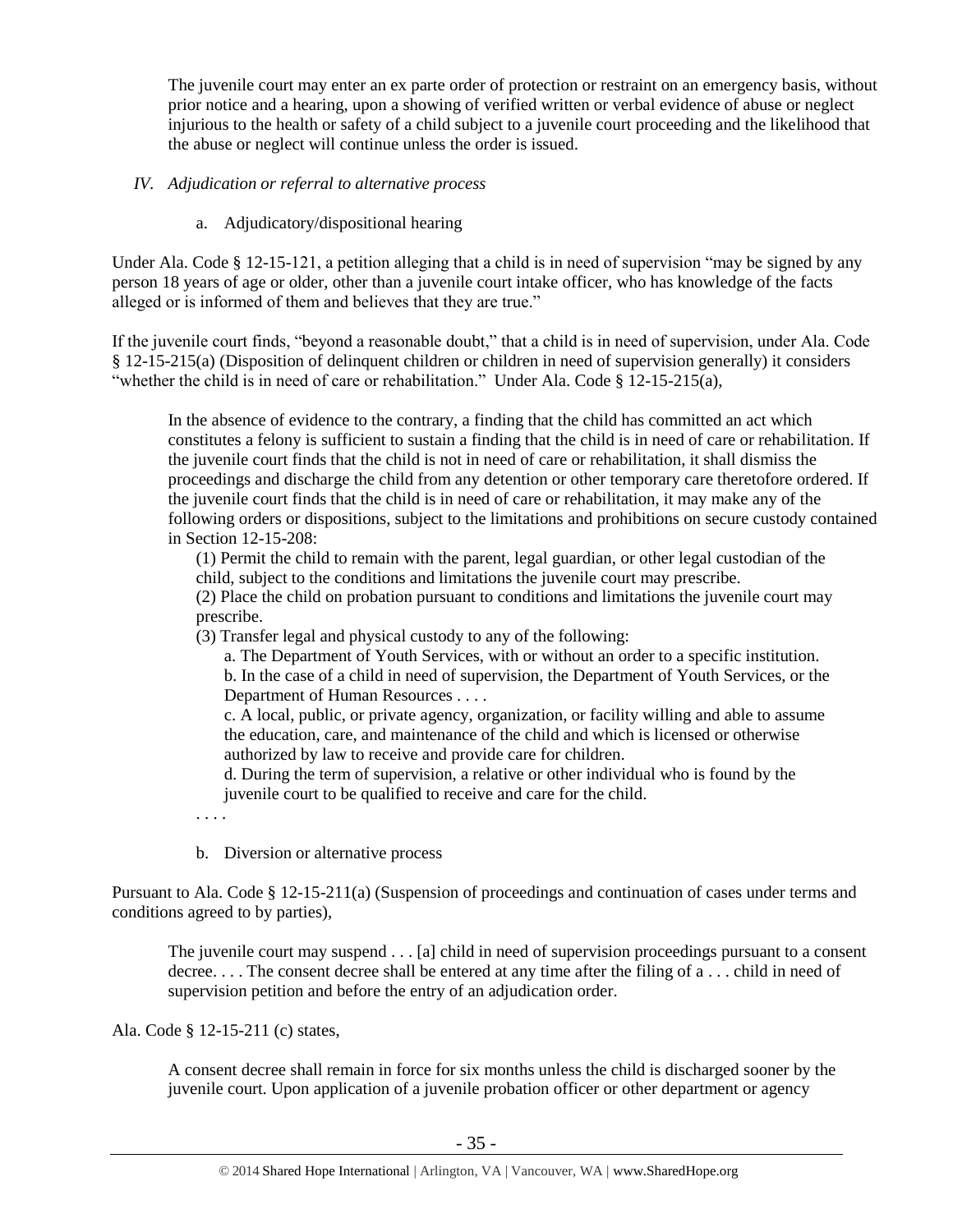> The juvenile court may enter an ex parte order of protection or restraint on an emergency basis, without prior notice and a hearing, upon a showing of verified written or verbal evidence of abuse or neglect injurious to the health or safety of a child subject to a juvenile court proceeding and the likelihood that the abuse or neglect will continue unless the order is issued.

*IV. Adjudication or referral to alternative process*

a. Adjudicatory/dispositional hearing

Under Ala. Code § 12-15-121, a petition alleging that a child is in need of supervision "may be signed by any person 18 years of age or older, other than a juvenile court intake officer, who has knowledge of the facts alleged or is informed of them and believes that they are true."

If the juvenile court finds, "beyond a reasonable doubt," that a child is in need of supervision, under Ala. Code § 12-15-215(a) (Disposition of delinquent children or children in need of supervision generally) it considers "whether the child is in need of care or rehabilitation." Under Ala. Code § 12-15-215(a),

> In the absence of evidence to the contrary, a finding that the child has committed an act which constitutes a felony is sufficient to sustain a finding that the child is in need of care or rehabilitation. If the juvenile court finds that the child is not in need of care or rehabilitation, it shall dismiss the proceedings and discharge the child from any detention or other temporary care theretofore ordered. If the juvenile court finds that the child is in need of care or rehabilitation, it may make any of the following orders or dispositions, subject to the limitations and prohibitions on secure custody contained in Section 12-15-208:
>
> (1) Permit the child to remain with the parent, legal guardian, or other legal custodian of the child, subject to the conditions and limitations the juvenile court may prescribe.
> (2) Place the child on probation pursuant to conditions and limitations the juvenile court may prescribe.
> (3) Transfer legal and physical custody to any of the following:
>
> a. The Department of Youth Services, with or without an order to a specific institution.
> b. In the case of a child in need of supervision, the Department of Youth Services, or the Department of Human Resources . . . .
> c. A local, public, or private agency, organization, or facility willing and able to assume the education, care, and maintenance of the child and which is licensed or otherwise authorized by law to receive and provide care for children.
> d. During the term of supervision, a relative or other individual who is found by the juvenile court to be qualified to receive and care for the child.
>
> . . . .

b. Diversion or alternative process

Pursuant to Ala. Code § 12-15-211(a) (Suspension of proceedings and continuation of cases under terms and conditions agreed to by parties),

> The juvenile court may suspend . . . [a] child in need of supervision proceedings pursuant to a consent decree. . . . The consent decree shall be entered at any time after the filing of a . . . child in need of supervision petition and before the entry of an adjudication order.

Ala. Code § 12-15-211 (c) states,

> A consent decree shall remain in force for six months unless the child is discharged sooner by the juvenile court. Upon application of a juvenile probation officer or other department or agency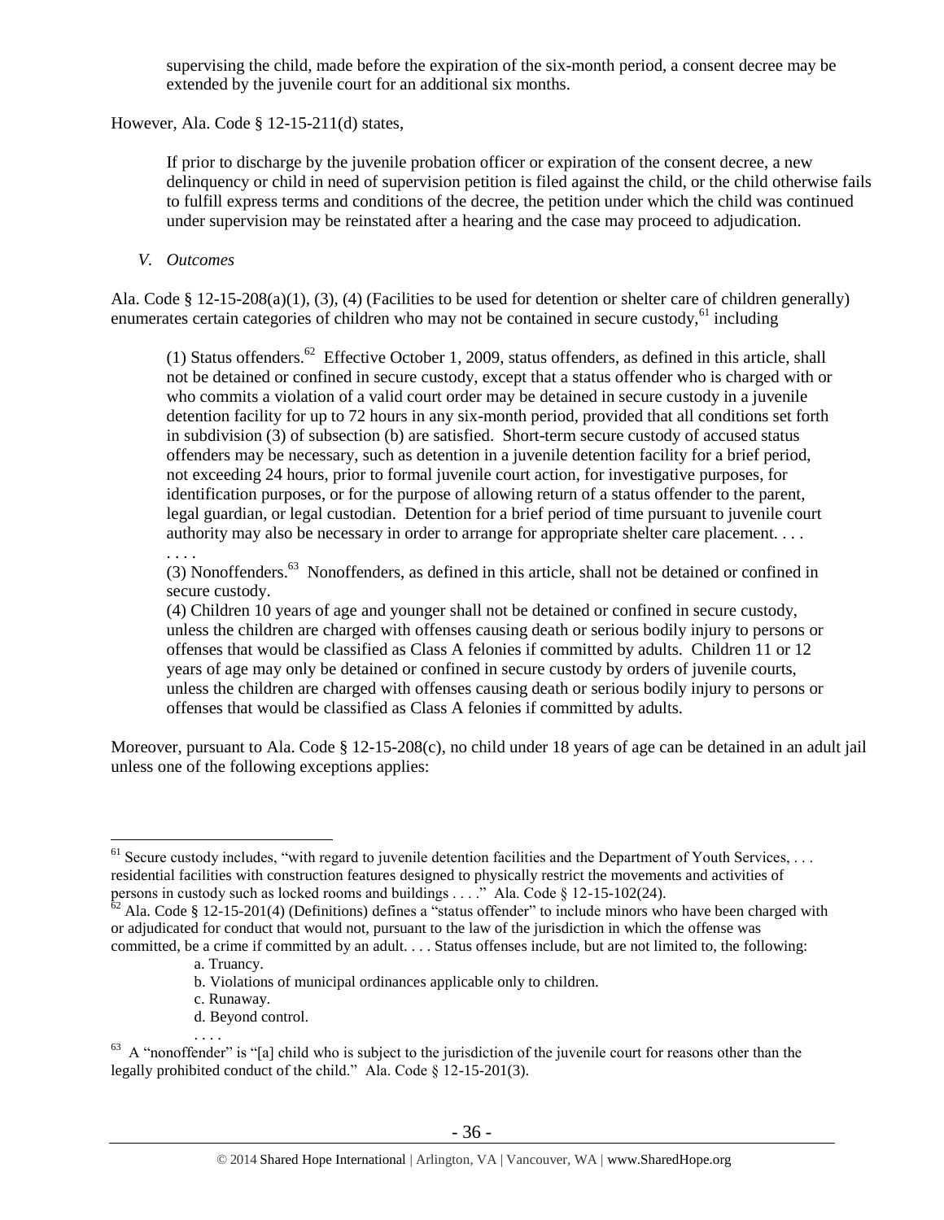> supervising the child, made before the expiration of the six-month period, a consent decree may be extended by the juvenile court for an additional six months.

However, Ala. Code § 12-15-211(d) states,

> If prior to discharge by the juvenile probation officer or expiration of the consent decree, a new delinquency or child in need of supervision petition is filed against the child, or the child otherwise fails to fulfill express terms and conditions of the decree, the petition under which the child was continued under supervision may be reinstated after a hearing and the case may proceed to adjudication.

*V. Outcomes*

Ala. Code § 12-15-208(a)(1), (3), (4) (Facilities to be used for detention or shelter care of children generally) enumerates certain categories of children who may not be contained in secure custody,[61] including

> (1) Status offenders.[62] Effective October 1, 2009, status offenders, as defined in this article, shall not be detained or confined in secure custody, except that a status offender who is charged with or who commits a violation of a valid court order may be detained in secure custody in a juvenile detention facility for up to 72 hours in any six-month period, provided that all conditions set forth in subdivision (3) of subsection (b) are satisfied. Short-term secure custody of accused status offenders may be necessary, such as detention in a juvenile detention facility for a brief period, not exceeding 24 hours, prior to formal juvenile court action, for investigative purposes, for identification purposes, or for the purpose of allowing return of a status offender to the parent, legal guardian, or legal custodian. Detention for a brief period of time pursuant to juvenile court authority may also be necessary in order to arrange for appropriate shelter care placement. . . .
> . . . .
> (3) Nonoffenders.[63] Nonoffenders, as defined in this article, shall not be detained or confined in secure custody.
> (4) Children 10 years of age and younger shall not be detained or confined in secure custody, unless the children are charged with offenses causing death or serious bodily injury to persons or offenses that would be classified as Class A felonies if committed by adults. Children 11 or 12 years of age may only be detained or confined in secure custody by orders of juvenile courts, unless the children are charged with offenses causing death or serious bodily injury to persons or offenses that would be classified as Class A felonies if committed by adults.

Moreover, pursuant to Ala. Code § 12-15-208(c), no child under 18 years of age can be detained in an adult jail unless one of the following exceptions applies:

---

[61] Secure custody includes, "with regard to juvenile detention facilities and the Department of Youth Services, . . . residential facilities with construction features designed to physically restrict the movements and activities of persons in custody such as locked rooms and buildings . . . ." Ala. Code § 12-15-102(24).

[62] Ala. Code § 12-15-201(4) (Definitions) defines a "status offender" to include minors who have been charged with or adjudicated for conduct that would not, pursuant to the law of the jurisdiction in which the offense was committed, be a crime if committed by an adult. . . . Status offenses include, but are not limited to, the following:

> a. Truancy.
> b. Violations of municipal ordinances applicable only to children.
> c. Runaway.
> d. Beyond control.
> . . . .

[63] A "nonoffender" is "[a] child who is subject to the jurisdiction of the juvenile court for reasons other than the legally prohibited conduct of the child." Ala. Code § 12-15-201(3).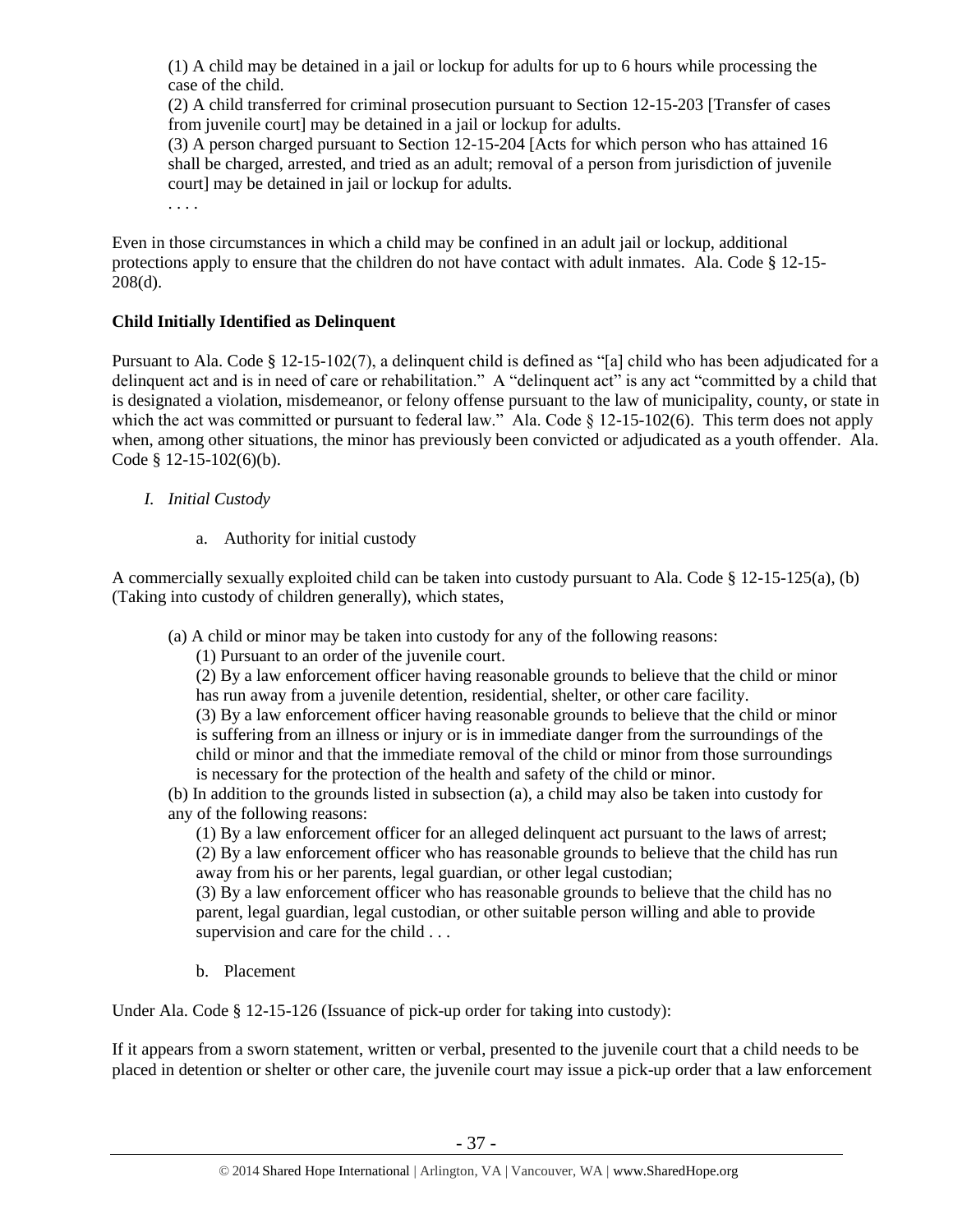> (1) A child may be detained in a jail or lockup for adults for up to 6 hours while processing the case of the child.
> (2) A child transferred for criminal prosecution pursuant to Section 12-15-203 [Transfer of cases from juvenile court] may be detained in a jail or lockup for adults.
> (3) A person charged pursuant to Section 12-15-204 [Acts for which person who has attained 16 shall be charged, arrested, and tried as an adult; removal of a person from jurisdiction of juvenile court] may be detained in jail or lockup for adults.
> . . . .

Even in those circumstances in which a child may be confined in an adult jail or lockup, additional protections apply to ensure that the children do not have contact with adult inmates. Ala. Code § 12-15-208(d).

**Child Initially Identified as Delinquent**

Pursuant to Ala. Code § 12-15-102(7), a delinquent child is defined as "[a] child who has been adjudicated for a delinquent act and is in need of care or rehabilitation." A "delinquent act" is any act "committed by a child that is designated a violation, misdemeanor, or felony offense pursuant to the law of municipality, county, or state in which the act was committed or pursuant to federal law." Ala. Code § 12-15-102(6). This term does not apply when, among other situations, the minor has previously been convicted or adjudicated as a youth offender. Ala. Code § 12-15-102(6)(b).

*I. Initial Custody*

a. Authority for initial custody

A commercially sexually exploited child can be taken into custody pursuant to Ala. Code § 12-15-125(a), (b) (Taking into custody of children generally), which states,

> (a) A child or minor may be taken into custody for any of the following reasons:
> (1) Pursuant to an order of the juvenile court.
> (2) By a law enforcement officer having reasonable grounds to believe that the child or minor has run away from a juvenile detention, residential, shelter, or other care facility.
> (3) By a law enforcement officer having reasonable grounds to believe that the child or minor is suffering from an illness or injury or is in immediate danger from the surroundings of the child or minor and that the immediate removal of the child or minor from those surroundings is necessary for the protection of the health and safety of the child or minor.
> (b) In addition to the grounds listed in subsection (a), a child may also be taken into custody for any of the following reasons:
> (1) By a law enforcement officer for an alleged delinquent act pursuant to the laws of arrest;
> (2) By a law enforcement officer who has reasonable grounds to believe that the child has run away from his or her parents, legal guardian, or other legal custodian;
> (3) By a law enforcement officer who has reasonable grounds to believe that the child has no parent, legal guardian, legal custodian, or other suitable person willing and able to provide supervision and care for the child . . .

b. Placement

Under Ala. Code § 12-15-126 (Issuance of pick-up order for taking into custody):

If it appears from a sworn statement, written or verbal, presented to the juvenile court that a child needs to be placed in detention or shelter or other care, the juvenile court may issue a pick-up order that a law enforcement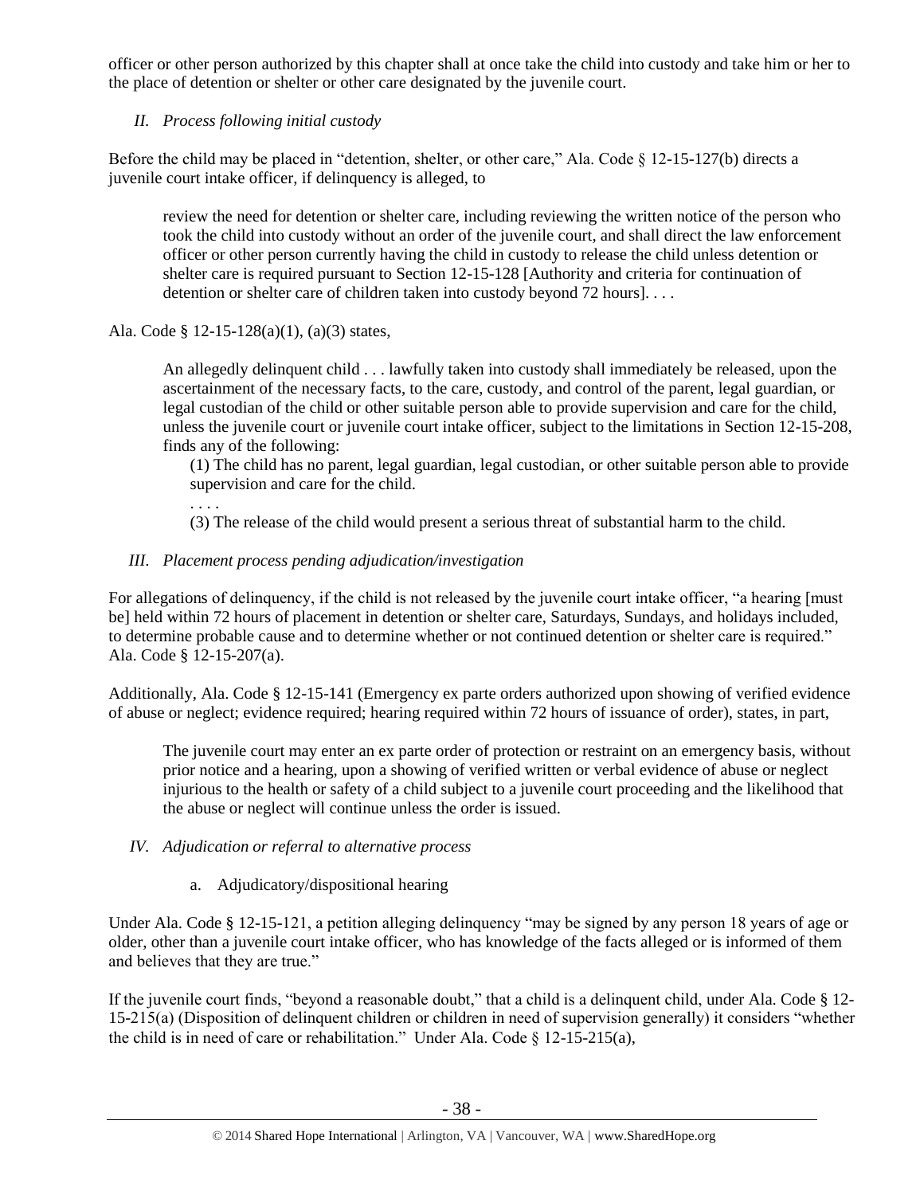officer or other person authorized by this chapter shall at once take the child into custody and take him or her to the place of detention or shelter or other care designated by the juvenile court.

### *II. Process following initial custody*

Before the child may be placed in "detention, shelter, or other care," Ala. Code § 12-15-127(b) directs a juvenile court intake officer, if delinquency is alleged, to

> review the need for detention or shelter care, including reviewing the written notice of the person who took the child into custody without an order of the juvenile court, and shall direct the law enforcement officer or other person currently having the child in custody to release the child unless detention or shelter care is required pursuant to Section 12-15-128 [Authority and criteria for continuation of detention or shelter care of children taken into custody beyond 72 hours]. . . .

Ala. Code § 12-15-128(a)(1), (a)(3) states,

> An allegedly delinquent child . . . lawfully taken into custody shall immediately be released, upon the ascertainment of the necessary facts, to the care, custody, and control of the parent, legal guardian, or legal custodian of the child or other suitable person able to provide supervision and care for the child, unless the juvenile court or juvenile court intake officer, subject to the limitations in Section 12-15-208, finds any of the following:
>
> (1) The child has no parent, legal guardian, legal custodian, or other suitable person able to provide supervision and care for the child.
>
> . . . .
>
> (3) The release of the child would present a serious threat of substantial harm to the child.

### *III. Placement process pending adjudication/investigation*

For allegations of delinquency, if the child is not released by the juvenile court intake officer, "a hearing [must be] held within 72 hours of placement in detention or shelter care, Saturdays, Sundays, and holidays included, to determine probable cause and to determine whether or not continued detention or shelter care is required." Ala. Code § 12-15-207(a).

Additionally, Ala. Code § 12-15-141 (Emergency ex parte orders authorized upon showing of verified evidence of abuse or neglect; evidence required; hearing required within 72 hours of issuance of order), states, in part,

> The juvenile court may enter an ex parte order of protection or restraint on an emergency basis, without prior notice and a hearing, upon a showing of verified written or verbal evidence of abuse or neglect injurious to the health or safety of a child subject to a juvenile court proceeding and the likelihood that the abuse or neglect will continue unless the order is issued.

### *IV. Adjudication or referral to alternative process*

a. Adjudicatory/dispositional hearing

Under Ala. Code § 12-15-121, a petition alleging delinquency "may be signed by any person 18 years of age or older, other than a juvenile court intake officer, who has knowledge of the facts alleged or is informed of them and believes that they are true."

If the juvenile court finds, "beyond a reasonable doubt," that a child is a delinquent child, under Ala. Code § 12-15-215(a) (Disposition of delinquent children or children in need of supervision generally) it considers "whether the child is in need of care or rehabilitation." Under Ala. Code § 12-15-215(a),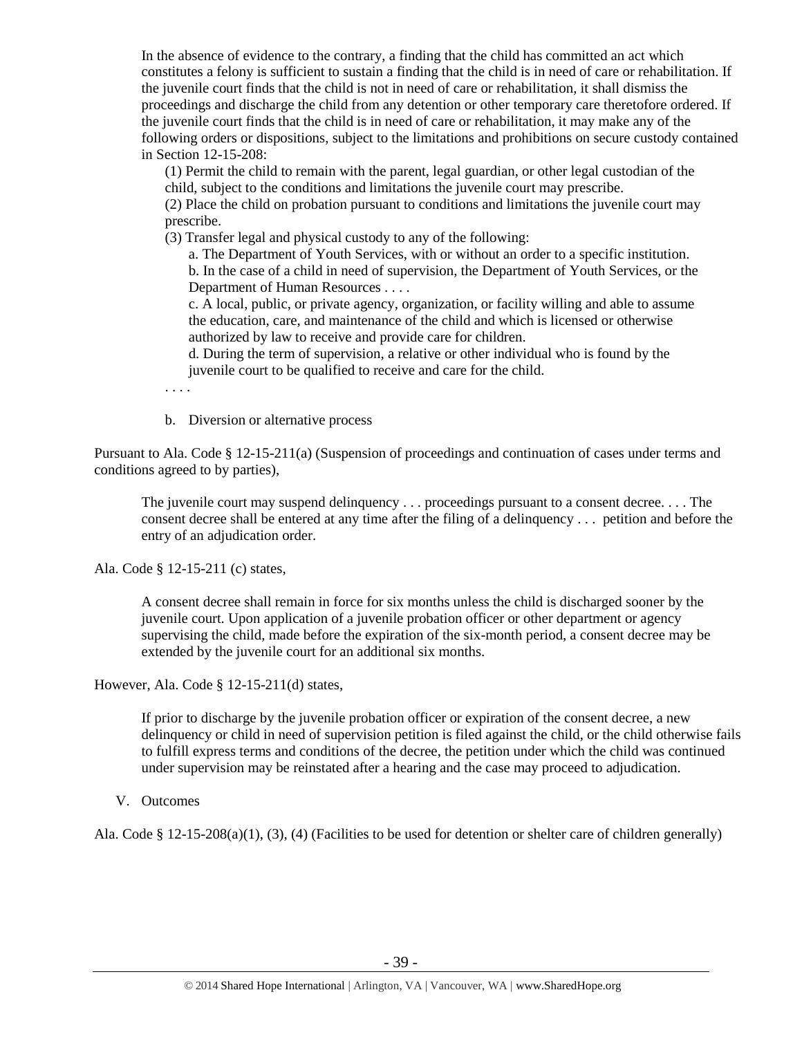> In the absence of evidence to the contrary, a finding that the child has committed an act which constitutes a felony is sufficient to sustain a finding that the child is in need of care or rehabilitation. If the juvenile court finds that the child is not in need of care or rehabilitation, it shall dismiss the proceedings and discharge the child from any detention or other temporary care theretofore ordered. If the juvenile court finds that the child is in need of care or rehabilitation, it may make any of the following orders or dispositions, subject to the limitations and prohibitions on secure custody contained in Section 12-15-208:
>
> (1) Permit the child to remain with the parent, legal guardian, or other legal custodian of the child, subject to the conditions and limitations the juvenile court may prescribe.
>
> (2) Place the child on probation pursuant to conditions and limitations the juvenile court may prescribe.
>
> (3) Transfer legal and physical custody to any of the following:
>
> a. The Department of Youth Services, with or without an order to a specific institution.
>
> b. In the case of a child in need of supervision, the Department of Youth Services, or the Department of Human Resources . . . .
>
> c. A local, public, or private agency, organization, or facility willing and able to assume the education, care, and maintenance of the child and which is licensed or otherwise authorized by law to receive and provide care for children.
>
> d. During the term of supervision, a relative or other individual who is found by the juvenile court to be qualified to receive and care for the child.
>
> . . . .

b. Diversion or alternative process

Pursuant to Ala. Code § 12-15-211(a) (Suspension of proceedings and continuation of cases under terms and conditions agreed to by parties),

> The juvenile court may suspend delinquency . . . proceedings pursuant to a consent decree. . . . The consent decree shall be entered at any time after the filing of a delinquency . . . petition and before the entry of an adjudication order.

Ala. Code § 12-15-211 (c) states,

> A consent decree shall remain in force for six months unless the child is discharged sooner by the juvenile court. Upon application of a juvenile probation officer or other department or agency supervising the child, made before the expiration of the six-month period, a consent decree may be extended by the juvenile court for an additional six months.

However, Ala. Code § 12-15-211(d) states,

> If prior to discharge by the juvenile probation officer or expiration of the consent decree, a new delinquency or child in need of supervision petition is filed against the child, or the child otherwise fails to fulfill express terms and conditions of the decree, the petition under which the child was continued under supervision may be reinstated after a hearing and the case may proceed to adjudication.

V. Outcomes

Ala. Code § 12-15-208(a)(1), (3), (4) (Facilities to be used for detention or shelter care of children generally)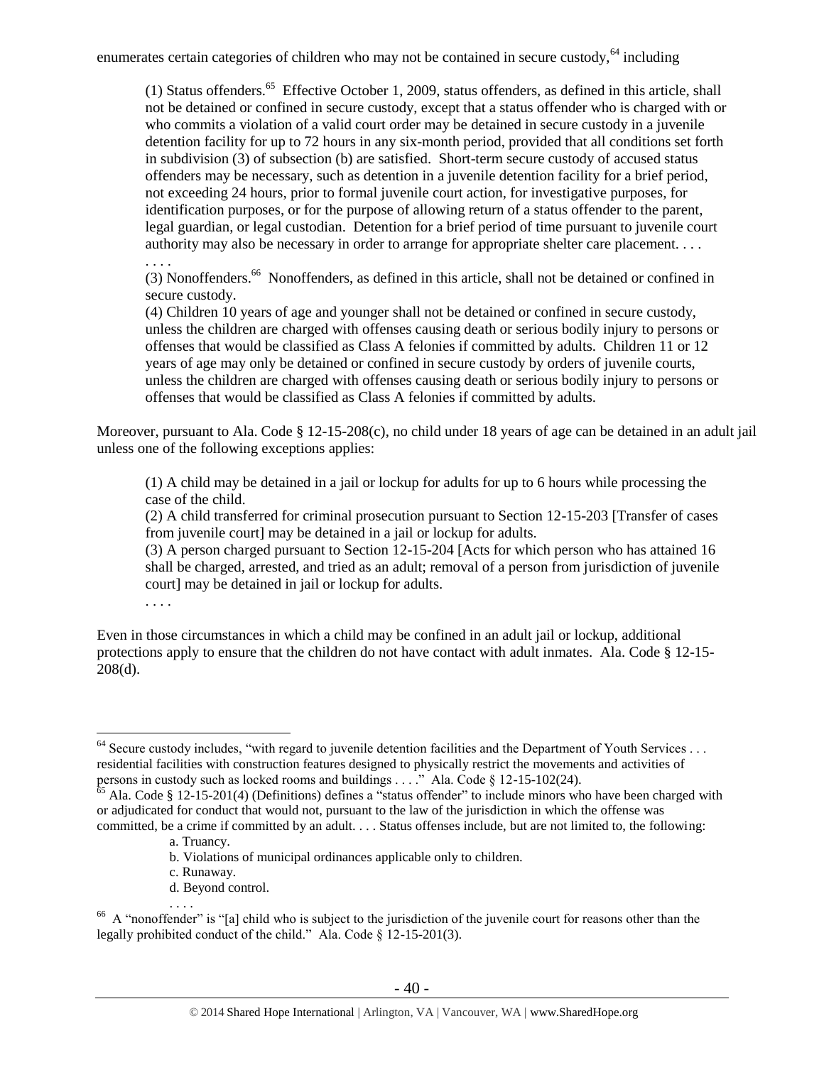enumerates certain categories of children who may not be contained in secure custody,[64] including

> (1) Status offenders.[65] Effective October 1, 2009, status offenders, as defined in this article, shall not be detained or confined in secure custody, except that a status offender who is charged with or who commits a violation of a valid court order may be detained in secure custody in a juvenile detention facility for up to 72 hours in any six-month period, provided that all conditions set forth in subdivision (3) of subsection (b) are satisfied. Short-term secure custody of accused status offenders may be necessary, such as detention in a juvenile detention facility for a brief period, not exceeding 24 hours, prior to formal juvenile court action, for investigative purposes, for identification purposes, or for the purpose of allowing return of a status offender to the parent, legal guardian, or legal custodian. Detention for a brief period of time pursuant to juvenile court authority may also be necessary in order to arrange for appropriate shelter care placement. . . .
> . . . .
> (3) Nonoffenders.[66] Nonoffenders, as defined in this article, shall not be detained or confined in secure custody.
> (4) Children 10 years of age and younger shall not be detained or confined in secure custody, unless the children are charged with offenses causing death or serious bodily injury to persons or offenses that would be classified as Class A felonies if committed by adults. Children 11 or 12 years of age may only be detained or confined in secure custody by orders of juvenile courts, unless the children are charged with offenses causing death or serious bodily injury to persons or offenses that would be classified as Class A felonies if committed by adults.

Moreover, pursuant to Ala. Code § 12-15-208(c), no child under 18 years of age can be detained in an adult jail unless one of the following exceptions applies:

> (1) A child may be detained in a jail or lockup for adults for up to 6 hours while processing the case of the child.
> (2) A child transferred for criminal prosecution pursuant to Section 12-15-203 [Transfer of cases from juvenile court] may be detained in a jail or lockup for adults.
> (3) A person charged pursuant to Section 12-15-204 [Acts for which person who has attained 16 shall be charged, arrested, and tried as an adult; removal of a person from jurisdiction of juvenile court] may be detained in jail or lockup for adults.
> . . . .

Even in those circumstances in which a child may be confined in an adult jail or lockup, additional protections apply to ensure that the children do not have contact with adult inmates. Ala. Code § 12-15-208(d).

---

[64] Secure custody includes, "with regard to juvenile detention facilities and the Department of Youth Services . . . residential facilities with construction features designed to physically restrict the movements and activities of persons in custody such as locked rooms and buildings . . . ." Ala. Code § 12-15-102(24).

[65] Ala. Code § 12-15-201(4) (Definitions) defines a "status offender" to include minors who have been charged with or adjudicated for conduct that would not, pursuant to the law of the jurisdiction in which the offense was committed, be a crime if committed by an adult. . . . Status offenses include, but are not limited to, the following:

> a. Truancy.
> b. Violations of municipal ordinances applicable only to children.
> c. Runaway.
> d. Beyond control.
> . . . .

[66] A "nonoffender" is "[a] child who is subject to the jurisdiction of the juvenile court for reasons other than the legally prohibited conduct of the child." Ala. Code § 12-15-201(3).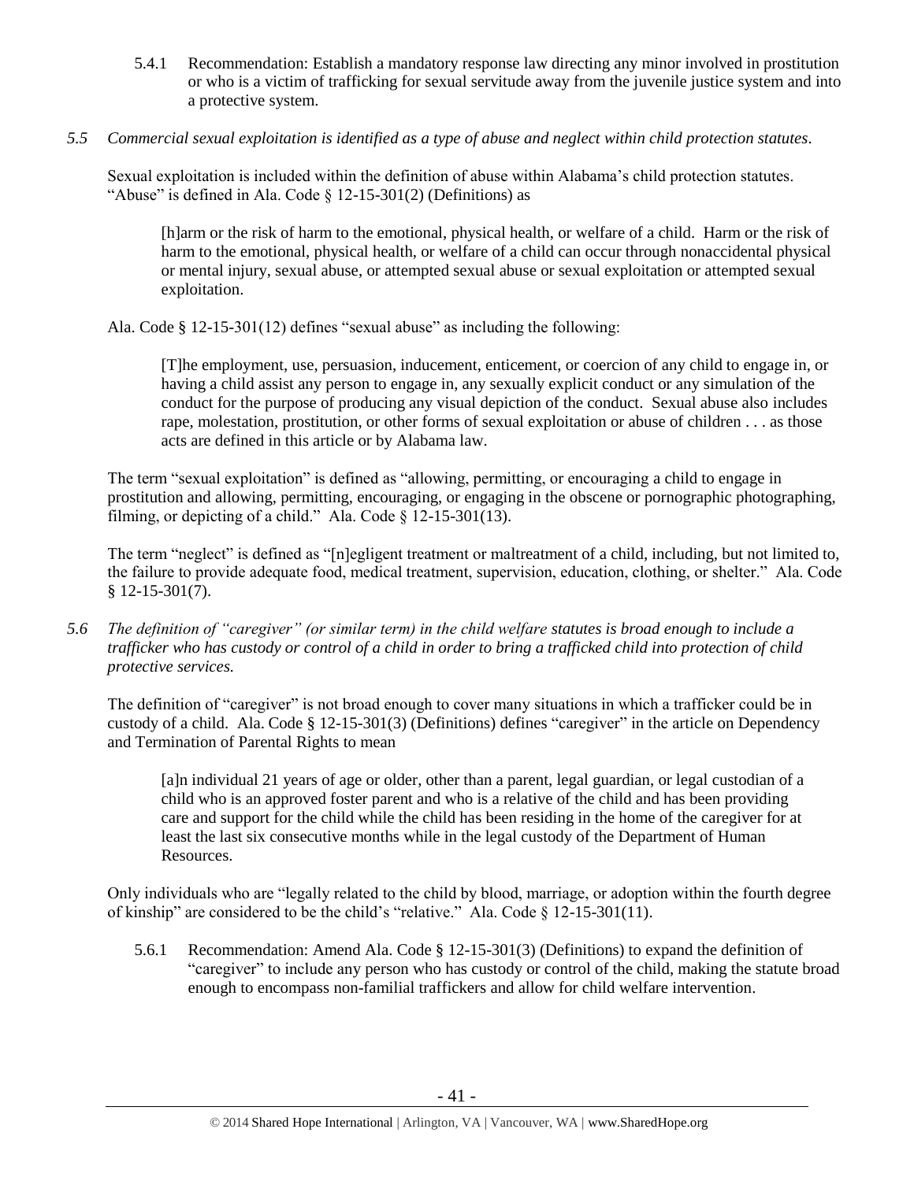5.4.1 Recommendation: Establish a mandatory response law directing any minor involved in prostitution or who is a victim of trafficking for sexual servitude away from the juvenile justice system and into a protective system.

*5.5 Commercial sexual exploitation is identified as a type of abuse and neglect within child protection statutes.*

Sexual exploitation is included within the definition of abuse within Alabama's child protection statutes. "Abuse" is defined in Ala. Code § 12-15-301(2) (Definitions) as

> [h]arm or the risk of harm to the emotional, physical health, or welfare of a child. Harm or the risk of harm to the emotional, physical health, or welfare of a child can occur through nonaccidental physical or mental injury, sexual abuse, or attempted sexual abuse or sexual exploitation or attempted sexual exploitation.

Ala. Code § 12-15-301(12) defines "sexual abuse" as including the following:

> [T]he employment, use, persuasion, inducement, enticement, or coercion of any child to engage in, or having a child assist any person to engage in, any sexually explicit conduct or any simulation of the conduct for the purpose of producing any visual depiction of the conduct. Sexual abuse also includes rape, molestation, prostitution, or other forms of sexual exploitation or abuse of children . . . as those acts are defined in this article or by Alabama law.

The term "sexual exploitation" is defined as "allowing, permitting, or encouraging a child to engage in prostitution and allowing, permitting, encouraging, or engaging in the obscene or pornographic photographing, filming, or depicting of a child." Ala. Code § 12-15-301(13).

The term "neglect" is defined as "[n]egligent treatment or maltreatment of a child, including, but not limited to, the failure to provide adequate food, medical treatment, supervision, education, clothing, or shelter." Ala. Code § 12-15-301(7).

*5.6 The definition of "caregiver" (or similar term) in the child welfare statutes is broad enough to include a trafficker who has custody or control of a child in order to bring a trafficked child into protection of child protective services.*

The definition of "caregiver" is not broad enough to cover many situations in which a trafficker could be in custody of a child. Ala. Code § 12-15-301(3) (Definitions) defines "caregiver" in the article on Dependency and Termination of Parental Rights to mean

> [a]n individual 21 years of age or older, other than a parent, legal guardian, or legal custodian of a child who is an approved foster parent and who is a relative of the child and has been providing care and support for the child while the child has been residing in the home of the caregiver for at least the last six consecutive months while in the legal custody of the Department of Human Resources.

Only individuals who are "legally related to the child by blood, marriage, or adoption within the fourth degree of kinship" are considered to be the child's "relative." Ala. Code § 12-15-301(11).

5.6.1 Recommendation: Amend Ala. Code § 12-15-301(3) (Definitions) to expand the definition of "caregiver" to include any person who has custody or control of the child, making the statute broad enough to encompass non-familial traffickers and allow for child welfare intervention.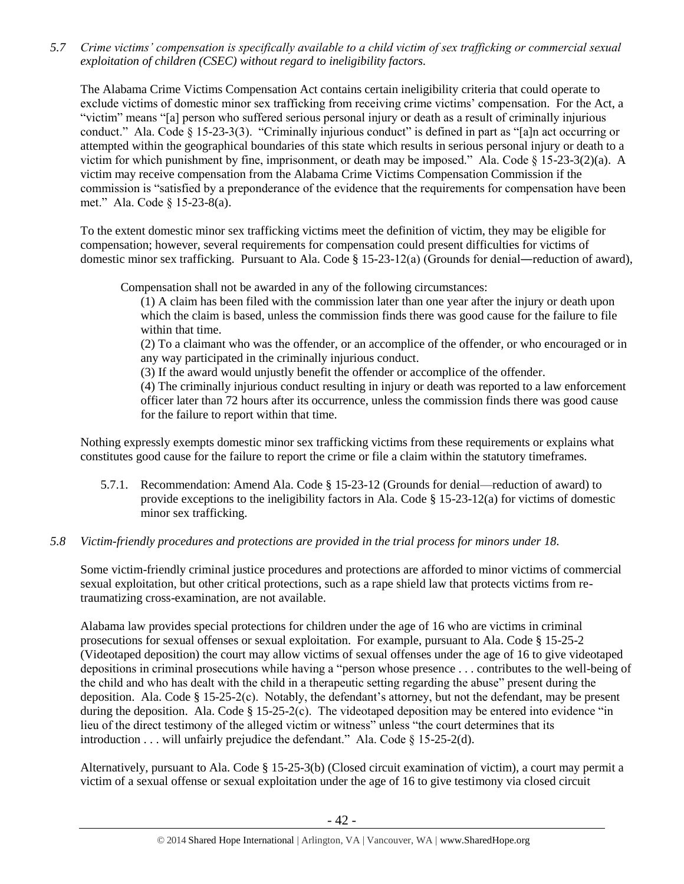*5.7 Crime victims' compensation is specifically available to a child victim of sex trafficking or commercial sexual exploitation of children (CSEC) without regard to ineligibility factors.*

The Alabama Crime Victims Compensation Act contains certain ineligibility criteria that could operate to exclude victims of domestic minor sex trafficking from receiving crime victims' compensation. For the Act, a "victim" means "[a] person who suffered serious personal injury or death as a result of criminally injurious conduct." Ala. Code § 15-23-3(3). "Criminally injurious conduct" is defined in part as "[a]n act occurring or attempted within the geographical boundaries of this state which results in serious personal injury or death to a victim for which punishment by fine, imprisonment, or death may be imposed." Ala. Code § 15-23-3(2)(a). A victim may receive compensation from the Alabama Crime Victims Compensation Commission if the commission is "satisfied by a preponderance of the evidence that the requirements for compensation have been met." Ala. Code § 15-23-8(a).

To the extent domestic minor sex trafficking victims meet the definition of victim, they may be eligible for compensation; however, several requirements for compensation could present difficulties for victims of domestic minor sex trafficking. Pursuant to Ala. Code § 15-23-12(a) (Grounds for denial―reduction of award),

> Compensation shall not be awarded in any of the following circumstances:
>
> (1) A claim has been filed with the commission later than one year after the injury or death upon which the claim is based, unless the commission finds there was good cause for the failure to file within that time.
>
> (2) To a claimant who was the offender, or an accomplice of the offender, or who encouraged or in any way participated in the criminally injurious conduct.
>
> (3) If the award would unjustly benefit the offender or accomplice of the offender.
>
> (4) The criminally injurious conduct resulting in injury or death was reported to a law enforcement officer later than 72 hours after its occurrence, unless the commission finds there was good cause for the failure to report within that time.

Nothing expressly exempts domestic minor sex trafficking victims from these requirements or explains what constitutes good cause for the failure to report the crime or file a claim within the statutory timeframes.

5.7.1. Recommendation: Amend Ala. Code § 15-23-12 (Grounds for denial—reduction of award) to provide exceptions to the ineligibility factors in Ala. Code § 15-23-12(a) for victims of domestic minor sex trafficking.

*5.8 Victim-friendly procedures and protections are provided in the trial process for minors under 18.*

Some victim-friendly criminal justice procedures and protections are afforded to minor victims of commercial sexual exploitation, but other critical protections, such as a rape shield law that protects victims from re-traumatizing cross-examination, are not available.

Alabama law provides special protections for children under the age of 16 who are victims in criminal prosecutions for sexual offenses or sexual exploitation. For example, pursuant to Ala. Code § 15-25-2 (Videotaped deposition) the court may allow victims of sexual offenses under the age of 16 to give videotaped depositions in criminal prosecutions while having a "person whose presence . . . contributes to the well-being of the child and who has dealt with the child in a therapeutic setting regarding the abuse" present during the deposition. Ala. Code § 15-25-2(c). Notably, the defendant's attorney, but not the defendant, may be present during the deposition. Ala. Code § 15-25-2(c). The videotaped deposition may be entered into evidence "in lieu of the direct testimony of the alleged victim or witness" unless "the court determines that its introduction . . . will unfairly prejudice the defendant." Ala. Code § 15-25-2(d).

Alternatively, pursuant to Ala. Code § 15-25-3(b) (Closed circuit examination of victim), a court may permit a victim of a sexual offense or sexual exploitation under the age of 16 to give testimony via closed circuit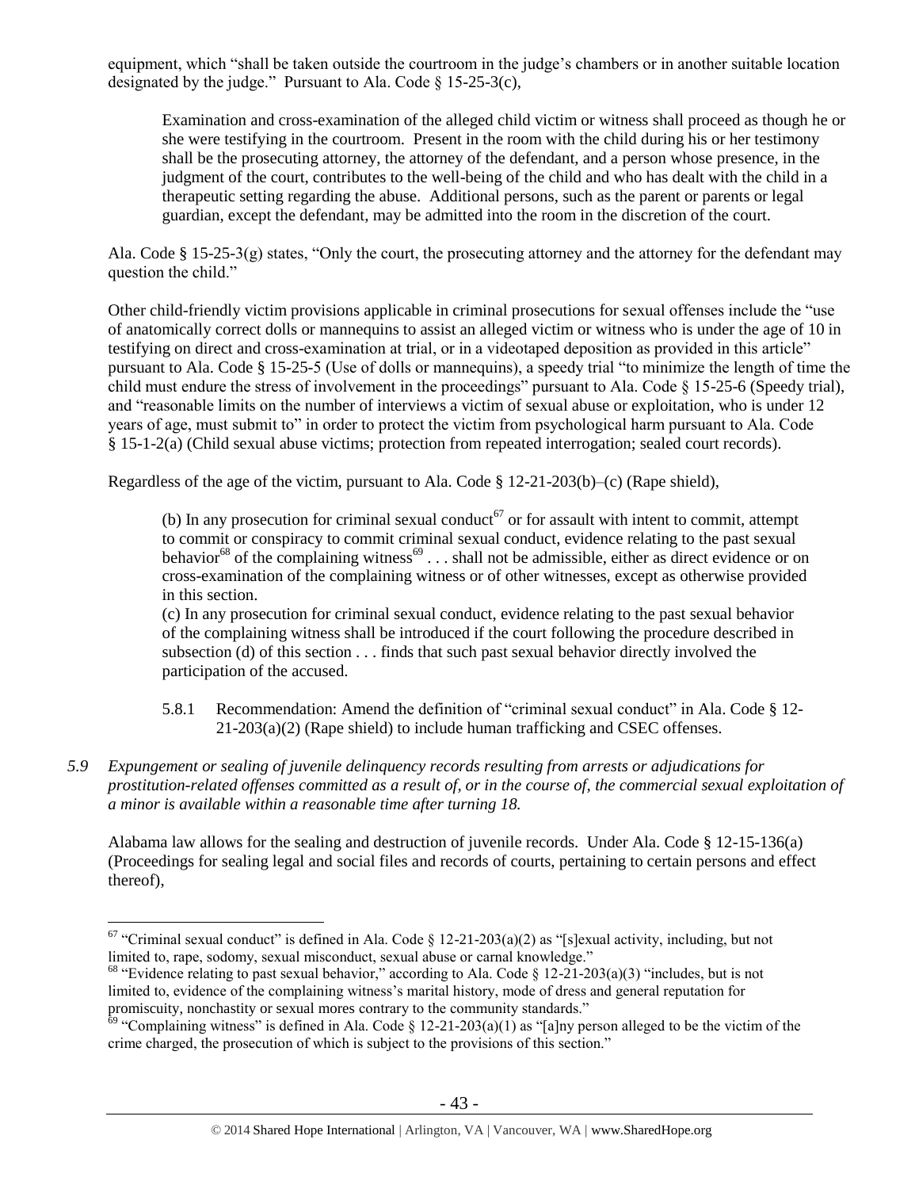equipment, which "shall be taken outside the courtroom in the judge's chambers or in another suitable location designated by the judge." Pursuant to Ala. Code § 15-25-3(c),

> Examination and cross-examination of the alleged child victim or witness shall proceed as though he or she were testifying in the courtroom. Present in the room with the child during his or her testimony shall be the prosecuting attorney, the attorney of the defendant, and a person whose presence, in the judgment of the court, contributes to the well-being of the child and who has dealt with the child in a therapeutic setting regarding the abuse. Additional persons, such as the parent or parents or legal guardian, except the defendant, may be admitted into the room in the discretion of the court.

Ala. Code § 15-25-3(g) states, "Only the court, the prosecuting attorney and the attorney for the defendant may question the child."

Other child-friendly victim provisions applicable in criminal prosecutions for sexual offenses include the "use of anatomically correct dolls or mannequins to assist an alleged victim or witness who is under the age of 10 in testifying on direct and cross-examination at trial, or in a videotaped deposition as provided in this article" pursuant to Ala. Code § 15-25-5 (Use of dolls or mannequins), a speedy trial "to minimize the length of time the child must endure the stress of involvement in the proceedings" pursuant to Ala. Code § 15-25-6 (Speedy trial), and "reasonable limits on the number of interviews a victim of sexual abuse or exploitation, who is under 12 years of age, must submit to" in order to protect the victim from psychological harm pursuant to Ala. Code § 15-1-2(a) (Child sexual abuse victims; protection from repeated interrogation; sealed court records).

Regardless of the age of the victim, pursuant to Ala. Code § 12-21-203(b)–(c) (Rape shield),

> (b) In any prosecution for criminal sexual conduct[67] or for assault with intent to commit, attempt to commit or conspiracy to commit criminal sexual conduct, evidence relating to the past sexual behavior[68] of the complaining witness[69] . . . shall not be admissible, either as direct evidence or on cross-examination of the complaining witness or of other witnesses, except as otherwise provided in this section.
>
> (c) In any prosecution for criminal sexual conduct, evidence relating to the past sexual behavior of the complaining witness shall be introduced if the court following the procedure described in subsection (d) of this section . . . finds that such past sexual behavior directly involved the participation of the accused.

5.8.1 Recommendation: Amend the definition of "criminal sexual conduct" in Ala. Code § 12-21-203(a)(2) (Rape shield) to include human trafficking and CSEC offenses.

*5.9 Expungement or sealing of juvenile delinquency records resulting from arrests or adjudications for prostitution-related offenses committed as a result of, or in the course of, the commercial sexual exploitation of a minor is available within a reasonable time after turning 18.*

Alabama law allows for the sealing and destruction of juvenile records. Under Ala. Code § 12-15-136(a) (Proceedings for sealing legal and social files and records of courts, pertaining to certain persons and effect thereof),

---

[67] "Criminal sexual conduct" is defined in Ala. Code § 12-21-203(a)(2) as "[s]exual activity, including, but not limited to, rape, sodomy, sexual misconduct, sexual abuse or carnal knowledge."

[68] "Evidence relating to past sexual behavior," according to Ala. Code § 12-21-203(a)(3) "includes, but is not limited to, evidence of the complaining witness's marital history, mode of dress and general reputation for promiscuity, nonchastity or sexual mores contrary to the community standards."

[69] "Complaining witness" is defined in Ala. Code § 12-21-203(a)(1) as "[a]ny person alleged to be the victim of the crime charged, the prosecution of which is subject to the provisions of this section."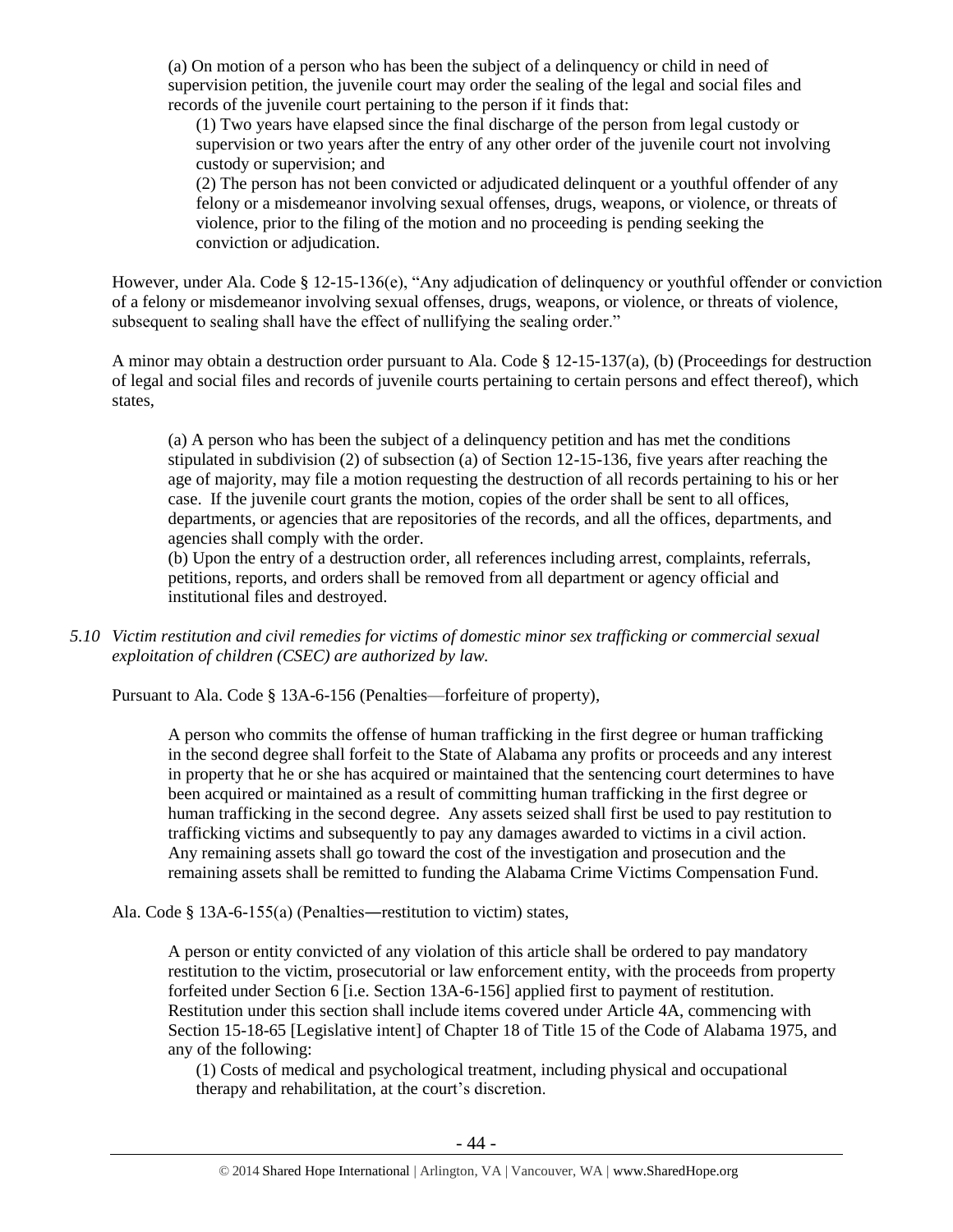> (a) On motion of a person who has been the subject of a delinquency or child in need of supervision petition, the juvenile court may order the sealing of the legal and social files and records of the juvenile court pertaining to the person if it finds that:
>
> > (1) Two years have elapsed since the final discharge of the person from legal custody or supervision or two years after the entry of any other order of the juvenile court not involving custody or supervision; and
> >
> > (2) The person has not been convicted or adjudicated delinquent or a youthful offender of any felony or a misdemeanor involving sexual offenses, drugs, weapons, or violence, or threats of violence, prior to the filing of the motion and no proceeding is pending seeking the conviction or adjudication.

However, under Ala. Code § 12-15-136(e), "Any adjudication of delinquency or youthful offender or conviction of a felony or misdemeanor involving sexual offenses, drugs, weapons, or violence, or threats of violence, subsequent to sealing shall have the effect of nullifying the sealing order."

A minor may obtain a destruction order pursuant to Ala. Code § 12-15-137(a), (b) (Proceedings for destruction of legal and social files and records of juvenile courts pertaining to certain persons and effect thereof), which states,

> (a) A person who has been the subject of a delinquency petition and has met the conditions stipulated in subdivision (2) of subsection (a) of Section 12-15-136, five years after reaching the age of majority, may file a motion requesting the destruction of all records pertaining to his or her case. If the juvenile court grants the motion, copies of the order shall be sent to all offices, departments, or agencies that are repositories of the records, and all the offices, departments, and agencies shall comply with the order.
>
> (b) Upon the entry of a destruction order, all references including arrest, complaints, referrals, petitions, reports, and orders shall be removed from all department or agency official and institutional files and destroyed.

*5.10 Victim restitution and civil remedies for victims of domestic minor sex trafficking or commercial sexual exploitation of children (CSEC) are authorized by law.*

Pursuant to Ala. Code § 13A-6-156 (Penalties—forfeiture of property),

> A person who commits the offense of human trafficking in the first degree or human trafficking in the second degree shall forfeit to the State of Alabama any profits or proceeds and any interest in property that he or she has acquired or maintained that the sentencing court determines to have been acquired or maintained as a result of committing human trafficking in the first degree or human trafficking in the second degree. Any assets seized shall first be used to pay restitution to trafficking victims and subsequently to pay any damages awarded to victims in a civil action. Any remaining assets shall go toward the cost of the investigation and prosecution and the remaining assets shall be remitted to funding the Alabama Crime Victims Compensation Fund.

Ala. Code § 13A-6-155(a) (Penalties—restitution to victim) states,

> A person or entity convicted of any violation of this article shall be ordered to pay mandatory restitution to the victim, prosecutorial or law enforcement entity, with the proceeds from property forfeited under Section 6 [i.e. Section 13A-6-156] applied first to payment of restitution. Restitution under this section shall include items covered under Article 4A, commencing with Section 15-18-65 [Legislative intent] of Chapter 18 of Title 15 of the Code of Alabama 1975, and any of the following:
>
> > (1) Costs of medical and psychological treatment, including physical and occupational therapy and rehabilitation, at the court's discretion.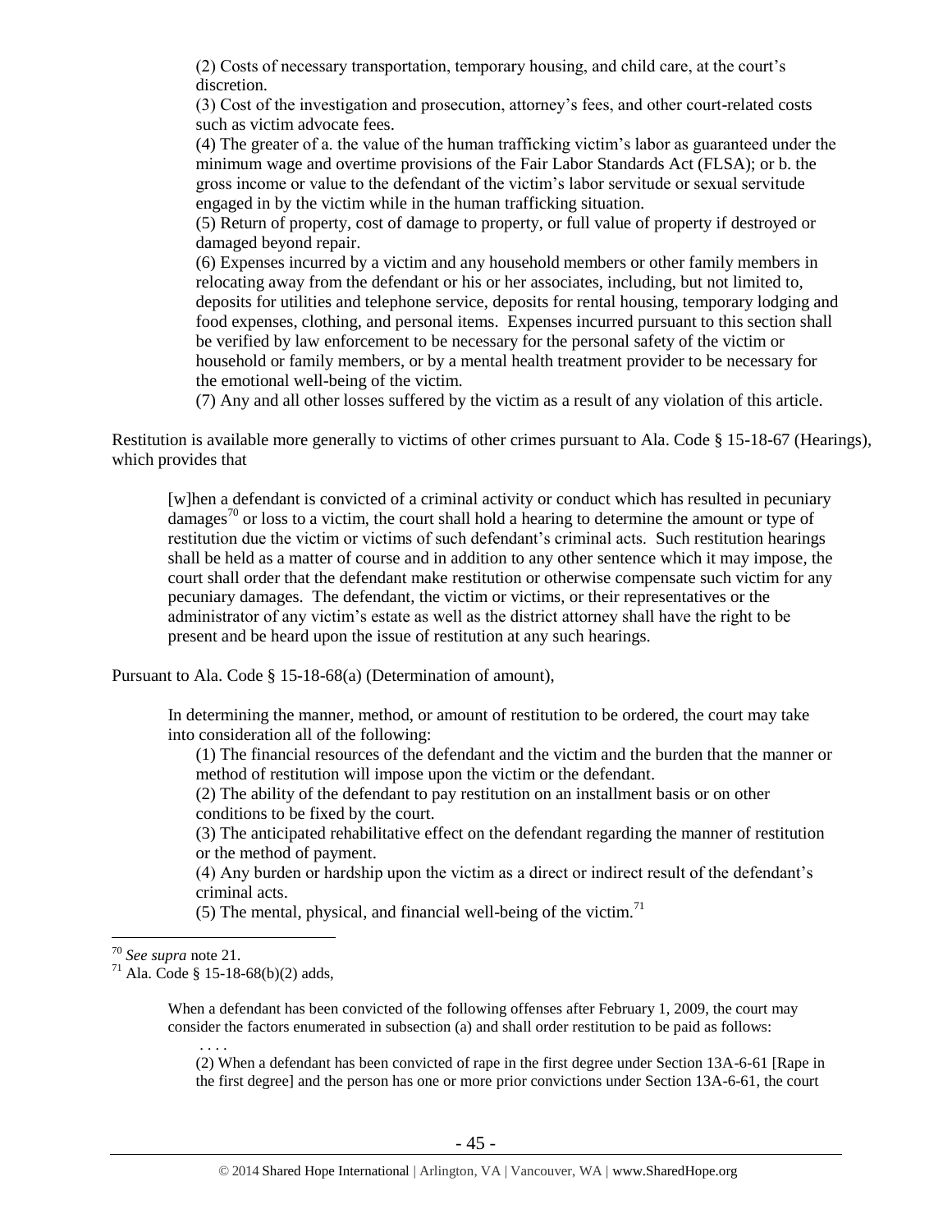> (2) Costs of necessary transportation, temporary housing, and child care, at the court's discretion.
> (3) Cost of the investigation and prosecution, attorney's fees, and other court-related costs such as victim advocate fees.
> (4) The greater of a. the value of the human trafficking victim's labor as guaranteed under the minimum wage and overtime provisions of the Fair Labor Standards Act (FLSA); or b. the gross income or value to the defendant of the victim's labor servitude or sexual servitude engaged in by the victim while in the human trafficking situation.
> (5) Return of property, cost of damage to property, or full value of property if destroyed or damaged beyond repair.
> (6) Expenses incurred by a victim and any household members or other family members in relocating away from the defendant or his or her associates, including, but not limited to, deposits for utilities and telephone service, deposits for rental housing, temporary lodging and food expenses, clothing, and personal items. Expenses incurred pursuant to this section shall be verified by law enforcement to be necessary for the personal safety of the victim or household or family members, or by a mental health treatment provider to be necessary for the emotional well-being of the victim.
> (7) Any and all other losses suffered by the victim as a result of any violation of this article.

Restitution is available more generally to victims of other crimes pursuant to Ala. Code § 15-18-67 (Hearings), which provides that

> [w]hen a defendant is convicted of a criminal activity or conduct which has resulted in pecuniary damages[70] or loss to a victim, the court shall hold a hearing to determine the amount or type of restitution due the victim or victims of such defendant's criminal acts. Such restitution hearings shall be held as a matter of course and in addition to any other sentence which it may impose, the court shall order that the defendant make restitution or otherwise compensate such victim for any pecuniary damages. The defendant, the victim or victims, or their representatives or the administrator of any victim's estate as well as the district attorney shall have the right to be present and be heard upon the issue of restitution at any such hearings.

Pursuant to Ala. Code § 15-18-68(a) (Determination of amount),

> In determining the manner, method, or amount of restitution to be ordered, the court may take into consideration all of the following:
> (1) The financial resources of the defendant and the victim and the burden that the manner or method of restitution will impose upon the victim or the defendant.
> (2) The ability of the defendant to pay restitution on an installment basis or on other conditions to be fixed by the court.
> (3) The anticipated rehabilitative effect on the defendant regarding the manner of restitution or the method of payment.
> (4) Any burden or hardship upon the victim as a direct or indirect result of the defendant's criminal acts.
> (5) The mental, physical, and financial well-being of the victim.[71]

---

[70] *See supra* note 21.

[71] Ala. Code § 15-18-68(b)(2) adds,

> When a defendant has been convicted of the following offenses after February 1, 2009, the court may consider the factors enumerated in subsection (a) and shall order restitution to be paid as follows:
> . . . .
> (2) When a defendant has been convicted of rape in the first degree under Section 13A-6-61 [Rape in the first degree] and the person has one or more prior convictions under Section 13A-6-61, the court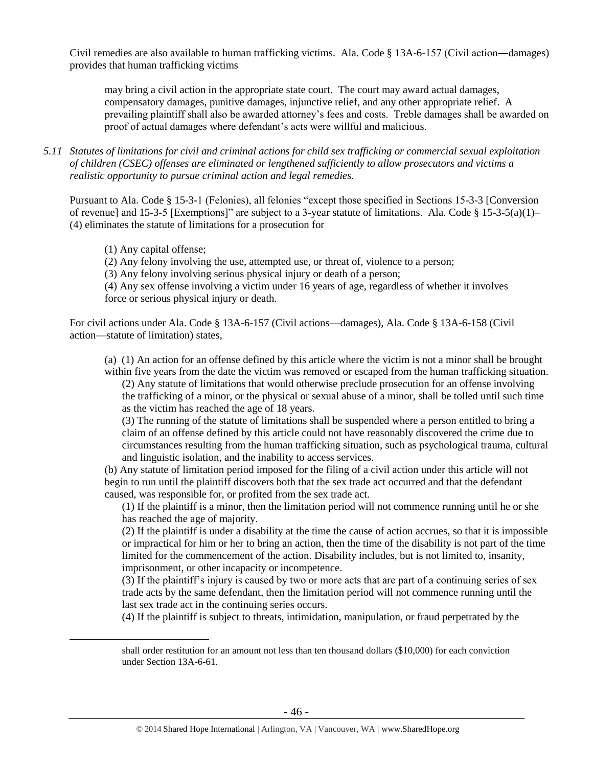Civil remedies are also available to human trafficking victims. Ala. Code § 13A-6-157 (Civil action―damages) provides that human trafficking victims

> may bring a civil action in the appropriate state court. The court may award actual damages, compensatory damages, punitive damages, injunctive relief, and any other appropriate relief. A prevailing plaintiff shall also be awarded attorney's fees and costs. Treble damages shall be awarded on proof of actual damages where defendant's acts were willful and malicious.

*5.11 Statutes of limitations for civil and criminal actions for child sex trafficking or commercial sexual exploitation of children (CSEC) offenses are eliminated or lengthened sufficiently to allow prosecutors and victims a realistic opportunity to pursue criminal action and legal remedies.*

Pursuant to Ala. Code § 15-3-1 (Felonies), all felonies "except those specified in Sections 15-3-3 [Conversion of revenue] and 15-3-5 [Exemptions]" are subject to a 3-year statute of limitations. Ala. Code § 15-3-5(a)(1)–(4) eliminates the statute of limitations for a prosecution for

> (1) Any capital offense;
> (2) Any felony involving the use, attempted use, or threat of, violence to a person;
> (3) Any felony involving serious physical injury or death of a person;
> (4) Any sex offense involving a victim under 16 years of age, regardless of whether it involves force or serious physical injury or death.

For civil actions under Ala. Code § 13A-6-157 (Civil actions—damages), Ala. Code § 13A-6-158 (Civil action—statute of limitation) states,

> (a) (1) An action for an offense defined by this article where the victim is not a minor shall be brought within five years from the date the victim was removed or escaped from the human trafficking situation.
> (2) Any statute of limitations that would otherwise preclude prosecution for an offense involving the trafficking of a minor, or the physical or sexual abuse of a minor, shall be tolled until such time as the victim has reached the age of 18 years.
> (3) The running of the statute of limitations shall be suspended where a person entitled to bring a claim of an offense defined by this article could not have reasonably discovered the crime due to circumstances resulting from the human trafficking situation, such as psychological trauma, cultural and linguistic isolation, and the inability to access services.
> (b) Any statute of limitation period imposed for the filing of a civil action under this article will not begin to run until the plaintiff discovers both that the sex trade act occurred and that the defendant caused, was responsible for, or profited from the sex trade act.
> (1) If the plaintiff is a minor, then the limitation period will not commence running until he or she has reached the age of majority.
> (2) If the plaintiff is under a disability at the time the cause of action accrues, so that it is impossible or impractical for him or her to bring an action, then the time of the disability is not part of the time limited for the commencement of the action. Disability includes, but is not limited to, insanity, imprisonment, or other incapacity or incompetence.
> (3) If the plaintiff's injury is caused by two or more acts that are part of a continuing series of sex trade acts by the same defendant, then the limitation period will not commence running until the last sex trade act in the continuing series occurs.
> (4) If the plaintiff is subject to threats, intimidation, manipulation, or fraud perpetrated by the

---

shall order restitution for an amount not less than ten thousand dollars ($10,000) for each conviction under Section 13A-6-61.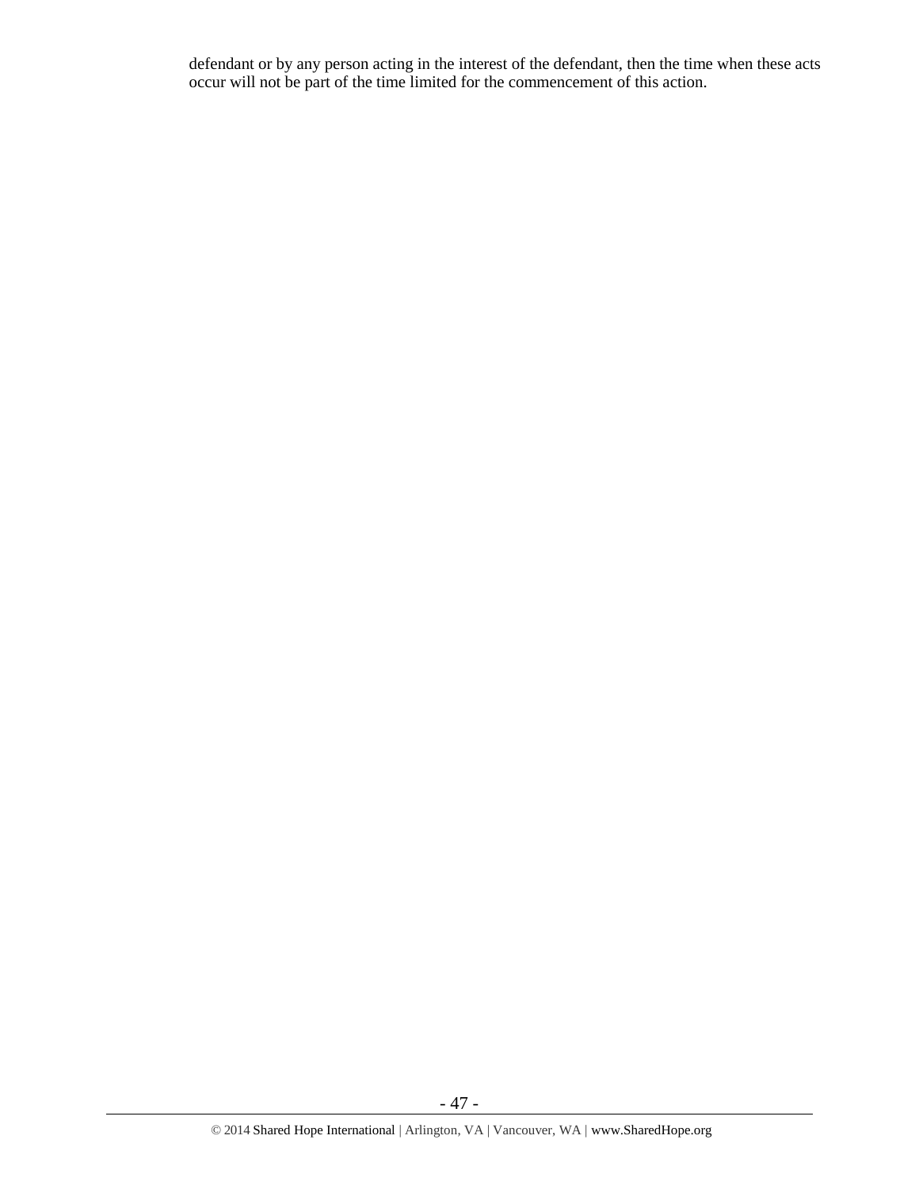defendant or by any person acting in the interest of the defendant, then the time when these acts occur will not be part of the time limited for the commencement of this action.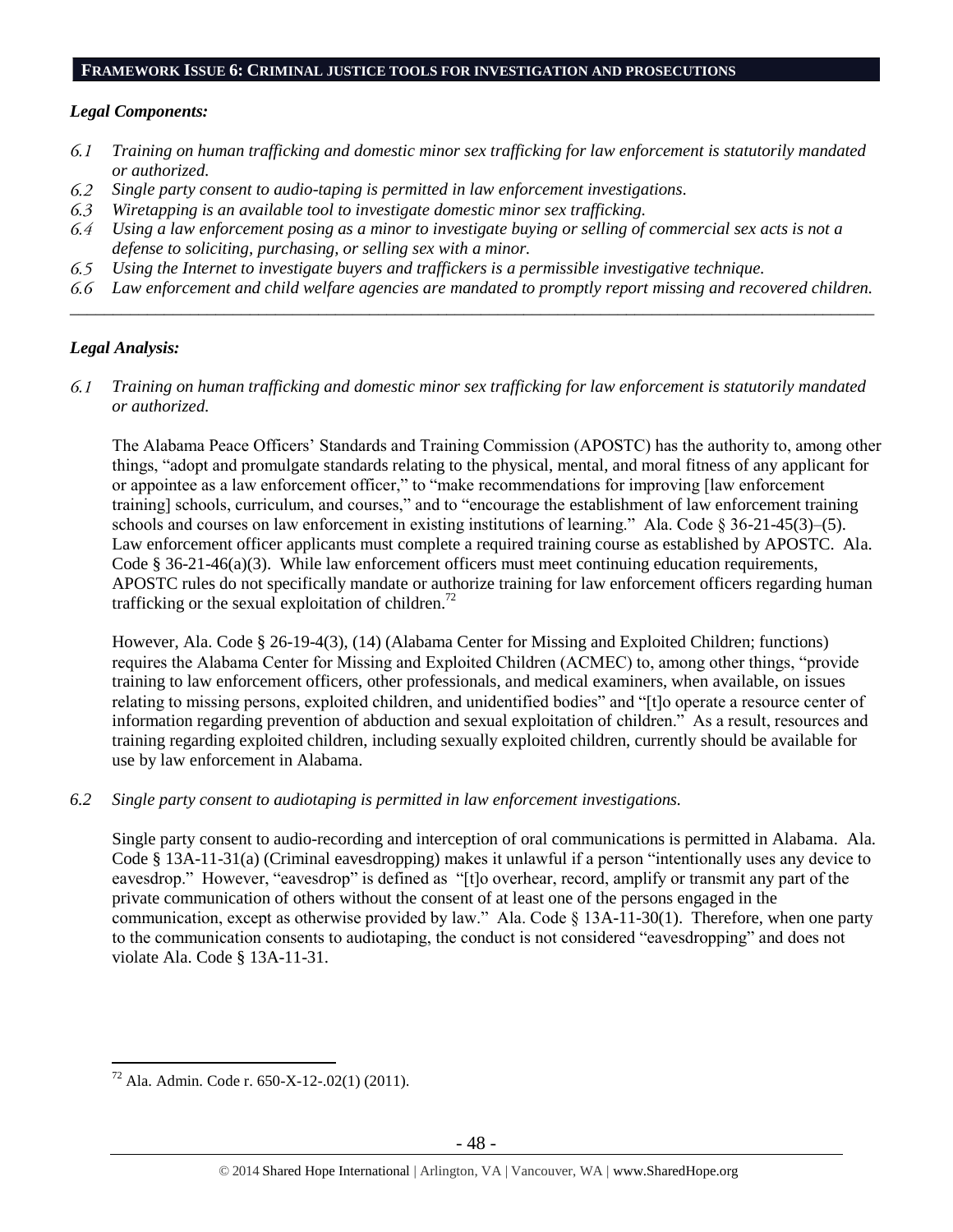## FRAMEWORK ISSUE 6: CRIMINAL JUSTICE TOOLS FOR INVESTIGATION AND PROSECUTIONS

### *Legal Components:*

*6.1 Training on human trafficking and domestic minor sex trafficking for law enforcement is statutorily mandated or authorized.*

*6.2 Single party consent to audio-taping is permitted in law enforcement investigations.*

*6.3 Wiretapping is an available tool to investigate domestic minor sex trafficking.*

*6.4 Using a law enforcement posing as a minor to investigate buying or selling of commercial sex acts is not a defense to soliciting, purchasing, or selling sex with a minor.*

*6.5 Using the Internet to investigate buyers and traffickers is a permissible investigative technique.*

*6.6 Law enforcement and child welfare agencies are mandated to promptly report missing and recovered children.*

---

### *Legal Analysis:*

*6.1 Training on human trafficking and domestic minor sex trafficking for law enforcement is statutorily mandated or authorized.*

The Alabama Peace Officers' Standards and Training Commission (APOSTC) has the authority to, among other things, "adopt and promulgate standards relating to the physical, mental, and moral fitness of any applicant for or appointee as a law enforcement officer," to "make recommendations for improving [law enforcement training] schools, curriculum, and courses," and to "encourage the establishment of law enforcement training schools and courses on law enforcement in existing institutions of learning." Ala. Code § 36-21-45(3)–(5). Law enforcement officer applicants must complete a required training course as established by APOSTC. Ala. Code § 36-21-46(a)(3). While law enforcement officers must meet continuing education requirements, APOSTC rules do not specifically mandate or authorize training for law enforcement officers regarding human trafficking or the sexual exploitation of children.[72]

However, Ala. Code § 26-19-4(3), (14) (Alabama Center for Missing and Exploited Children; functions) requires the Alabama Center for Missing and Exploited Children (ACMEC) to, among other things, "provide training to law enforcement officers, other professionals, and medical examiners, when available, on issues relating to missing persons, exploited children, and unidentified bodies" and "[t]o operate a resource center of information regarding prevention of abduction and sexual exploitation of children." As a result, resources and training regarding exploited children, including sexually exploited children, currently should be available for use by law enforcement in Alabama.

*6.2 Single party consent to audiotaping is permitted in law enforcement investigations.*

Single party consent to audio-recording and interception of oral communications is permitted in Alabama. Ala. Code § 13A-11-31(a) (Criminal eavesdropping) makes it unlawful if a person "intentionally uses any device to eavesdrop." However, "eavesdrop" is defined as "[t]o overhear, record, amplify or transmit any part of the private communication of others without the consent of at least one of the persons engaged in the communication, except as otherwise provided by law." Ala. Code § 13A-11-30(1). Therefore, when one party to the communication consents to audiotaping, the conduct is not considered "eavesdropping" and does not violate Ala. Code § 13A-11-31.

---

[72] Ala. Admin. Code r. 650-X-12-.02(1) (2011).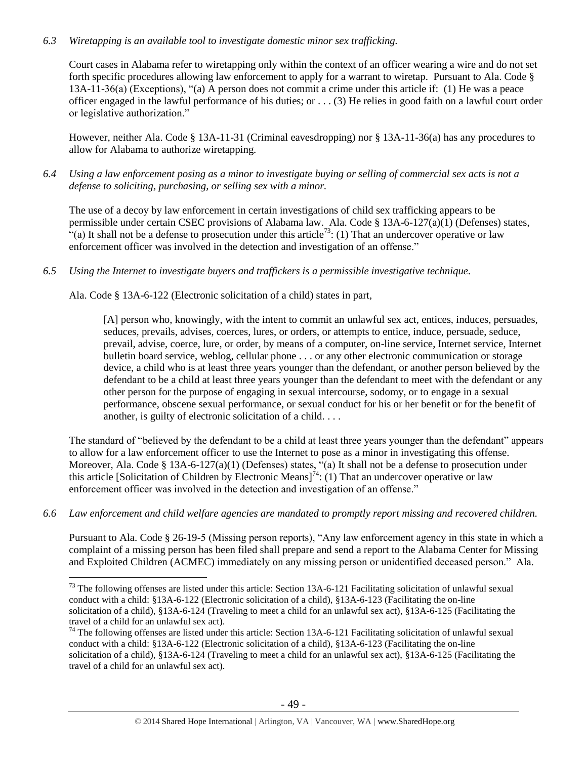*6.3 Wiretapping is an available tool to investigate domestic minor sex trafficking.*

Court cases in Alabama refer to wiretapping only within the context of an officer wearing a wire and do not set forth specific procedures allowing law enforcement to apply for a warrant to wiretap. Pursuant to Ala. Code § 13A-11-36(a) (Exceptions), "(a) A person does not commit a crime under this article if: (1) He was a peace officer engaged in the lawful performance of his duties; or . . . (3) He relies in good faith on a lawful court order or legislative authorization."

However, neither Ala. Code § 13A-11-31 (Criminal eavesdropping) nor § 13A-11-36(a) has any procedures to allow for Alabama to authorize wiretapping.

*6.4 Using a law enforcement posing as a minor to investigate buying or selling of commercial sex acts is not a defense to soliciting, purchasing, or selling sex with a minor.*

The use of a decoy by law enforcement in certain investigations of child sex trafficking appears to be permissible under certain CSEC provisions of Alabama law. Ala. Code § 13A-6-127(a)(1) (Defenses) states, "(a) It shall not be a defense to prosecution under this article[73]: (1) That an undercover operative or law enforcement officer was involved in the detection and investigation of an offense."

*6.5 Using the Internet to investigate buyers and traffickers is a permissible investigative technique.*

Ala. Code § 13A-6-122 (Electronic solicitation of a child) states in part,

> [A] person who, knowingly, with the intent to commit an unlawful sex act, entices, induces, persuades, seduces, prevails, advises, coerces, lures, or orders, or attempts to entice, induce, persuade, seduce, prevail, advise, coerce, lure, or order, by means of a computer, on-line service, Internet service, Internet bulletin board service, weblog, cellular phone . . . or any other electronic communication or storage device, a child who is at least three years younger than the defendant, or another person believed by the defendant to be a child at least three years younger than the defendant to meet with the defendant or any other person for the purpose of engaging in sexual intercourse, sodomy, or to engage in a sexual performance, obscene sexual performance, or sexual conduct for his or her benefit or for the benefit of another, is guilty of electronic solicitation of a child. . . .

The standard of "believed by the defendant to be a child at least three years younger than the defendant" appears to allow for a law enforcement officer to use the Internet to pose as a minor in investigating this offense. Moreover, Ala. Code § 13A-6-127(a)(1) (Defenses) states, "(a) It shall not be a defense to prosecution under this article [Solicitation of Children by Electronic Means][74]: (1) That an undercover operative or law enforcement officer was involved in the detection and investigation of an offense."

*6.6 Law enforcement and child welfare agencies are mandated to promptly report missing and recovered children.*

Pursuant to Ala. Code § 26-19-5 (Missing person reports), "Any law enforcement agency in this state in which a complaint of a missing person has been filed shall prepare and send a report to the Alabama Center for Missing and Exploited Children (ACMEC) immediately on any missing person or unidentified deceased person." Ala.

---

[73] The following offenses are listed under this article: Section 13A-6-121 Facilitating solicitation of unlawful sexual conduct with a child: §13A-6-122 (Electronic solicitation of a child), §13A-6-123 (Facilitating the on-line solicitation of a child), §13A-6-124 (Traveling to meet a child for an unlawful sex act), §13A-6-125 (Facilitating the travel of a child for an unlawful sex act).

[74] The following offenses are listed under this article: Section 13A-6-121 Facilitating solicitation of unlawful sexual conduct with a child: §13A-6-122 (Electronic solicitation of a child), §13A-6-123 (Facilitating the on-line solicitation of a child), §13A-6-124 (Traveling to meet a child for an unlawful sex act), §13A-6-125 (Facilitating the travel of a child for an unlawful sex act).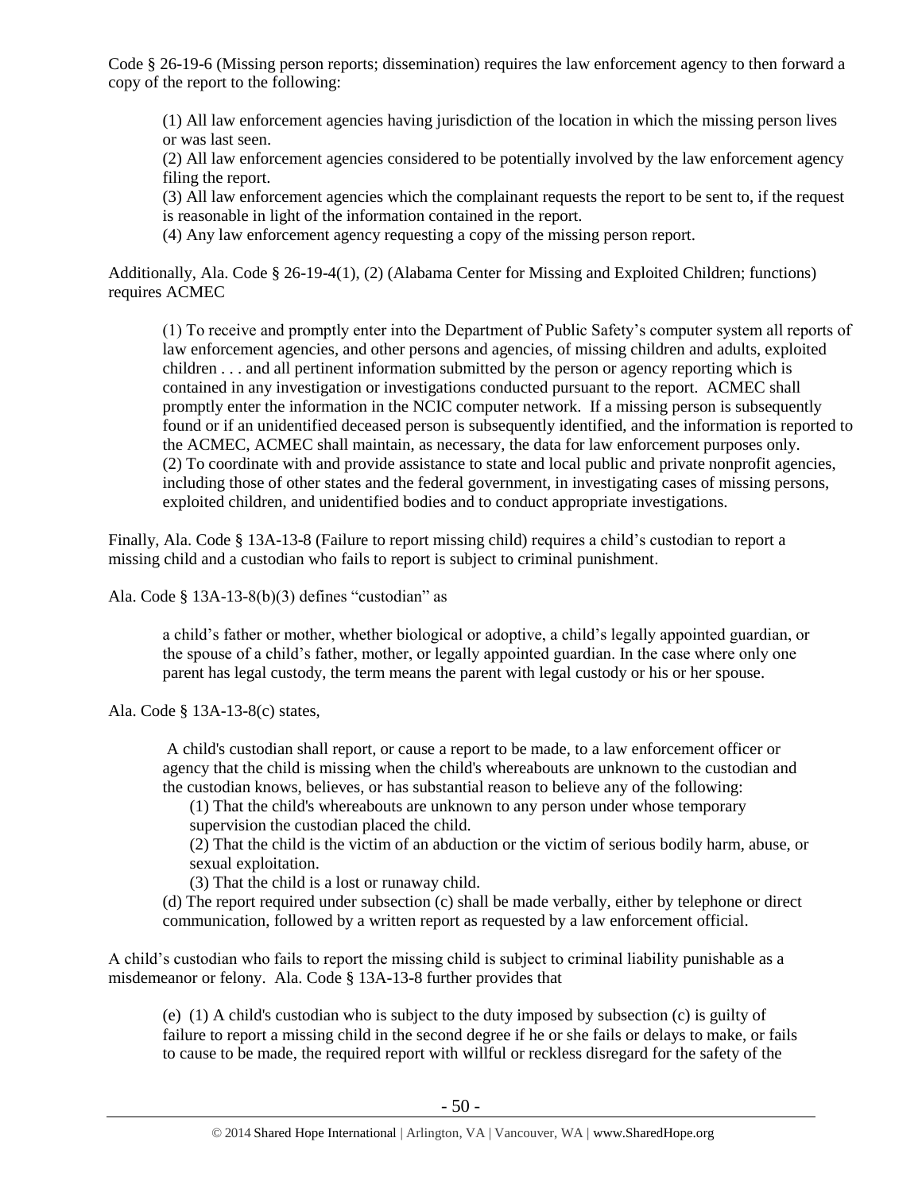Code § 26-19-6 (Missing person reports; dissemination) requires the law enforcement agency to then forward a copy of the report to the following:

> (1) All law enforcement agencies having jurisdiction of the location in which the missing person lives or was last seen.
> (2) All law enforcement agencies considered to be potentially involved by the law enforcement agency filing the report.
> (3) All law enforcement agencies which the complainant requests the report to be sent to, if the request is reasonable in light of the information contained in the report.
> (4) Any law enforcement agency requesting a copy of the missing person report.

Additionally, Ala. Code § 26-19-4(1), (2) (Alabama Center for Missing and Exploited Children; functions) requires ACMEC

> (1) To receive and promptly enter into the Department of Public Safety's computer system all reports of law enforcement agencies, and other persons and agencies, of missing children and adults, exploited children . . . and all pertinent information submitted by the person or agency reporting which is contained in any investigation or investigations conducted pursuant to the report. ACMEC shall promptly enter the information in the NCIC computer network. If a missing person is subsequently found or if an unidentified deceased person is subsequently identified, and the information is reported to the ACMEC, ACMEC shall maintain, as necessary, the data for law enforcement purposes only.
> (2) To coordinate with and provide assistance to state and local public and private nonprofit agencies, including those of other states and the federal government, in investigating cases of missing persons, exploited children, and unidentified bodies and to conduct appropriate investigations.

Finally, Ala. Code § 13A-13-8 (Failure to report missing child) requires a child's custodian to report a missing child and a custodian who fails to report is subject to criminal punishment.

Ala. Code § 13A-13-8(b)(3) defines "custodian" as

> a child's father or mother, whether biological or adoptive, a child's legally appointed guardian, or the spouse of a child's father, mother, or legally appointed guardian. In the case where only one parent has legal custody, the term means the parent with legal custody or his or her spouse.

Ala. Code § 13A-13-8(c) states,

> A child's custodian shall report, or cause a report to be made, to a law enforcement officer or agency that the child is missing when the child's whereabouts are unknown to the custodian and the custodian knows, believes, or has substantial reason to believe any of the following:
>
> (1) That the child's whereabouts are unknown to any person under whose temporary supervision the custodian placed the child.
> (2) That the child is the victim of an abduction or the victim of serious bodily harm, abuse, or sexual exploitation.
> (3) That the child is a lost or runaway child.
>
> (d) The report required under subsection (c) shall be made verbally, either by telephone or direct communication, followed by a written report as requested by a law enforcement official.

A child's custodian who fails to report the missing child is subject to criminal liability punishable as a misdemeanor or felony. Ala. Code § 13A-13-8 further provides that

> (e) (1) A child's custodian who is subject to the duty imposed by subsection (c) is guilty of failure to report a missing child in the second degree if he or she fails or delays to make, or fails to cause to be made, the required report with willful or reckless disregard for the safety of the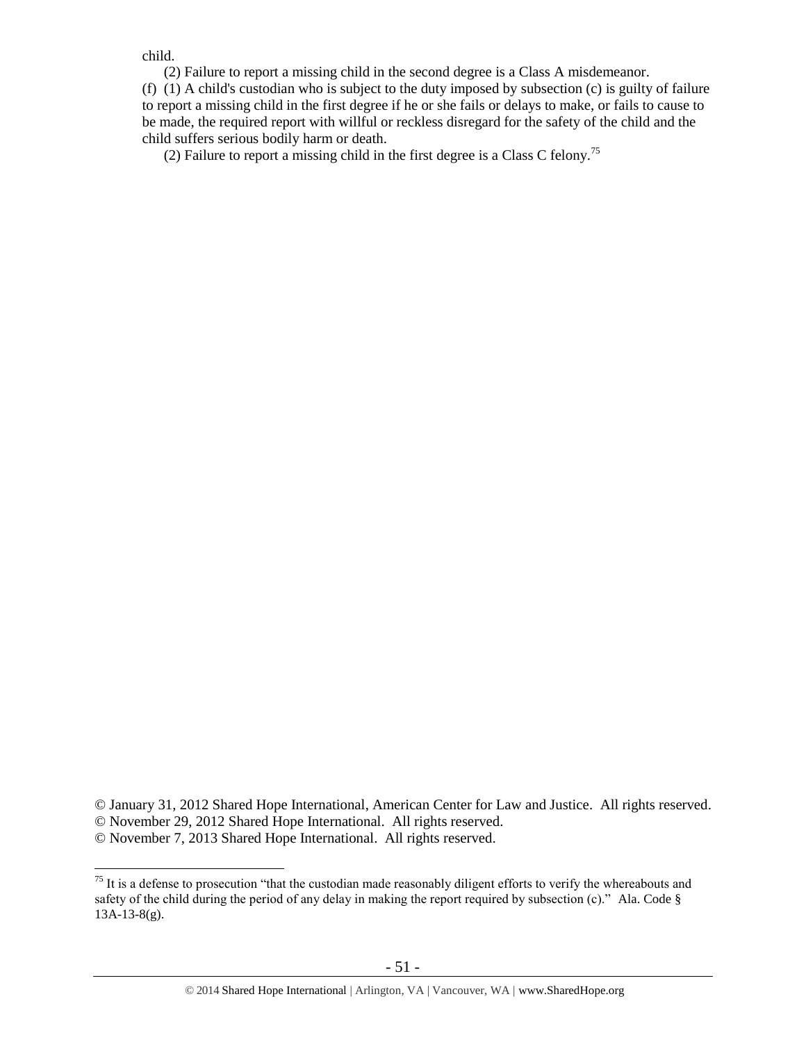child.

(2) Failure to report a missing child in the second degree is a Class A misdemeanor.

(f) (1) A child's custodian who is subject to the duty imposed by subsection (c) is guilty of failure to report a missing child in the first degree if he or she fails or delays to make, or fails to cause to be made, the required report with willful or reckless disregard for the safety of the child and the child suffers serious bodily harm or death.

(2) Failure to report a missing child in the first degree is a Class C felony.[75]

© January 31, 2012 Shared Hope International, American Center for Law and Justice. All rights reserved.
© November 29, 2012 Shared Hope International. All rights reserved.
© November 7, 2013 Shared Hope International. All rights reserved.

---

[75] It is a defense to prosecution "that the custodian made reasonably diligent efforts to verify the whereabouts and safety of the child during the period of any delay in making the report required by subsection (c)." Ala. Code § 13A-13-8(g).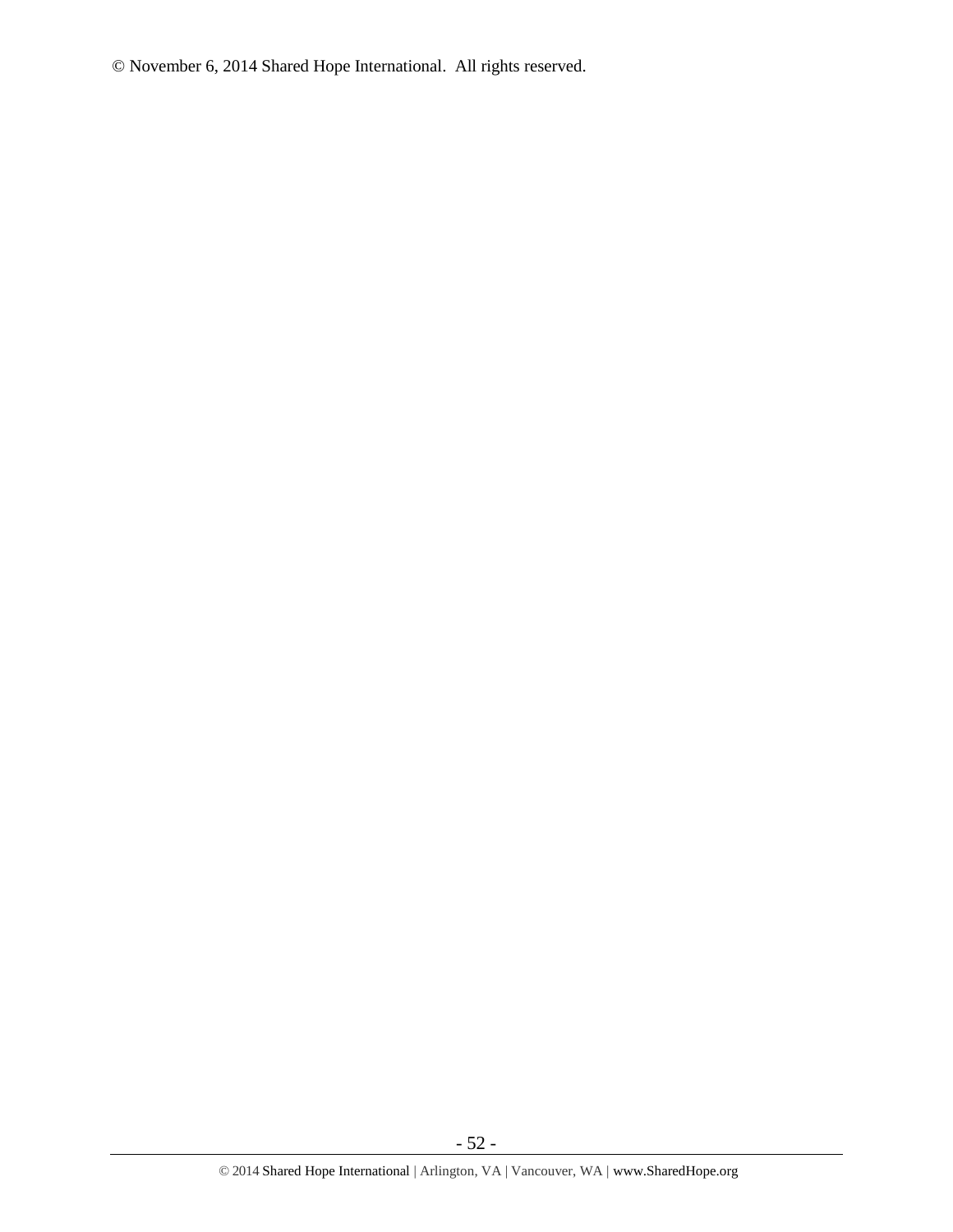© November 6, 2014 Shared Hope International. All rights reserved.